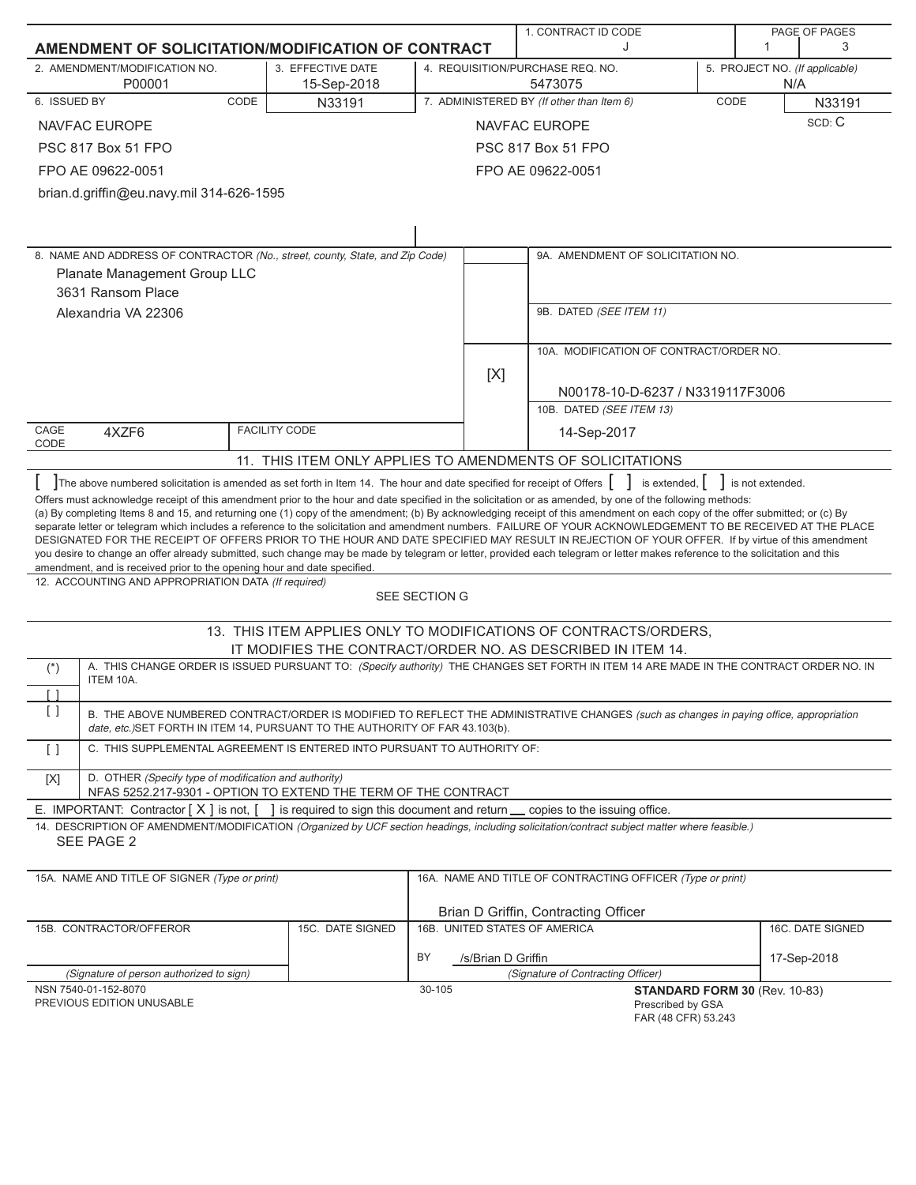# AMENDMENT OF SOLICITATION/MODIFICATION OF CONTRACT

| 1. CONTRACT ID CODE | PAGE OF PAGES |
|---|---|
| J | 1 3 |

| 2. AMENDMENT/MODIFICATION NO. | 3. EFFECTIVE DATE | 4. REQUISITION/PURCHASE REQ. NO. | 5. PROJECT NO. *(If applicable)* |
|---|---|---|---|
| P00001 | 15-Sep-2018 | 5473075 | N/A |

| 6. ISSUED BY | CODE N33191 | 7. ADMINISTERED BY *(If other than Item 6)* | CODE N33191 |
|---|---|---|---|
| NAVFAC EUROPE<br>PSC 817 Box 51 FPO<br>FPO AE 09622-0051<br>brian.d.griffin@eu.navy.mil 314-626-1595 | | NAVFAC EUROPE<br>PSC 817 Box 51 FPO<br>FPO AE 09622-0051 | SCD: C |

8. NAME AND ADDRESS OF CONTRACTOR *(No., street, county, State, and Zip Code)*

Planate Management Group LLC
3631 Ransom Place
Alexandria VA 22306

CAGE CODE: 4XZF6 FACILITY CODE:

9A. AMENDMENT OF SOLICITATION NO.

9B. DATED *(SEE ITEM 11)*

[X] 10A. MODIFICATION OF CONTRACT/ORDER NO.
N00178-10-D-6237 / N3319117F3006

10B. DATED *(SEE ITEM 13)*
14-Sep-2017

## 11. THIS ITEM ONLY APPLIES TO AMENDMENTS OF SOLICITATIONS

[ ] The above numbered solicitation is amended as set forth in Item 14. The hour and date specified for receipt of Offers [ ] is extended, [ ] is not extended.

Offers must acknowledge receipt of this amendment prior to the hour and date specified in the solicitation or as amended, by one of the following methods: (a) By completing Items 8 and 15, and returning one (1) copy of the amendment; (b) By acknowledging receipt of this amendment on each copy of the offer submitted; or (c) By separate letter or telegram which includes a reference to the solicitation and amendment numbers. FAILURE OF YOUR ACKNOWLEDGEMENT TO BE RECEIVED AT THE PLACE DESIGNATED FOR THE RECEIPT OF OFFERS PRIOR TO THE HOUR AND DATE SPECIFIED MAY RESULT IN REJECTION OF YOUR OFFER. If by virtue of this amendment you desire to change an offer already submitted, such change may be made by telegram or letter, provided each telegram or letter makes reference to the solicitation and this amendment, and is received prior to the opening hour and date specified.

12. ACCOUNTING AND APPROPRIATION DATA *(If required)*

SEE SECTION G

## 13. THIS ITEM APPLIES ONLY TO MODIFICATIONS OF CONTRACTS/ORDERS, IT MODIFIES THE CONTRACT/ORDER NO. AS DESCRIBED IN ITEM 14.

| | |
|---|---|
| (*) | A. THIS CHANGE ORDER IS ISSUED PURSUANT TO: *(Specify authority)* THE CHANGES SET FORTH IN ITEM 14 ARE MADE IN THE CONTRACT ORDER NO. IN ITEM 10A. |
| [ ] | |
| [ ] | B. THE ABOVE NUMBERED CONTRACT/ORDER IS MODIFIED TO REFLECT THE ADMINISTRATIVE CHANGES *(such as changes in paying office, appropriation date, etc.)* SET FORTH IN ITEM 14, PURSUANT TO THE AUTHORITY OF FAR 43.103(b). |
| [ ] | C. THIS SUPPLEMENTAL AGREEMENT IS ENTERED INTO PURSUANT TO AUTHORITY OF: |
| [X] | D. OTHER *(Specify type of modification and authority)*<br>NFAS 5252.217-9301 - OPTION TO EXTEND THE TERM OF THE CONTRACT |

E. IMPORTANT: Contractor [ X ] is not, [ ] is required to sign this document and return ___ copies to the issuing office.

14. DESCRIPTION OF AMENDMENT/MODIFICATION *(Organized by UCF section headings, including solicitation/contract subject matter where feasible.)*

SEE PAGE 2

| 15A. NAME AND TITLE OF SIGNER *(Type or print)* | | 16A. NAME AND TITLE OF CONTRACTING OFFICER *(Type or print)* | |
|---|---|---|---|
| | | Brian D Griffin, Contracting Officer | |
| 15B. CONTRACTOR/OFFEROR | 15C. DATE SIGNED | 16B. UNITED STATES OF AMERICA | 16C. DATE SIGNED |
| | | BY /s/Brian D Griffin | 17-Sep-2018 |
| *(Signature of person authorized to sign)* | | *(Signature of Contracting Officer)* | |

NSN 7540-01-152-8070
PREVIOUS EDITION UNUSABLE

30-105

**STANDARD FORM 30** (Rev. 10-83)
Prescribed by GSA
FAR (48 CFR) 53.243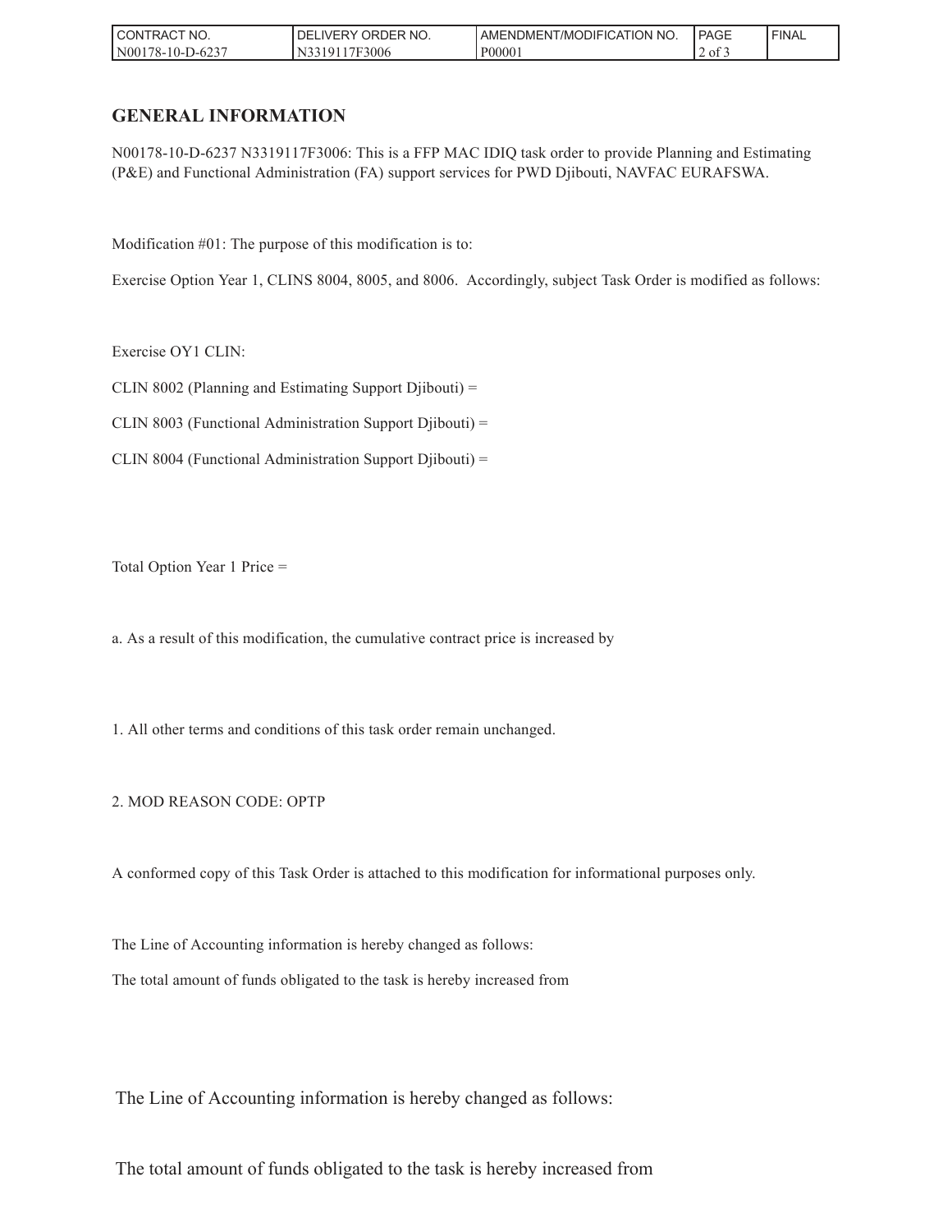## GENERAL INFORMATION

N00178-10-D-6237 N3319117F3006: This is a FFP MAC IDIQ task order to provide Planning and Estimating (P&E) and Functional Administration (FA) support services for PWD Djibouti, NAVFAC EURAFSWA.

Modification #01: The purpose of this modification is to:

Exercise Option Year 1, CLINS 8004, 8005, and 8006. Accordingly, subject Task Order is modified as follows:

Exercise OY1 CLIN:

CLIN 8002 (Planning and Estimating Support Djibouti) =

CLIN 8003 (Functional Administration Support Djibouti) =

CLIN 8004 (Functional Administration Support Djibouti) =

Total Option Year 1 Price =

a. As a result of this modification, the cumulative contract price is increased by

1. All other terms and conditions of this task order remain unchanged.

2. MOD REASON CODE: OPTP

A conformed copy of this Task Order is attached to this modification for informational purposes only.

The Line of Accounting information is hereby changed as follows:

The total amount of funds obligated to the task is hereby increased from

The Line of Accounting information is hereby changed as follows:

The total amount of funds obligated to the task is hereby increased from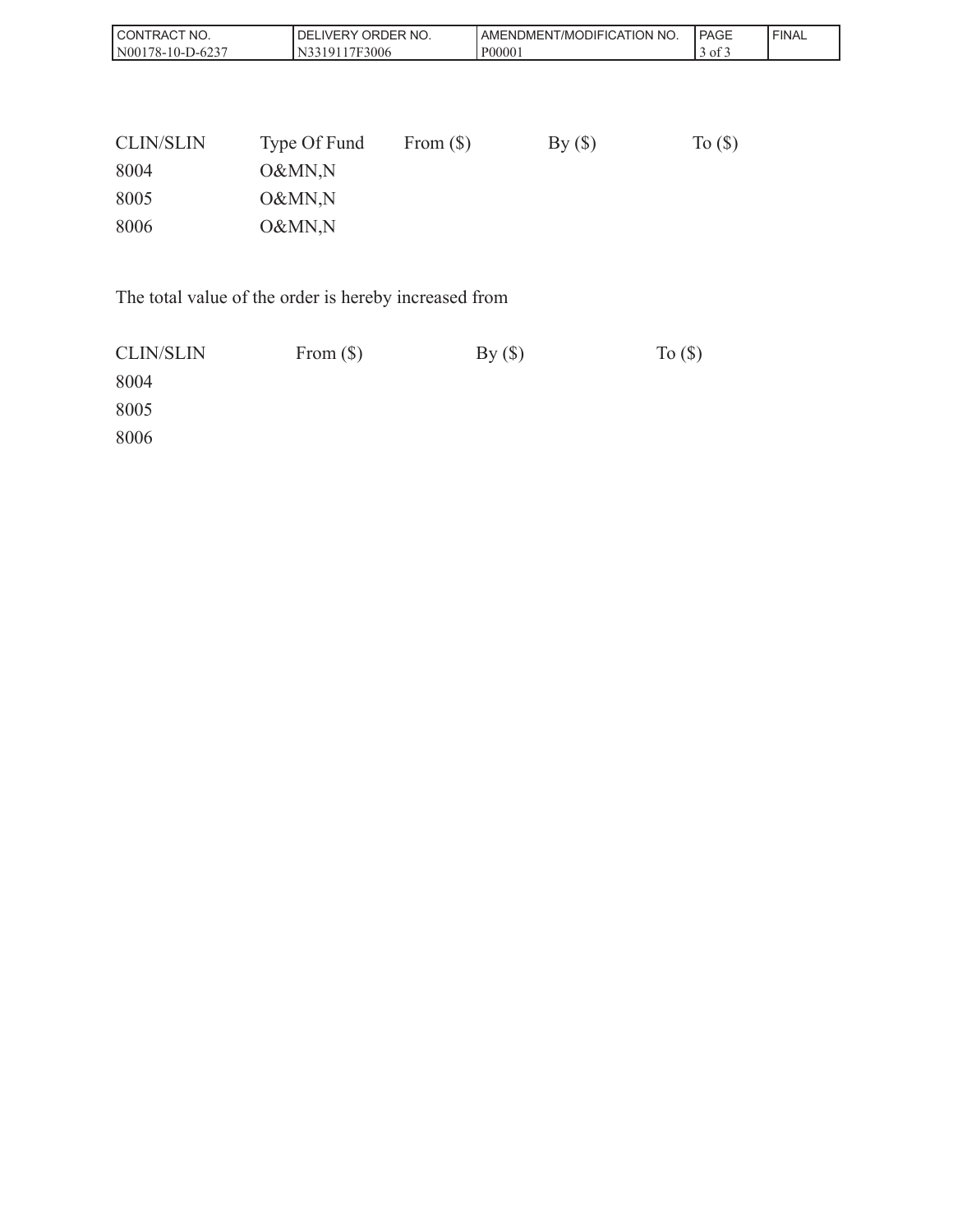| CONTRACT NO. | DELIVERY ORDER NO. | AMENDMENT/MODIFICATION NO. | PAGE | FINAL |
|---|---|---|---|---|
| N00178-10-D-6237 | N3319117F3006 | P00001 | 3 of 3 | |

| CLIN/SLIN | Type Of Fund | From ($) | By ($) | To ($) |
|---|---|---|---|---|
| 8004 | O&MN,N | | | |
| 8005 | O&MN,N | | | |
| 8006 | O&MN,N | | | |

The total value of the order is hereby increased from

| CLIN/SLIN | From ($) | By ($) | To ($) |
|---|---|---|---|
| 8004 | | | |
| 8005 | | | |
| 8006 | | | |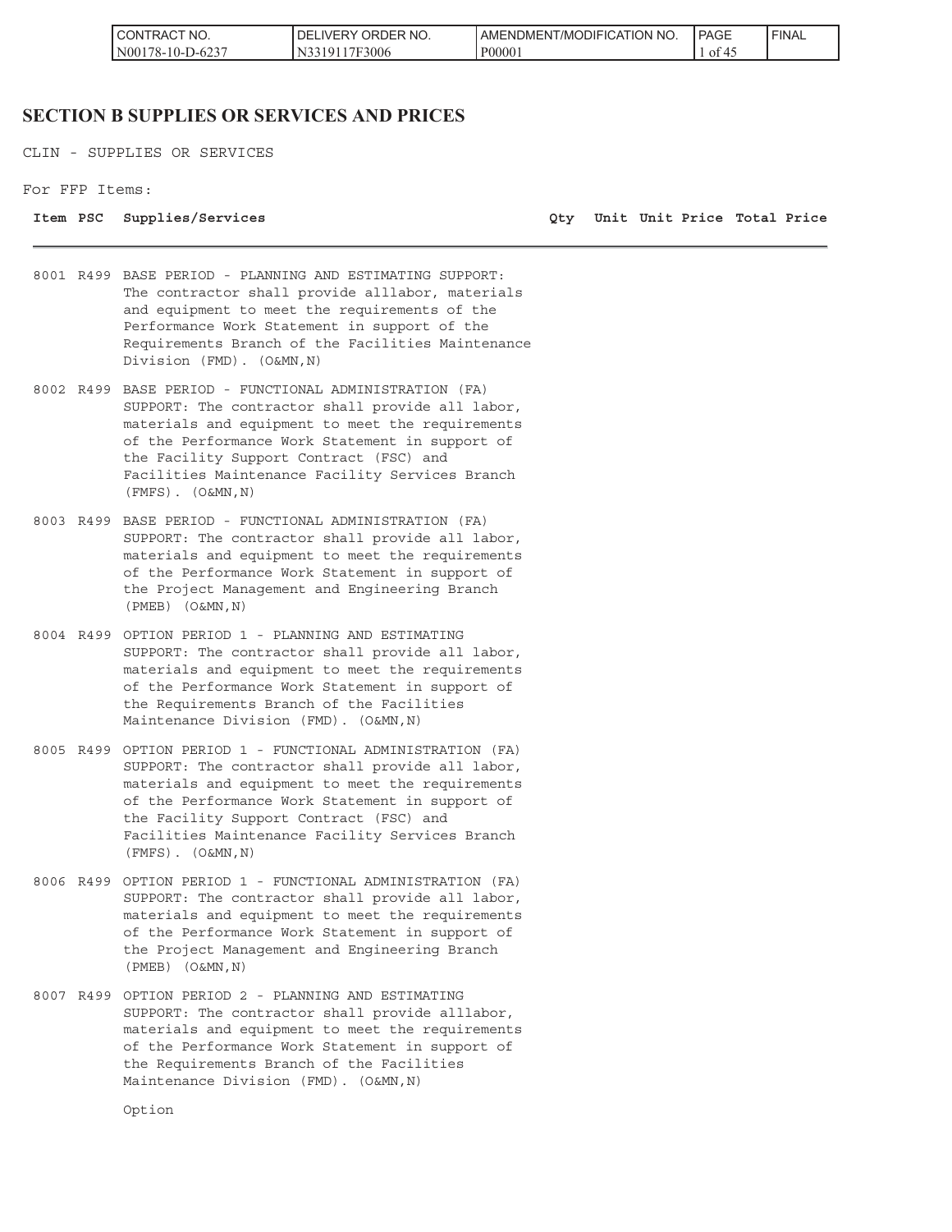## SECTION B SUPPLIES OR SERVICES AND PRICES

CLIN - SUPPLIES OR SERVICES

For FFP Items:

| Item | PSC | Supplies/Services | Qty | Unit | Unit Price | Total Price |
|---|---|---|---|---|---|---|
| 8001 | R499 | BASE PERIOD - PLANNING AND ESTIMATING SUPPORT: The contractor shall provide alllabor, materials and equipment to meet the requirements of the Performance Work Statement in support of the Requirements Branch of the Facilities Maintenance Division (FMD). (O&MN,N) | | | | |
| 8002 | R499 | BASE PERIOD - FUNCTIONAL ADMINISTRATION (FA) SUPPORT: The contractor shall provide all labor, materials and equipment to meet the requirements of the Performance Work Statement in support of the Facility Support Contract (FSC) and Facilities Maintenance Facility Services Branch (FMFS). (O&MN,N) | | | | |
| 8003 | R499 | BASE PERIOD - FUNCTIONAL ADMINISTRATION (FA) SUPPORT: The contractor shall provide all labor, materials and equipment to meet the requirements of the Performance Work Statement in support of the Project Management and Engineering Branch (PMEB) (O&MN,N) | | | | |
| 8004 | R499 | OPTION PERIOD 1 - PLANNING AND ESTIMATING SUPPORT: The contractor shall provide all labor, materials and equipment to meet the requirements of the Performance Work Statement in support of the Requirements Branch of the Facilities Maintenance Division (FMD). (O&MN,N) | | | | |
| 8005 | R499 | OPTION PERIOD 1 - FUNCTIONAL ADMINISTRATION (FA) SUPPORT: The contractor shall provide all labor, materials and equipment to meet the requirements of the Performance Work Statement in support of the Facility Support Contract (FSC) and Facilities Maintenance Facility Services Branch (FMFS). (O&MN,N) | | | | |
| 8006 | R499 | OPTION PERIOD 1 - FUNCTIONAL ADMINISTRATION (FA) SUPPORT: The contractor shall provide all labor, materials and equipment to meet the requirements of the Performance Work Statement in support of the Project Management and Engineering Branch (PMEB) (O&MN,N) | | | | |
| 8007 | R499 | OPTION PERIOD 2 - PLANNING AND ESTIMATING SUPPORT: The contractor shall provide alllabor, materials and equipment to meet the requirements of the Performance Work Statement in support of the Requirements Branch of the Facilities Maintenance Division (FMD). (O&MN,N)<br><br>Option | | | | |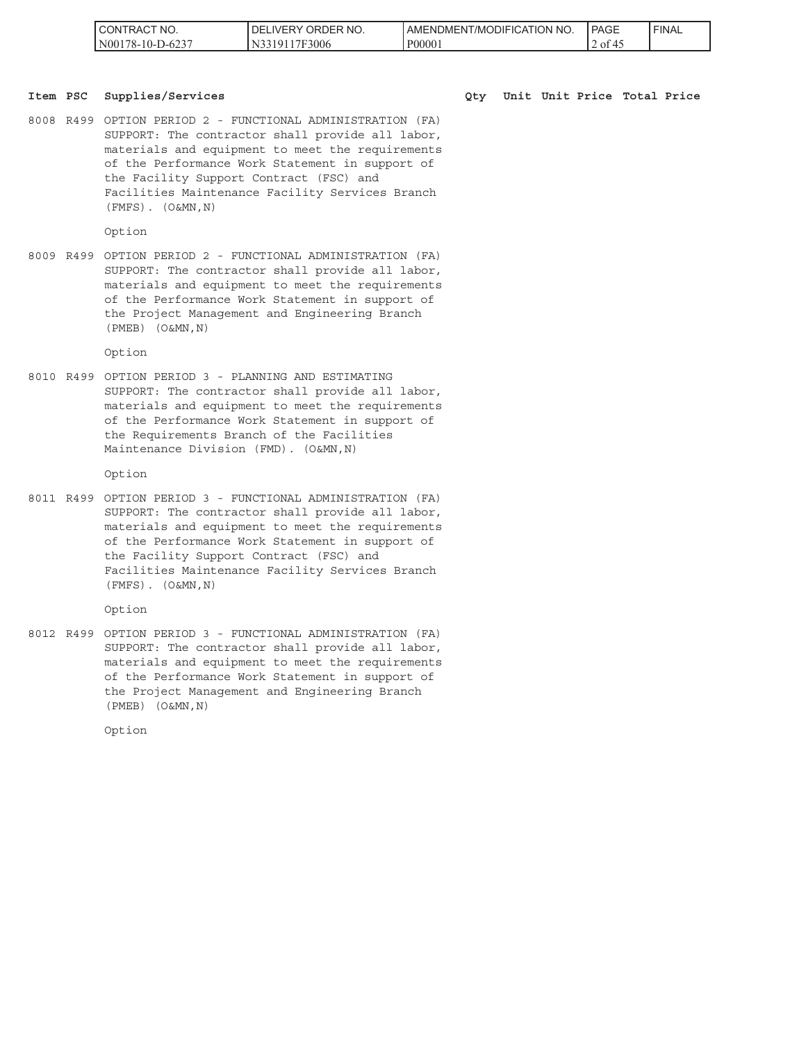| Item | PSC | Supplies/Services | Qty | Unit | Unit Price | Total Price |
|---|---|---|---|---|---|---|
| 8008 | R499 | OPTION PERIOD 2 - FUNCTIONAL ADMINISTRATION (FA) SUPPORT: The contractor shall provide all labor, materials and equipment to meet the requirements of the Performance Work Statement in support of the Facility Support Contract (FSC) and Facilities Maintenance Facility Services Branch (FMFS). (O&MN,N)<br><br>Option | | | | |
| 8009 | R499 | OPTION PERIOD 2 - FUNCTIONAL ADMINISTRATION (FA) SUPPORT: The contractor shall provide all labor, materials and equipment to meet the requirements of the Performance Work Statement in support of the Project Management and Engineering Branch (PMEB) (O&MN,N)<br><br>Option | | | | |
| 8010 | R499 | OPTION PERIOD 3 - PLANNING AND ESTIMATING SUPPORT: The contractor shall provide all labor, materials and equipment to meet the requirements of the Performance Work Statement in support of the Requirements Branch of the Facilities Maintenance Division (FMD). (O&MN,N)<br><br>Option | | | | |
| 8011 | R499 | OPTION PERIOD 3 - FUNCTIONAL ADMINISTRATION (FA) SUPPORT: The contractor shall provide all labor, materials and equipment to meet the requirements of the Performance Work Statement in support of the Facility Support Contract (FSC) and Facilities Maintenance Facility Services Branch (FMFS). (O&MN,N)<br><br>Option | | | | |
| 8012 | R499 | OPTION PERIOD 3 - FUNCTIONAL ADMINISTRATION (FA) SUPPORT: The contractor shall provide all labor, materials and equipment to meet the requirements of the Performance Work Statement in support of the Project Management and Engineering Branch (PMEB) (O&MN,N)<br><br>Option | | | | |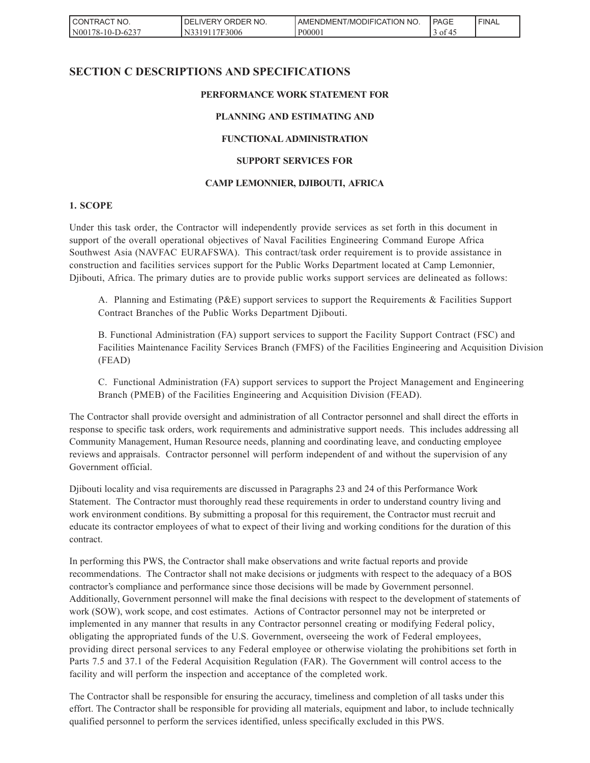## SECTION C DESCRIPTIONS AND SPECIFICATIONS

**PERFORMANCE WORK STATEMENT FOR**

**PLANNING AND ESTIMATING AND**

**FUNCTIONAL ADMINISTRATION**

**SUPPORT SERVICES FOR**

**CAMP LEMONNIER, DJIBOUTI, AFRICA**

### 1. SCOPE

Under this task order, the Contractor will independently provide services as set forth in this document in support of the overall operational objectives of Naval Facilities Engineering Command Europe Africa Southwest Asia (NAVFAC EURAFSWA). This contract/task order requirement is to provide assistance in construction and facilities services support for the Public Works Department located at Camp Lemonnier, Djibouti, Africa. The primary duties are to provide public works support services are delineated as follows:

A. Planning and Estimating (P&E) support services to support the Requirements & Facilities Support Contract Branches of the Public Works Department Djibouti.

B. Functional Administration (FA) support services to support the Facility Support Contract (FSC) and Facilities Maintenance Facility Services Branch (FMFS) of the Facilities Engineering and Acquisition Division (FEAD)

C. Functional Administration (FA) support services to support the Project Management and Engineering Branch (PMEB) of the Facilities Engineering and Acquisition Division (FEAD).

The Contractor shall provide oversight and administration of all Contractor personnel and shall direct the efforts in response to specific task orders, work requirements and administrative support needs. This includes addressing all Community Management, Human Resource needs, planning and coordinating leave, and conducting employee reviews and appraisals. Contractor personnel will perform independent of and without the supervision of any Government official.

Djibouti locality and visa requirements are discussed in Paragraphs 23 and 24 of this Performance Work Statement. The Contractor must thoroughly read these requirements in order to understand country living and work environment conditions. By submitting a proposal for this requirement, the Contractor must recruit and educate its contractor employees of what to expect of their living and working conditions for the duration of this contract.

In performing this PWS, the Contractor shall make observations and write factual reports and provide recommendations. The Contractor shall not make decisions or judgments with respect to the adequacy of a BOS contractor's compliance and performance since those decisions will be made by Government personnel. Additionally, Government personnel will make the final decisions with respect to the development of statements of work (SOW), work scope, and cost estimates. Actions of Contractor personnel may not be interpreted or implemented in any manner that results in any Contractor personnel creating or modifying Federal policy, obligating the appropriated funds of the U.S. Government, overseeing the work of Federal employees, providing direct personal services to any Federal employee or otherwise violating the prohibitions set forth in Parts 7.5 and 37.1 of the Federal Acquisition Regulation (FAR). The Government will control access to the facility and will perform the inspection and acceptance of the completed work.

The Contractor shall be responsible for ensuring the accuracy, timeliness and completion of all tasks under this effort. The Contractor shall be responsible for providing all materials, equipment and labor, to include technically qualified personnel to perform the services identified, unless specifically excluded in this PWS.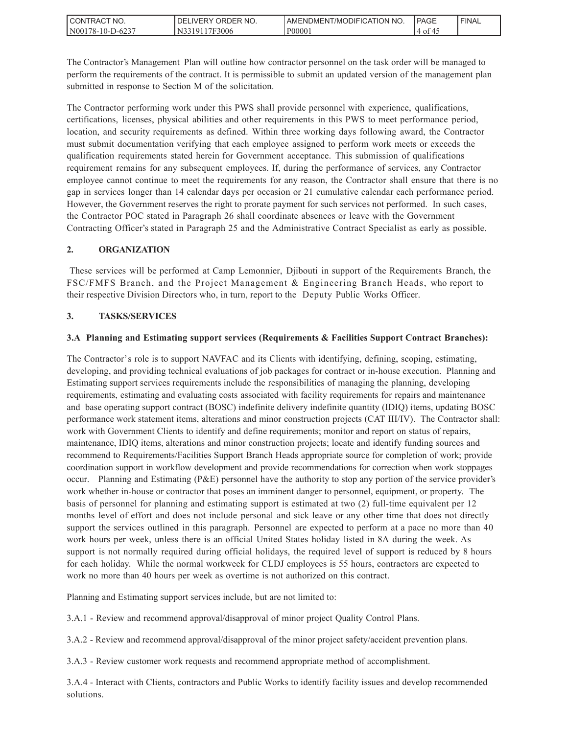The Contractor's Management Plan will outline how contractor personnel on the task order will be managed to perform the requirements of the contract. It is permissible to submit an updated version of the management plan submitted in response to Section M of the solicitation.

The Contractor performing work under this PWS shall provide personnel with experience, qualifications, certifications, licenses, physical abilities and other requirements in this PWS to meet performance period, location, and security requirements as defined. Within three working days following award, the Contractor must submit documentation verifying that each employee assigned to perform work meets or exceeds the qualification requirements stated herein for Government acceptance. This submission of qualifications requirement remains for any subsequent employees. If, during the performance of services, any Contractor employee cannot continue to meet the requirements for any reason, the Contractor shall ensure that there is no gap in services longer than 14 calendar days per occasion or 21 cumulative calendar each performance period. However, the Government reserves the right to prorate payment for such services not performed. In such cases, the Contractor POC stated in Paragraph 26 shall coordinate absences or leave with the Government Contracting Officer's stated in Paragraph 25 and the Administrative Contract Specialist as early as possible.

## 2. ORGANIZATION

These services will be performed at Camp Lemonnier, Djibouti in support of the Requirements Branch, the FSC/FMFS Branch, and the Project Management & Engineering Branch Heads, who report to their respective Division Directors who, in turn, report to the Deputy Public Works Officer.

## 3. TASKS/SERVICES

### 3.A Planning and Estimating support services (Requirements & Facilities Support Contract Branches):

The Contractor's role is to support NAVFAC and its Clients with identifying, defining, scoping, estimating, developing, and providing technical evaluations of job packages for contract or in-house execution. Planning and Estimating support services requirements include the responsibilities of managing the planning, developing requirements, estimating and evaluating costs associated with facility requirements for repairs and maintenance and base operating support contract (BOSC) indefinite delivery indefinite quantity (IDIQ) items, updating BOSC performance work statement items, alterations and minor construction projects (CAT III/IV). The Contractor shall: work with Government Clients to identify and define requirements; monitor and report on status of repairs, maintenance, IDIQ items, alterations and minor construction projects; locate and identify funding sources and recommend to Requirements/Facilities Support Branch Heads appropriate source for completion of work; provide coordination support in workflow development and provide recommendations for correction when work stoppages occur. Planning and Estimating (P&E) personnel have the authority to stop any portion of the service provider's work whether in-house or contractor that poses an imminent danger to personnel, equipment, or property. The basis of personnel for planning and estimating support is estimated at two (2) full-time equivalent per 12 months level of effort and does not include personal and sick leave or any other time that does not directly support the services outlined in this paragraph. Personnel are expected to perform at a pace no more than 40 work hours per week, unless there is an official United States holiday listed in 8A during the week. As support is not normally required during official holidays, the required level of support is reduced by 8 hours for each holiday. While the normal workweek for CLDJ employees is 55 hours, contractors are expected to work no more than 40 hours per week as overtime is not authorized on this contract.

Planning and Estimating support services include, but are not limited to:

3.A.1 - Review and recommend approval/disapproval of minor project Quality Control Plans.

3.A.2 - Review and recommend approval/disapproval of the minor project safety/accident prevention plans.

3.A.3 - Review customer work requests and recommend appropriate method of accomplishment.

3.A.4 - Interact with Clients, contractors and Public Works to identify facility issues and develop recommended solutions.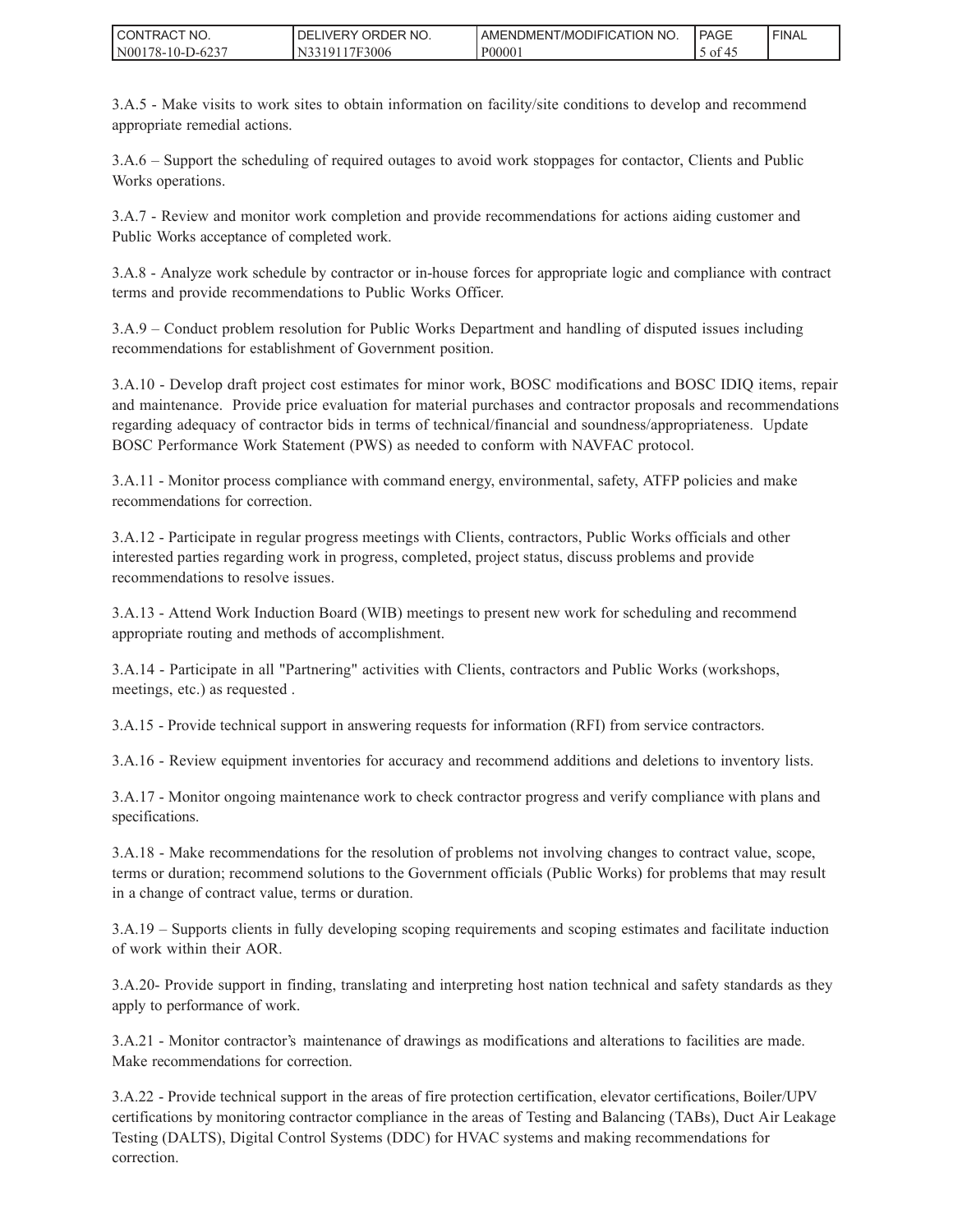3.A.5 - Make visits to work sites to obtain information on facility/site conditions to develop and recommend appropriate remedial actions.

3.A.6 – Support the scheduling of required outages to avoid work stoppages for contactor, Clients and Public Works operations.

3.A.7 - Review and monitor work completion and provide recommendations for actions aiding customer and Public Works acceptance of completed work.

3.A.8 - Analyze work schedule by contractor or in-house forces for appropriate logic and compliance with contract terms and provide recommendations to Public Works Officer.

3.A.9 – Conduct problem resolution for Public Works Department and handling of disputed issues including recommendations for establishment of Government position.

3.A.10 - Develop draft project cost estimates for minor work, BOSC modifications and BOSC IDIQ items, repair and maintenance. Provide price evaluation for material purchases and contractor proposals and recommendations regarding adequacy of contractor bids in terms of technical/financial and soundness/appropriateness. Update BOSC Performance Work Statement (PWS) as needed to conform with NAVFAC protocol.

3.A.11 - Monitor process compliance with command energy, environmental, safety, ATFP policies and make recommendations for correction.

3.A.12 - Participate in regular progress meetings with Clients, contractors, Public Works officials and other interested parties regarding work in progress, completed, project status, discuss problems and provide recommendations to resolve issues.

3.A.13 - Attend Work Induction Board (WIB) meetings to present new work for scheduling and recommend appropriate routing and methods of accomplishment.

3.A.14 - Participate in all "Partnering" activities with Clients, contractors and Public Works (workshops, meetings, etc.) as requested .

3.A.15 - Provide technical support in answering requests for information (RFI) from service contractors.

3.A.16 - Review equipment inventories for accuracy and recommend additions and deletions to inventory lists.

3.A.17 - Monitor ongoing maintenance work to check contractor progress and verify compliance with plans and specifications.

3.A.18 - Make recommendations for the resolution of problems not involving changes to contract value, scope, terms or duration; recommend solutions to the Government officials (Public Works) for problems that may result in a change of contract value, terms or duration.

3.A.19 – Supports clients in fully developing scoping requirements and scoping estimates and facilitate induction of work within their AOR.

3.A.20- Provide support in finding, translating and interpreting host nation technical and safety standards as they apply to performance of work.

3.A.21 - Monitor contractor's maintenance of drawings as modifications and alterations to facilities are made. Make recommendations for correction.

3.A.22 - Provide technical support in the areas of fire protection certification, elevator certifications, Boiler/UPV certifications by monitoring contractor compliance in the areas of Testing and Balancing (TABs), Duct Air Leakage Testing (DALTS), Digital Control Systems (DDC) for HVAC systems and making recommendations for correction.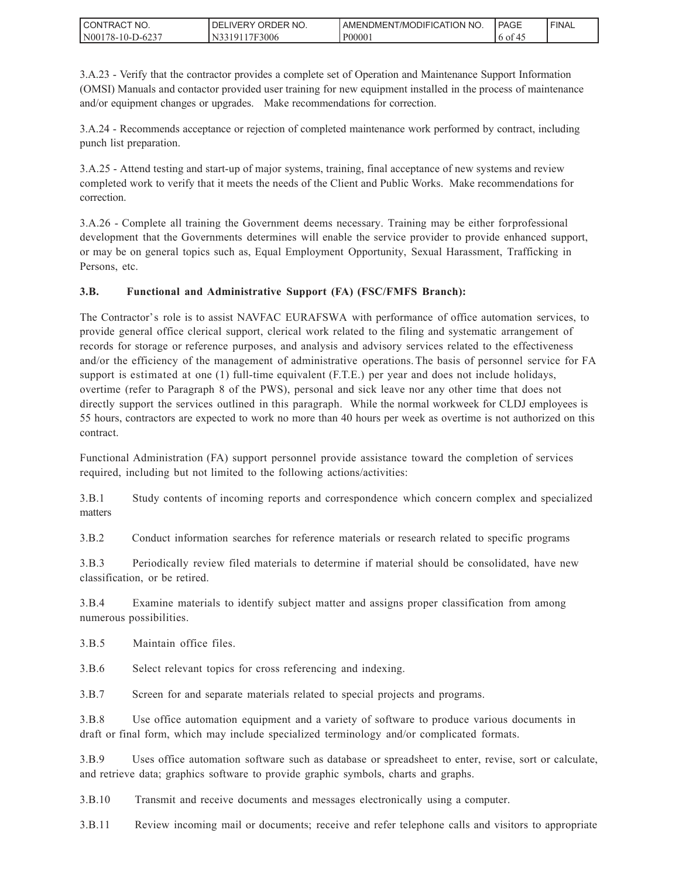3.A.23 - Verify that the contractor provides a complete set of Operation and Maintenance Support Information (OMSI) Manuals and contactor provided user training for new equipment installed in the process of maintenance and/or equipment changes or upgrades. Make recommendations for correction.

3.A.24 - Recommends acceptance or rejection of completed maintenance work performed by contract, including punch list preparation.

3.A.25 - Attend testing and start-up of major systems, training, final acceptance of new systems and review completed work to verify that it meets the needs of the Client and Public Works. Make recommendations for correction.

3.A.26 - Complete all training the Government deems necessary. Training may be either forprofessional development that the Governments determines will enable the service provider to provide enhanced support, or may be on general topics such as, Equal Employment Opportunity, Sexual Harassment, Trafficking in Persons, etc.

**3.B. Functional and Administrative Support (FA) (FSC/FMFS Branch):**

The Contractor's role is to assist NAVFAC EURAFSWA with performance of office automation services, to provide general office clerical support, clerical work related to the filing and systematic arrangement of records for storage or reference purposes, and analysis and advisory services related to the effectiveness and/or the efficiency of the management of administrative operations. The basis of personnel service for FA support is estimated at one (1) full-time equivalent (F.T.E.) per year and does not include holidays, overtime (refer to Paragraph 8 of the PWS), personal and sick leave nor any other time that does not directly support the services outlined in this paragraph. While the normal workweek for CLDJ employees is 55 hours, contractors are expected to work no more than 40 hours per week as overtime is not authorized on this contract.

Functional Administration (FA) support personnel provide assistance toward the completion of services required, including but not limited to the following actions/activities:

3.B.1 Study contents of incoming reports and correspondence which concern complex and specialized matters

3.B.2 Conduct information searches for reference materials or research related to specific programs

3.B.3 Periodically review filed materials to determine if material should be consolidated, have new classification, or be retired.

3.B.4 Examine materials to identify subject matter and assigns proper classification from among numerous possibilities.

3.B.5 Maintain office files.

3.B.6 Select relevant topics for cross referencing and indexing.

3.B.7 Screen for and separate materials related to special projects and programs.

3.B.8 Use office automation equipment and a variety of software to produce various documents in draft or final form, which may include specialized terminology and/or complicated formats.

3.B.9 Uses office automation software such as database or spreadsheet to enter, revise, sort or calculate, and retrieve data; graphics software to provide graphic symbols, charts and graphs.

3.B.10 Transmit and receive documents and messages electronically using a computer.

3.B.11 Review incoming mail or documents; receive and refer telephone calls and visitors to appropriate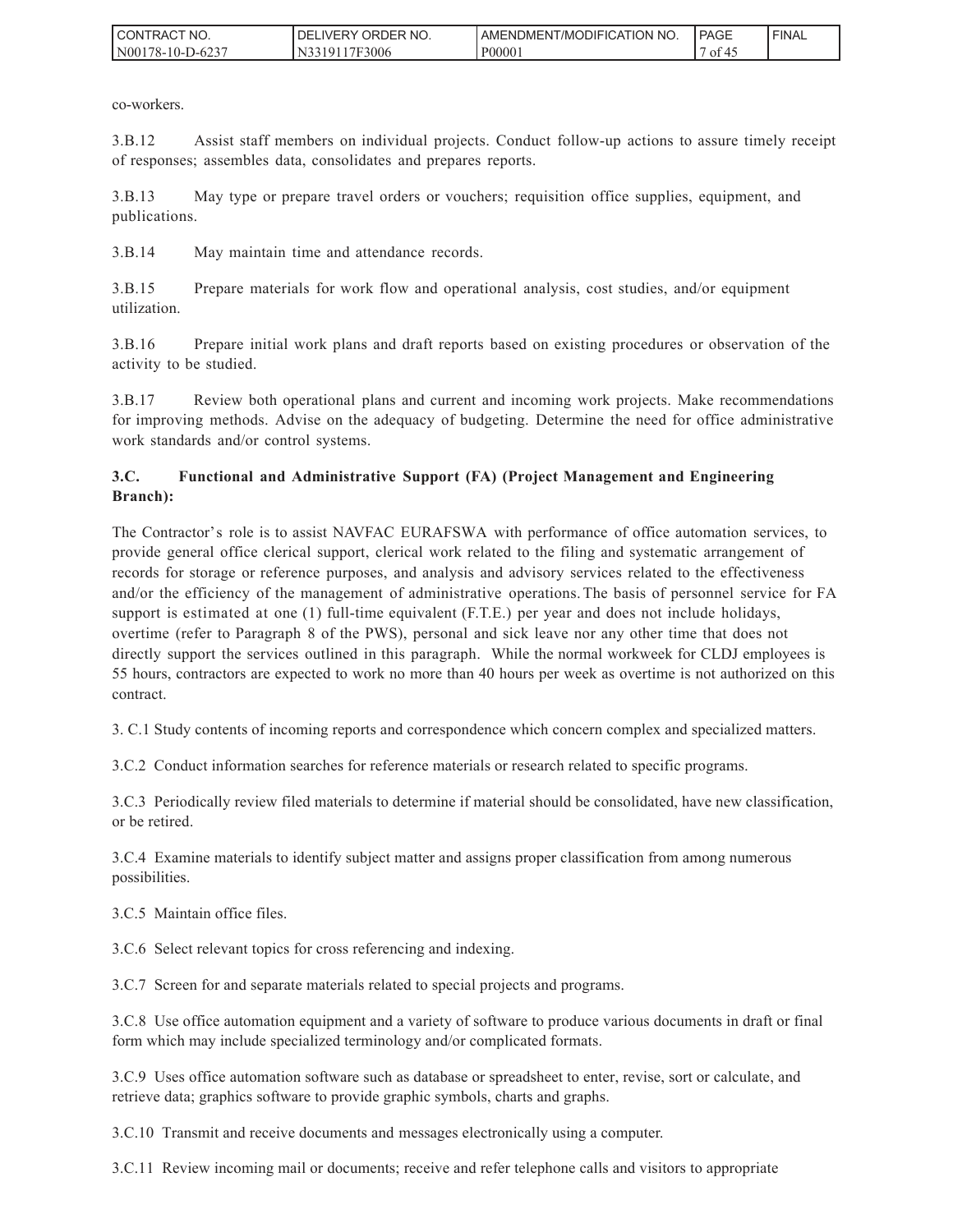co-workers.

3.B.12 Assist staff members on individual projects. Conduct follow-up actions to assure timely receipt of responses; assembles data, consolidates and prepares reports.

3.B.13 May type or prepare travel orders or vouchers; requisition office supplies, equipment, and publications.

3.B.14 May maintain time and attendance records.

3.B.15 Prepare materials for work flow and operational analysis, cost studies, and/or equipment utilization.

3.B.16 Prepare initial work plans and draft reports based on existing procedures or observation of the activity to be studied.

3.B.17 Review both operational plans and current and incoming work projects. Make recommendations for improving methods. Advise on the adequacy of budgeting. Determine the need for office administrative work standards and/or control systems.

**3.C. Functional and Administrative Support (FA) (Project Management and Engineering Branch):**

The Contractor's role is to assist NAVFAC EURAFSWA with performance of office automation services, to provide general office clerical support, clerical work related to the filing and systematic arrangement of records for storage or reference purposes, and analysis and advisory services related to the effectiveness and/or the efficiency of the management of administrative operations. The basis of personnel service for FA support is estimated at one (1) full-time equivalent (F.T.E.) per year and does not include holidays, overtime (refer to Paragraph 8 of the PWS), personal and sick leave nor any other time that does not directly support the services outlined in this paragraph. While the normal workweek for CLDJ employees is 55 hours, contractors are expected to work no more than 40 hours per week as overtime is not authorized on this contract.

3. C.1 Study contents of incoming reports and correspondence which concern complex and specialized matters.

3.C.2 Conduct information searches for reference materials or research related to specific programs.

3.C.3 Periodically review filed materials to determine if material should be consolidated, have new classification, or be retired.

3.C.4 Examine materials to identify subject matter and assigns proper classification from among numerous possibilities.

3.C.5 Maintain office files.

3.C.6 Select relevant topics for cross referencing and indexing.

3.C.7 Screen for and separate materials related to special projects and programs.

3.C.8 Use office automation equipment and a variety of software to produce various documents in draft or final form which may include specialized terminology and/or complicated formats.

3.C.9 Uses office automation software such as database or spreadsheet to enter, revise, sort or calculate, and retrieve data; graphics software to provide graphic symbols, charts and graphs.

3.C.10 Transmit and receive documents and messages electronically using a computer.

3.C.11 Review incoming mail or documents; receive and refer telephone calls and visitors to appropriate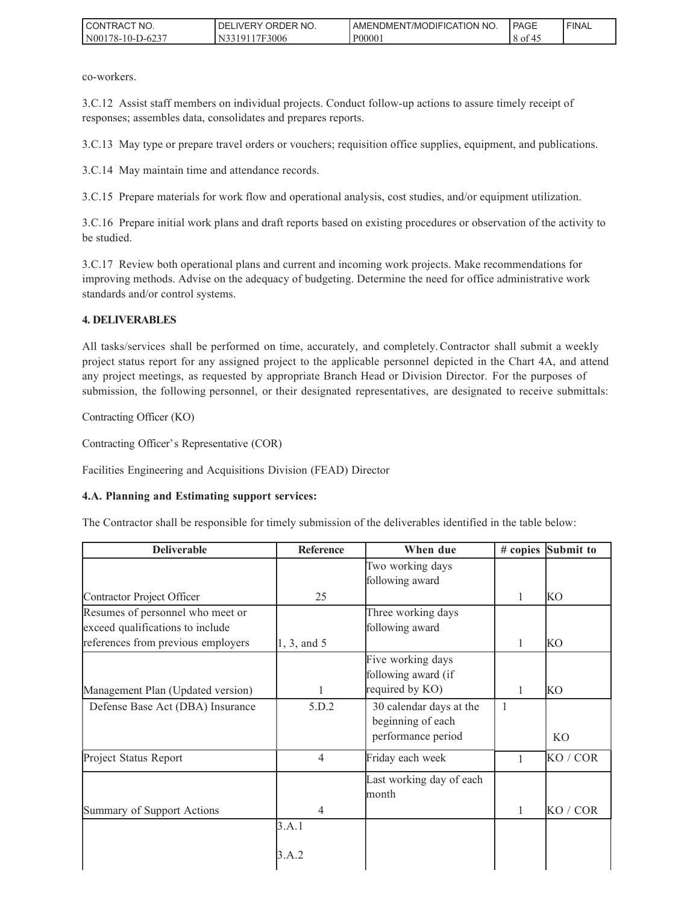co-workers.

3.C.12 Assist staff members on individual projects. Conduct follow-up actions to assure timely receipt of responses; assembles data, consolidates and prepares reports.

3.C.13 May type or prepare travel orders or vouchers; requisition office supplies, equipment, and publications.

3.C.14 May maintain time and attendance records.

3.C.15 Prepare materials for work flow and operational analysis, cost studies, and/or equipment utilization.

3.C.16 Prepare initial work plans and draft reports based on existing procedures or observation of the activity to be studied.

3.C.17 Review both operational plans and current and incoming work projects. Make recommendations for improving methods. Advise on the adequacy of budgeting. Determine the need for office administrative work standards and/or control systems.

**4. DELIVERABLES**

All tasks/services shall be performed on time, accurately, and completely. Contractor shall submit a weekly project status report for any assigned project to the applicable personnel depicted in the Chart 4A, and attend any project meetings, as requested by appropriate Branch Head or Division Director. For the purposes of submission, the following personnel, or their designated representatives, are designated to receive submittals:

Contracting Officer (KO)

Contracting Officer's Representative (COR)

Facilities Engineering and Acquisitions Division (FEAD) Director

**4.A. Planning and Estimating support services:**

The Contractor shall be responsible for timely submission of the deliverables identified in the table below:

| Deliverable | Reference | When due | # copies | Submit to |
|---|---|---|---|---|
| Contractor Project Officer | 25 | Two working days following award | 1 | KO |
| Resumes of personnel who meet or exceed qualifications to include references from previous employers | 1, 3, and 5 | Three working days following award | 1 | KO |
| Management Plan (Updated version) | 1 | Five working days following award (if required by KO) | 1 | KO |
| Defense Base Act (DBA) Insurance | 5.D.2 | 30 calendar days at the beginning of each performance period | 1 | KO |
| Project Status Report | 4 | Friday each week | 1 | KO / COR |
| Summary of Support Actions | 4 | Last working day of each month | 1 | KO / COR |
| | 3.A.1<br>3.A.2 | | | |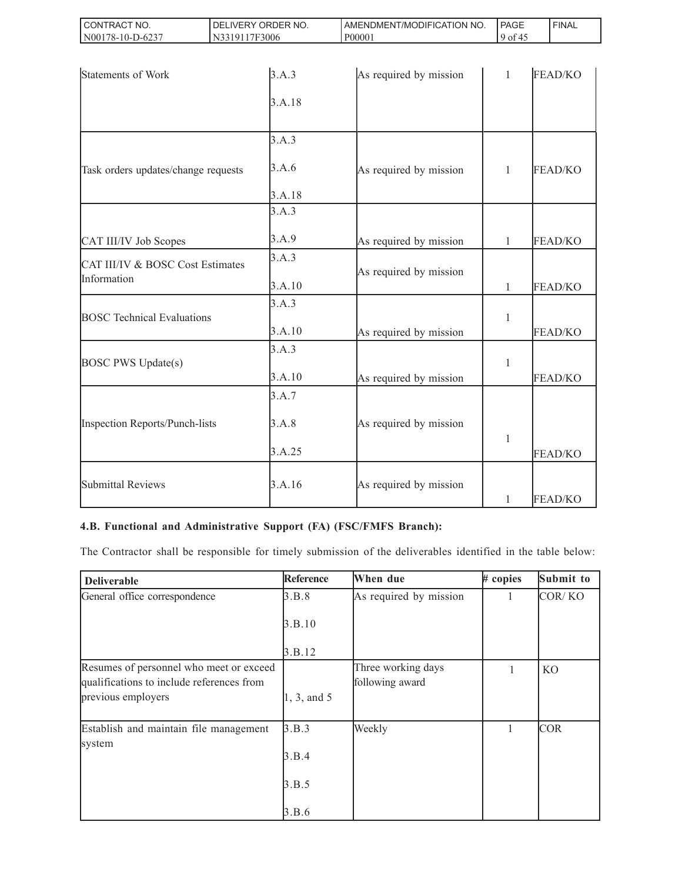| | | | | |
|---|---|---|---|---|
| Statements of Work | 3.A.3<br>3.A.18 | As required by mission | 1 | FEAD/KO |
| Task orders updates/change requests | 3.A.3<br>3.A.6<br>3.A.18 | As required by mission | 1 | FEAD/KO |
| CAT III/IV Job Scopes | 3.A.3<br>3.A.9 | As required by mission | 1 | FEAD/KO |
| CAT III/IV & BOSC Cost Estimates Information | 3.A.3<br>3.A.10 | As required by mission | 1 | FEAD/KO |
| BOSC Technical Evaluations | 3.A.3<br>3.A.10 | As required by mission | 1 | FEAD/KO |
| BOSC PWS Update(s) | 3.A.3<br>3.A.10 | As required by mission | 1 | FEAD/KO |
| Inspection Reports/Punch-lists | 3.A.7<br>3.A.8<br>3.A.25 | As required by mission | 1 | FEAD/KO |
| Submittal Reviews | 3.A.16 | As required by mission | 1 | FEAD/KO |

**4.B. Functional and Administrative Support (FA) (FSC/FMFS Branch):**

The Contractor shall be responsible for timely submission of the deliverables identified in the table below:

| Deliverable | Reference | When due | # copies | Submit to |
|---|---|---|---|---|
| General office correspondence | 3.B.8<br>3.B.10<br>3.B.12 | As required by mission | 1 | COR/ KO |
| Resumes of personnel who meet or exceed qualifications to include references from previous employers | 1, 3, and 5 | Three working days following award | 1 | KO |
| Establish and maintain file management system | 3.B.3<br>3.B.4<br>3.B.5<br>3.B.6 | Weekly | 1 | COR |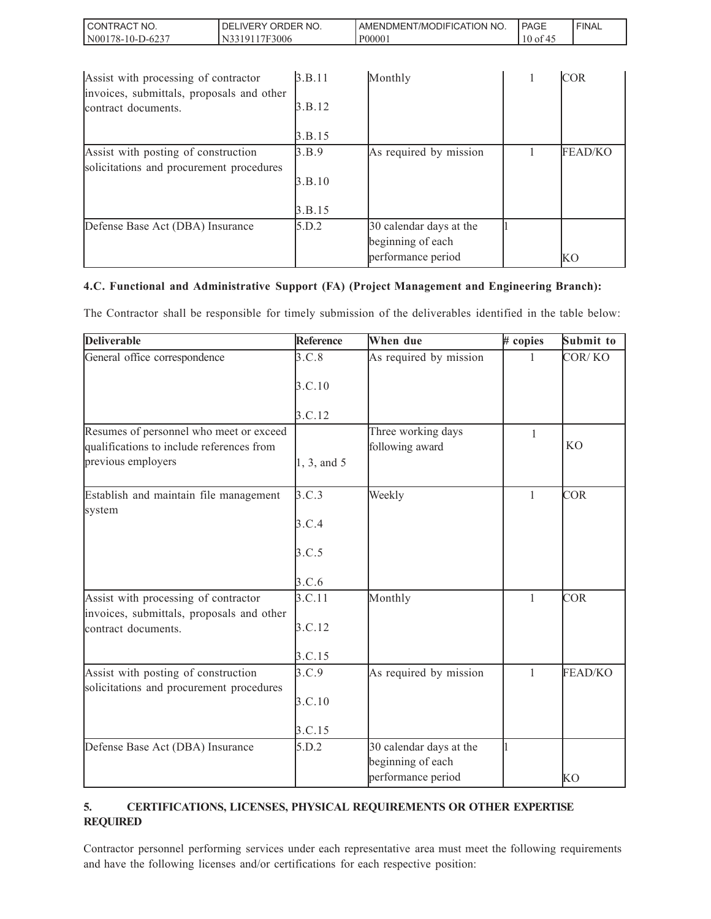| | | | | |
|---|---|---|---|---|
| Assist with processing of contractor invoices, submittals, proposals and other contract documents. | 3.B.11<br><br>3.B.12<br><br>3.B.15 | Monthly | 1 | COR |
| Assist with posting of construction solicitations and procurement procedures | 3.B.9<br><br>3.B.10<br><br>3.B.15 | As required by mission | 1 | FEAD/KO |
| Defense Base Act (DBA) Insurance | 5.D.2 | 30 calendar days at the beginning of each performance period | 1 | KO |

**4.C. Functional and Administrative Support (FA) (Project Management and Engineering Branch):**

The Contractor shall be responsible for timely submission of the deliverables identified in the table below:

| Deliverable | Reference | When due | # copies | Submit to |
|---|---|---|---|---|
| General office correspondence | 3.C.8<br><br>3.C.10<br><br>3.C.12 | As required by mission | 1 | COR/ KO |
| Resumes of personnel who meet or exceed qualifications to include references from previous employers | 1, 3, and 5 | Three working days following award | 1 | KO |
| Establish and maintain file management system | 3.C.3<br><br>3.C.4<br><br>3.C.5<br><br>3.C.6 | Weekly | 1 | COR |
| Assist with processing of contractor invoices, submittals, proposals and other contract documents. | 3.C.11<br><br>3.C.12<br><br>3.C.15 | Monthly | 1 | COR |
| Assist with posting of construction solicitations and procurement procedures | 3.C.9<br><br>3.C.10<br><br>3.C.15 | As required by mission | 1 | FEAD/KO |
| Defense Base Act (DBA) Insurance | 5.D.2 | 30 calendar days at the beginning of each performance period | 1 | KO |

**5. CERTIFICATIONS, LICENSES, PHYSICAL REQUIREMENTS OR OTHER EXPERTISE REQUIRED**

Contractor personnel performing services under each representative area must meet the following requirements and have the following licenses and/or certifications for each respective position: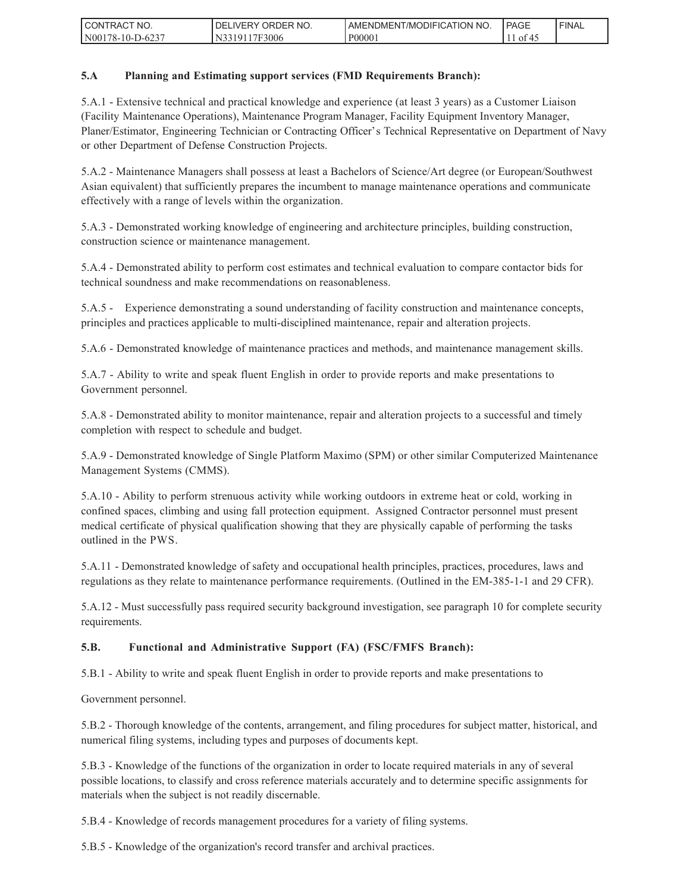**5.A Planning and Estimating support services (FMD Requirements Branch):**

5.A.1 - Extensive technical and practical knowledge and experience (at least 3 years) as a Customer Liaison (Facility Maintenance Operations), Maintenance Program Manager, Facility Equipment Inventory Manager, Planer/Estimator, Engineering Technician or Contracting Officer's Technical Representative on Department of Navy or other Department of Defense Construction Projects.

5.A.2 - Maintenance Managers shall possess at least a Bachelors of Science/Art degree (or European/Southwest Asian equivalent) that sufficiently prepares the incumbent to manage maintenance operations and communicate effectively with a range of levels within the organization.

5.A.3 - Demonstrated working knowledge of engineering and architecture principles, building construction, construction science or maintenance management.

5.A.4 - Demonstrated ability to perform cost estimates and technical evaluation to compare contactor bids for technical soundness and make recommendations on reasonableness.

5.A.5 - Experience demonstrating a sound understanding of facility construction and maintenance concepts, principles and practices applicable to multi-disciplined maintenance, repair and alteration projects.

5.A.6 - Demonstrated knowledge of maintenance practices and methods, and maintenance management skills.

5.A.7 - Ability to write and speak fluent English in order to provide reports and make presentations to Government personnel.

5.A.8 - Demonstrated ability to monitor maintenance, repair and alteration projects to a successful and timely completion with respect to schedule and budget.

5.A.9 - Demonstrated knowledge of Single Platform Maximo (SPM) or other similar Computerized Maintenance Management Systems (CMMS).

5.A.10 - Ability to perform strenuous activity while working outdoors in extreme heat or cold, working in confined spaces, climbing and using fall protection equipment. Assigned Contractor personnel must present medical certificate of physical qualification showing that they are physically capable of performing the tasks outlined in the PWS.

5.A.11 - Demonstrated knowledge of safety and occupational health principles, practices, procedures, laws and regulations as they relate to maintenance performance requirements. (Outlined in the EM-385-1-1 and 29 CFR).

5.A.12 - Must successfully pass required security background investigation, see paragraph 10 for complete security requirements.

**5.B. Functional and Administrative Support (FA) (FSC/FMFS Branch):**

5.B.1 - Ability to write and speak fluent English in order to provide reports and make presentations to

Government personnel.

5.B.2 - Thorough knowledge of the contents, arrangement, and filing procedures for subject matter, historical, and numerical filing systems, including types and purposes of documents kept.

5.B.3 - Knowledge of the functions of the organization in order to locate required materials in any of several possible locations, to classify and cross reference materials accurately and to determine specific assignments for materials when the subject is not readily discernable.

5.B.4 - Knowledge of records management procedures for a variety of filing systems.

5.B.5 - Knowledge of the organization's record transfer and archival practices.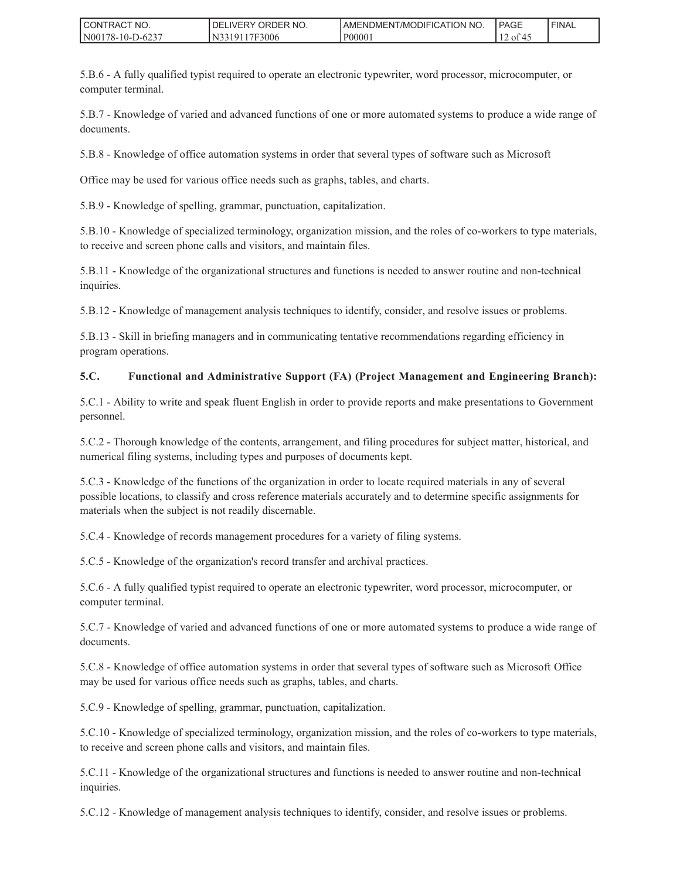5.B.6 - A fully qualified typist required to operate an electronic typewriter, word processor, microcomputer, or computer terminal.

5.B.7 - Knowledge of varied and advanced functions of one or more automated systems to produce a wide range of documents.

5.B.8 - Knowledge of office automation systems in order that several types of software such as Microsoft

Office may be used for various office needs such as graphs, tables, and charts.

5.B.9 - Knowledge of spelling, grammar, punctuation, capitalization.

5.B.10 - Knowledge of specialized terminology, organization mission, and the roles of co-workers to type materials, to receive and screen phone calls and visitors, and maintain files.

5.B.11 - Knowledge of the organizational structures and functions is needed to answer routine and non-technical inquiries.

5.B.12 - Knowledge of management analysis techniques to identify, consider, and resolve issues or problems.

5.B.13 - Skill in briefing managers and in communicating tentative recommendations regarding efficiency in program operations.

**5.C. Functional and Administrative Support (FA) (Project Management and Engineering Branch):**

5.C.1 - Ability to write and speak fluent English in order to provide reports and make presentations to Government personnel.

5.C.2 - Thorough knowledge of the contents, arrangement, and filing procedures for subject matter, historical, and numerical filing systems, including types and purposes of documents kept.

5.C.3 - Knowledge of the functions of the organization in order to locate required materials in any of several possible locations, to classify and cross reference materials accurately and to determine specific assignments for materials when the subject is not readily discernable.

5.C.4 - Knowledge of records management procedures for a variety of filing systems.

5.C.5 - Knowledge of the organization's record transfer and archival practices.

5.C.6 - A fully qualified typist required to operate an electronic typewriter, word processor, microcomputer, or computer terminal.

5.C.7 - Knowledge of varied and advanced functions of one or more automated systems to produce a wide range of documents.

5.C.8 - Knowledge of office automation systems in order that several types of software such as Microsoft Office may be used for various office needs such as graphs, tables, and charts.

5.C.9 - Knowledge of spelling, grammar, punctuation, capitalization.

5.C.10 - Knowledge of specialized terminology, organization mission, and the roles of co-workers to type materials, to receive and screen phone calls and visitors, and maintain files.

5.C.11 - Knowledge of the organizational structures and functions is needed to answer routine and non-technical inquiries.

5.C.12 - Knowledge of management analysis techniques to identify, consider, and resolve issues or problems.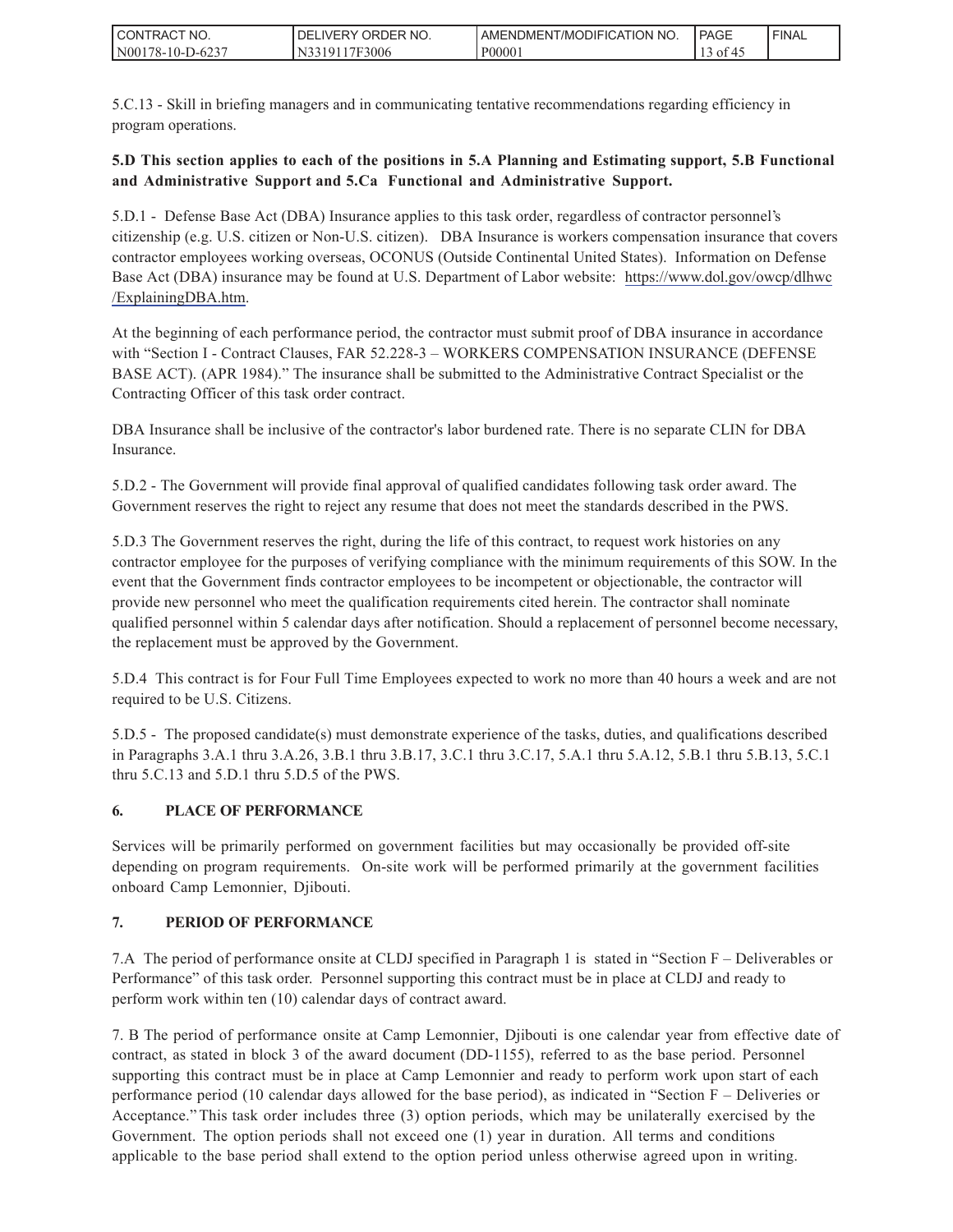5.C.13 - Skill in briefing managers and in communicating tentative recommendations regarding efficiency in program operations.

**5.D This section applies to each of the positions in 5.A Planning and Estimating support, 5.B Functional and Administrative Support and 5.Ca Functional and Administrative Support.**

5.D.1 - Defense Base Act (DBA) Insurance applies to this task order, regardless of contractor personnel's citizenship (e.g. U.S. citizen or Non-U.S. citizen). DBA Insurance is workers compensation insurance that covers contractor employees working overseas, OCONUS (Outside Continental United States). Information on Defense Base Act (DBA) insurance may be found at U.S. Department of Labor website: https://www.dol.gov/owcp/dlhwc/ExplainingDBA.htm.

At the beginning of each performance period, the contractor must submit proof of DBA insurance in accordance with "Section I - Contract Clauses, FAR 52.228-3 – WORKERS COMPENSATION INSURANCE (DEFENSE BASE ACT). (APR 1984)." The insurance shall be submitted to the Administrative Contract Specialist or the Contracting Officer of this task order contract.

DBA Insurance shall be inclusive of the contractor's labor burdened rate. There is no separate CLIN for DBA Insurance.

5.D.2 - The Government will provide final approval of qualified candidates following task order award. The Government reserves the right to reject any resume that does not meet the standards described in the PWS.

5.D.3 The Government reserves the right, during the life of this contract, to request work histories on any contractor employee for the purposes of verifying compliance with the minimum requirements of this SOW. In the event that the Government finds contractor employees to be incompetent or objectionable, the contractor will provide new personnel who meet the qualification requirements cited herein. The contractor shall nominate qualified personnel within 5 calendar days after notification. Should a replacement of personnel become necessary, the replacement must be approved by the Government.

5.D.4 This contract is for Four Full Time Employees expected to work no more than 40 hours a week and are not required to be U.S. Citizens.

5.D.5 - The proposed candidate(s) must demonstrate experience of the tasks, duties, and qualifications described in Paragraphs 3.A.1 thru 3.A.26, 3.B.1 thru 3.B.17, 3.C.1 thru 3.C.17, 5.A.1 thru 5.A.12, 5.B.1 thru 5.B.13, 5.C.1 thru 5.C.13 and 5.D.1 thru 5.D.5 of the PWS.

## 6. PLACE OF PERFORMANCE

Services will be primarily performed on government facilities but may occasionally be provided off-site depending on program requirements. On-site work will be performed primarily at the government facilities onboard Camp Lemonnier, Djibouti.

## 7. PERIOD OF PERFORMANCE

7.A The period of performance onsite at CLDJ specified in Paragraph 1 is stated in "Section F – Deliverables or Performance" of this task order. Personnel supporting this contract must be in place at CLDJ and ready to perform work within ten (10) calendar days of contract award.

7. B The period of performance onsite at Camp Lemonnier, Djibouti is one calendar year from effective date of contract, as stated in block 3 of the award document (DD-1155), referred to as the base period. Personnel supporting this contract must be in place at Camp Lemonnier and ready to perform work upon start of each performance period (10 calendar days allowed for the base period), as indicated in "Section F – Deliveries or Acceptance." This task order includes three (3) option periods, which may be unilaterally exercised by the Government. The option periods shall not exceed one (1) year in duration. All terms and conditions applicable to the base period shall extend to the option period unless otherwise agreed upon in writing.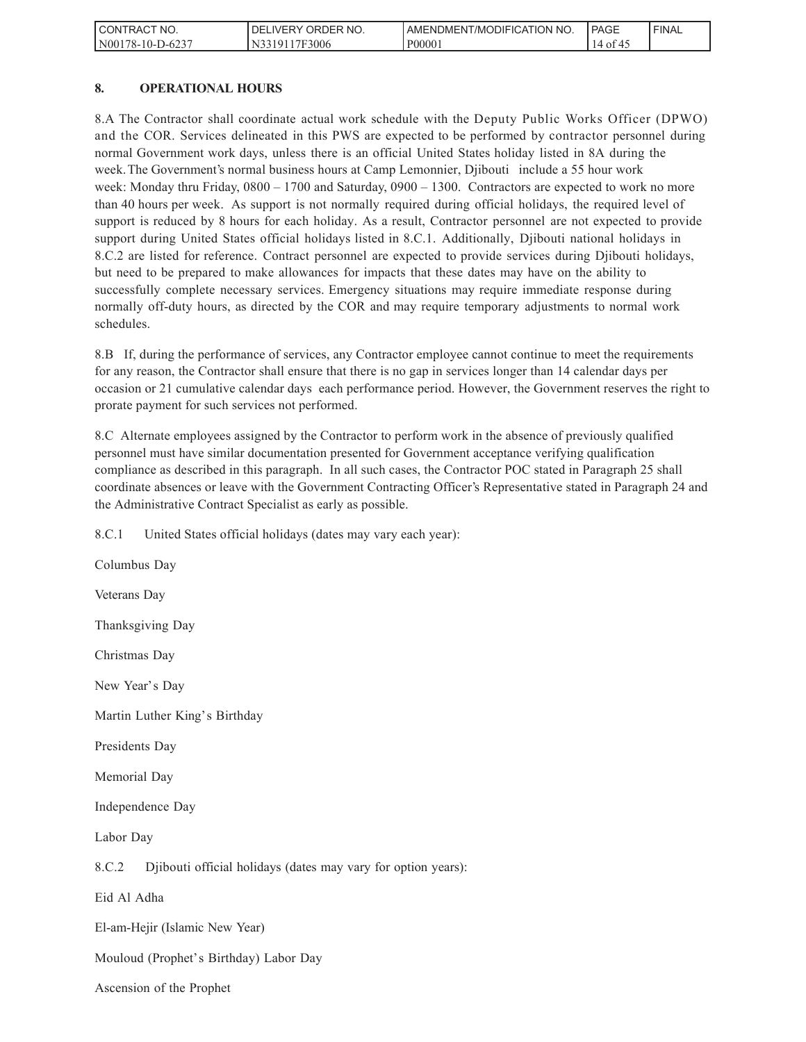## 8. OPERATIONAL HOURS

8.A The Contractor shall coordinate actual work schedule with the Deputy Public Works Officer (DPWO) and the COR. Services delineated in this PWS are expected to be performed by contractor personnel during normal Government work days, unless there is an official United States holiday listed in 8A during the week. The Government's normal business hours at Camp Lemonnier, Djibouti include a 55 hour work week: Monday thru Friday, 0800 – 1700 and Saturday, 0900 – 1300. Contractors are expected to work no more than 40 hours per week. As support is not normally required during official holidays, the required level of support is reduced by 8 hours for each holiday. As a result, Contractor personnel are not expected to provide support during United States official holidays listed in 8.C.1. Additionally, Djibouti national holidays in 8.C.2 are listed for reference. Contract personnel are expected to provide services during Djibouti holidays, but need to be prepared to make allowances for impacts that these dates may have on the ability to successfully complete necessary services. Emergency situations may require immediate response during normally off-duty hours, as directed by the COR and may require temporary adjustments to normal work schedules.

8.B If, during the performance of services, any Contractor employee cannot continue to meet the requirements for any reason, the Contractor shall ensure that there is no gap in services longer than 14 calendar days per occasion or 21 cumulative calendar days each performance period. However, the Government reserves the right to prorate payment for such services not performed.

8.C Alternate employees assigned by the Contractor to perform work in the absence of previously qualified personnel must have similar documentation presented for Government acceptance verifying qualification compliance as described in this paragraph. In all such cases, the Contractor POC stated in Paragraph 25 shall coordinate absences or leave with the Government Contracting Officer's Representative stated in Paragraph 24 and the Administrative Contract Specialist as early as possible.

8.C.1 United States official holidays (dates may vary each year):

Columbus Day

Veterans Day

Thanksgiving Day

Christmas Day

New Year's Day

Martin Luther King's Birthday

Presidents Day

Memorial Day

Independence Day

Labor Day

8.C.2 Djibouti official holidays (dates may vary for option years):

Eid Al Adha

El-am-Hejir (Islamic New Year)

Mouloud (Prophet's Birthday) Labor Day

Ascension of the Prophet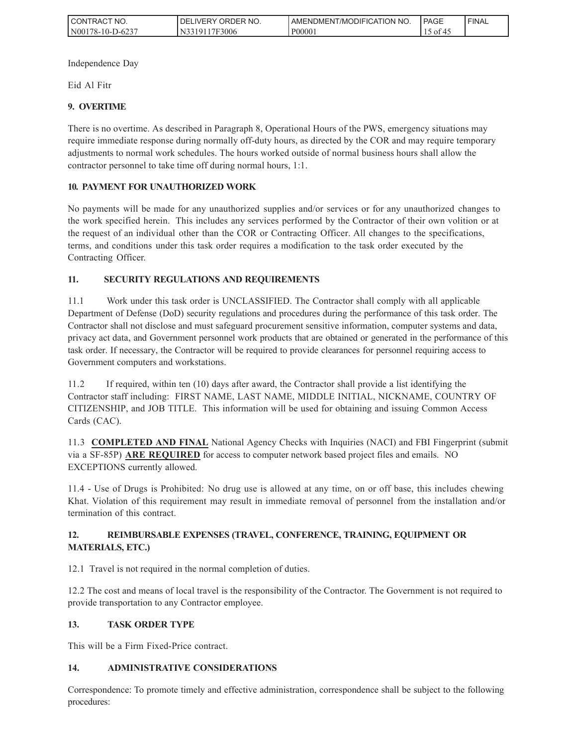Independence Day

Eid Al Fitr

**9. OVERTIME**

There is no overtime. As described in Paragraph 8, Operational Hours of the PWS, emergency situations may require immediate response during normally off-duty hours, as directed by the COR and may require temporary adjustments to normal work schedules. The hours worked outside of normal business hours shall allow the contractor personnel to take time off during normal hours, 1:1.

**10. PAYMENT FOR UNAUTHORIZED WORK**

No payments will be made for any unauthorized supplies and/or services or for any unauthorized changes to the work specified herein. This includes any services performed by the Contractor of their own volition or at the request of an individual other than the COR or Contracting Officer. All changes to the specifications, terms, and conditions under this task order requires a modification to the task order executed by the Contracting Officer.

**11. SECURITY REGULATIONS AND REQUIREMENTS**

11.1 Work under this task order is UNCLASSIFIED. The Contractor shall comply with all applicable Department of Defense (DoD) security regulations and procedures during the performance of this task order. The Contractor shall not disclose and must safeguard procurement sensitive information, computer systems and data, privacy act data, and Government personnel work products that are obtained or generated in the performance of this task order. If necessary, the Contractor will be required to provide clearances for personnel requiring access to Government computers and workstations.

11.2 If required, within ten (10) days after award, the Contractor shall provide a list identifying the Contractor staff including: FIRST NAME, LAST NAME, MIDDLE INITIAL, NICKNAME, COUNTRY OF CITIZENSHIP, and JOB TITLE. This information will be used for obtaining and issuing Common Access Cards (CAC).

11.3 **COMPLETED AND FINAL** National Agency Checks with Inquiries (NACI) and FBI Fingerprint (submit via a SF-85P) **ARE REQUIRED** for access to computer network based project files and emails. NO EXCEPTIONS currently allowed.

11.4 - Use of Drugs is Prohibited: No drug use is allowed at any time, on or off base, this includes chewing Khat. Violation of this requirement may result in immediate removal of personnel from the installation and/or termination of this contract.

**12. REIMBURSABLE EXPENSES (TRAVEL, CONFERENCE, TRAINING, EQUIPMENT OR MATERIALS, ETC.)**

12.1 Travel is not required in the normal completion of duties.

12.2 The cost and means of local travel is the responsibility of the Contractor. The Government is not required to provide transportation to any Contractor employee.

**13. TASK ORDER TYPE**

This will be a Firm Fixed-Price contract.

**14. ADMINISTRATIVE CONSIDERATIONS**

Correspondence: To promote timely and effective administration, correspondence shall be subject to the following procedures: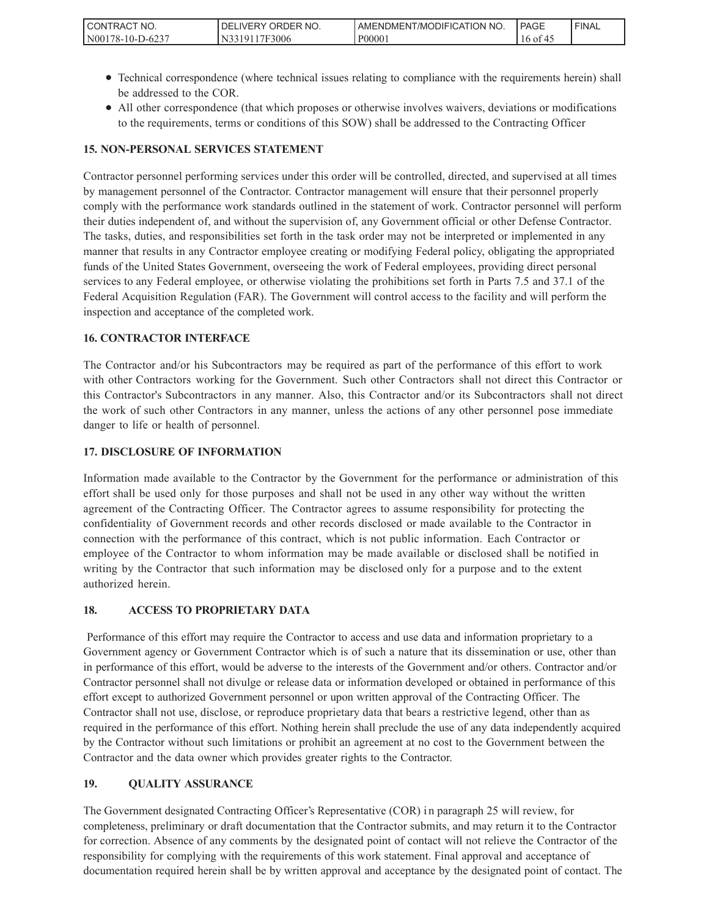- Technical correspondence (where technical issues relating to compliance with the requirements herein) shall be addressed to the COR.
- All other correspondence (that which proposes or otherwise involves waivers, deviations or modifications to the requirements, terms or conditions of this SOW) shall be addressed to the Contracting Officer

**15. NON-PERSONAL SERVICES STATEMENT**

Contractor personnel performing services under this order will be controlled, directed, and supervised at all times by management personnel of the Contractor. Contractor management will ensure that their personnel properly comply with the performance work standards outlined in the statement of work. Contractor personnel will perform their duties independent of, and without the supervision of, any Government official or other Defense Contractor. The tasks, duties, and responsibilities set forth in the task order may not be interpreted or implemented in any manner that results in any Contractor employee creating or modifying Federal policy, obligating the appropriated funds of the United States Government, overseeing the work of Federal employees, providing direct personal services to any Federal employee, or otherwise violating the prohibitions set forth in Parts 7.5 and 37.1 of the Federal Acquisition Regulation (FAR). The Government will control access to the facility and will perform the inspection and acceptance of the completed work.

**16. CONTRACTOR INTERFACE**

The Contractor and/or his Subcontractors may be required as part of the performance of this effort to work with other Contractors working for the Government. Such other Contractors shall not direct this Contractor or this Contractor's Subcontractors in any manner. Also, this Contractor and/or its Subcontractors shall not direct the work of such other Contractors in any manner, unless the actions of any other personnel pose immediate danger to life or health of personnel.

**17. DISCLOSURE OF INFORMATION**

Information made available to the Contractor by the Government for the performance or administration of this effort shall be used only for those purposes and shall not be used in any other way without the written agreement of the Contracting Officer. The Contractor agrees to assume responsibility for protecting the confidentiality of Government records and other records disclosed or made available to the Contractor in connection with the performance of this contract, which is not public information. Each Contractor or employee of the Contractor to whom information may be made available or disclosed shall be notified in writing by the Contractor that such information may be disclosed only for a purpose and to the extent authorized herein.

**18. ACCESS TO PROPRIETARY DATA**

Performance of this effort may require the Contractor to access and use data and information proprietary to a Government agency or Government Contractor which is of such a nature that its dissemination or use, other than in performance of this effort, would be adverse to the interests of the Government and/or others. Contractor and/or Contractor personnel shall not divulge or release data or information developed or obtained in performance of this effort except to authorized Government personnel or upon written approval of the Contracting Officer. The Contractor shall not use, disclose, or reproduce proprietary data that bears a restrictive legend, other than as required in the performance of this effort. Nothing herein shall preclude the use of any data independently acquired by the Contractor without such limitations or prohibit an agreement at no cost to the Government between the Contractor and the data owner which provides greater rights to the Contractor.

**19. QUALITY ASSURANCE**

The Government designated Contracting Officer's Representative (COR) in paragraph 25 will review, for completeness, preliminary or draft documentation that the Contractor submits, and may return it to the Contractor for correction. Absence of any comments by the designated point of contact will not relieve the Contractor of the responsibility for complying with the requirements of this work statement. Final approval and acceptance of documentation required herein shall be by written approval and acceptance by the designated point of contact. The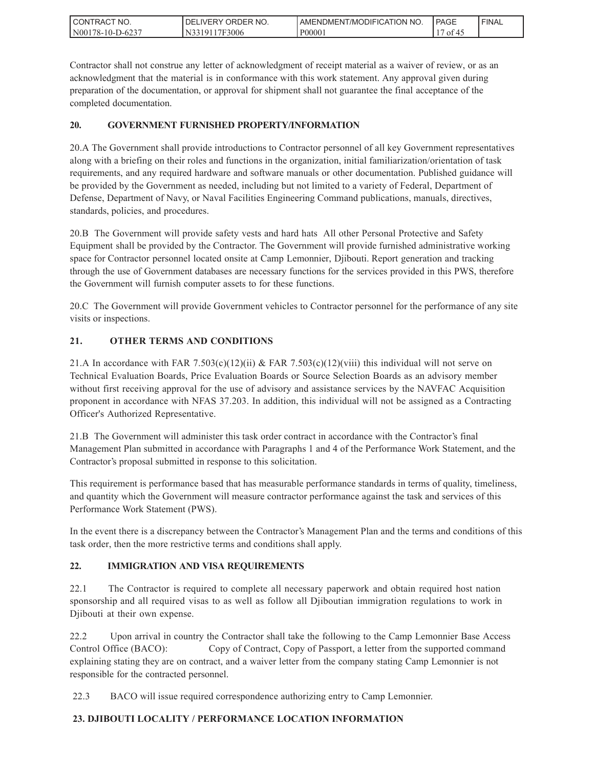Contractor shall not construe any letter of acknowledgment of receipt material as a waiver of review, or as an acknowledgment that the material is in conformance with this work statement. Any approval given during preparation of the documentation, or approval for shipment shall not guarantee the final acceptance of the completed documentation.

**20. GOVERNMENT FURNISHED PROPERTY/INFORMATION**

20.A The Government shall provide introductions to Contractor personnel of all key Government representatives along with a briefing on their roles and functions in the organization, initial familiarization/orientation of task requirements, and any required hardware and software manuals or other documentation. Published guidance will be provided by the Government as needed, including but not limited to a variety of Federal, Department of Defense, Department of Navy, or Naval Facilities Engineering Command publications, manuals, directives, standards, policies, and procedures.

20.B The Government will provide safety vests and hard hats All other Personal Protective and Safety Equipment shall be provided by the Contractor. The Government will provide furnished administrative working space for Contractor personnel located onsite at Camp Lemonnier, Djibouti. Report generation and tracking through the use of Government databases are necessary functions for the services provided in this PWS, therefore the Government will furnish computer assets to for these functions.

20.C The Government will provide Government vehicles to Contractor personnel for the performance of any site visits or inspections.

**21. OTHER TERMS AND CONDITIONS**

21.A In accordance with FAR 7.503(c)(12)(ii) & FAR 7.503(c)(12)(viii) this individual will not serve on Technical Evaluation Boards, Price Evaluation Boards or Source Selection Boards as an advisory member without first receiving approval for the use of advisory and assistance services by the NAVFAC Acquisition proponent in accordance with NFAS 37.203. In addition, this individual will not be assigned as a Contracting Officer's Authorized Representative.

21.B The Government will administer this task order contract in accordance with the Contractor's final Management Plan submitted in accordance with Paragraphs 1 and 4 of the Performance Work Statement, and the Contractor's proposal submitted in response to this solicitation.

This requirement is performance based that has measurable performance standards in terms of quality, timeliness, and quantity which the Government will measure contractor performance against the task and services of this Performance Work Statement (PWS).

In the event there is a discrepancy between the Contractor's Management Plan and the terms and conditions of this task order, then the more restrictive terms and conditions shall apply.

**22. IMMIGRATION AND VISA REQUIREMENTS**

22.1 The Contractor is required to complete all necessary paperwork and obtain required host nation sponsorship and all required visas to as well as follow all Djiboutian immigration regulations to work in Djibouti at their own expense.

22.2 Upon arrival in country the Contractor shall take the following to the Camp Lemonnier Base Access Control Office (BACO): Copy of Contract, Copy of Passport, a letter from the supported command explaining stating they are on contract, and a waiver letter from the company stating Camp Lemonnier is not responsible for the contracted personnel.

22.3 BACO will issue required correspondence authorizing entry to Camp Lemonnier.

**23. DJIBOUTI LOCALITY / PERFORMANCE LOCATION INFORMATION**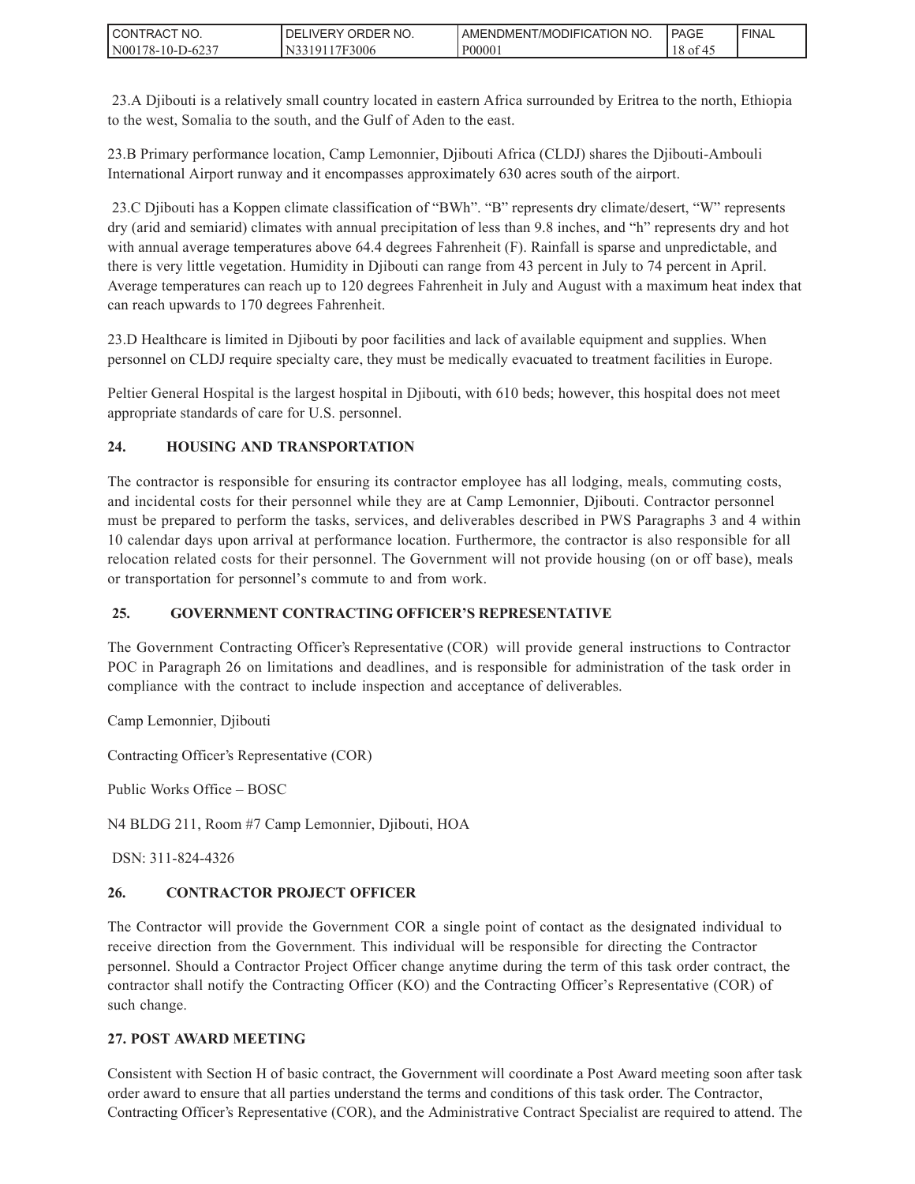23.A Djibouti is a relatively small country located in eastern Africa surrounded by Eritrea to the north, Ethiopia to the west, Somalia to the south, and the Gulf of Aden to the east.

23.B Primary performance location, Camp Lemonnier, Djibouti Africa (CLDJ) shares the Djibouti-Ambouli International Airport runway and it encompasses approximately 630 acres south of the airport.

23.C Djibouti has a Koppen climate classification of "BWh". "B" represents dry climate/desert, "W" represents dry (arid and semiarid) climates with annual precipitation of less than 9.8 inches, and "h" represents dry and hot with annual average temperatures above 64.4 degrees Fahrenheit (F). Rainfall is sparse and unpredictable, and there is very little vegetation. Humidity in Djibouti can range from 43 percent in July to 74 percent in April. Average temperatures can reach up to 120 degrees Fahrenheit in July and August with a maximum heat index that can reach upwards to 170 degrees Fahrenheit.

23.D Healthcare is limited in Djibouti by poor facilities and lack of available equipment and supplies. When personnel on CLDJ require specialty care, they must be medically evacuated to treatment facilities in Europe.

Peltier General Hospital is the largest hospital in Djibouti, with 610 beds; however, this hospital does not meet appropriate standards of care for U.S. personnel.

**24. HOUSING AND TRANSPORTATION**

The contractor is responsible for ensuring its contractor employee has all lodging, meals, commuting costs, and incidental costs for their personnel while they are at Camp Lemonnier, Djibouti. Contractor personnel must be prepared to perform the tasks, services, and deliverables described in PWS Paragraphs 3 and 4 within 10 calendar days upon arrival at performance location. Furthermore, the contractor is also responsible for all relocation related costs for their personnel. The Government will not provide housing (on or off base), meals or transportation for personnel's commute to and from work.

**25. GOVERNMENT CONTRACTING OFFICER'S REPRESENTATIVE**

The Government Contracting Officer's Representative (COR) will provide general instructions to Contractor POC in Paragraph 26 on limitations and deadlines, and is responsible for administration of the task order in compliance with the contract to include inspection and acceptance of deliverables.

Camp Lemonnier, Djibouti

Contracting Officer's Representative (COR)

Public Works Office – BOSC

N4 BLDG 211, Room #7 Camp Lemonnier, Djibouti, HOA

DSN: 311-824-4326

**26. CONTRACTOR PROJECT OFFICER**

The Contractor will provide the Government COR a single point of contact as the designated individual to receive direction from the Government. This individual will be responsible for directing the Contractor personnel. Should a Contractor Project Officer change anytime during the term of this task order contract, the contractor shall notify the Contracting Officer (KO) and the Contracting Officer's Representative (COR) of such change.

**27. POST AWARD MEETING**

Consistent with Section H of basic contract, the Government will coordinate a Post Award meeting soon after task order award to ensure that all parties understand the terms and conditions of this task order. The Contractor, Contracting Officer's Representative (COR), and the Administrative Contract Specialist are required to attend. The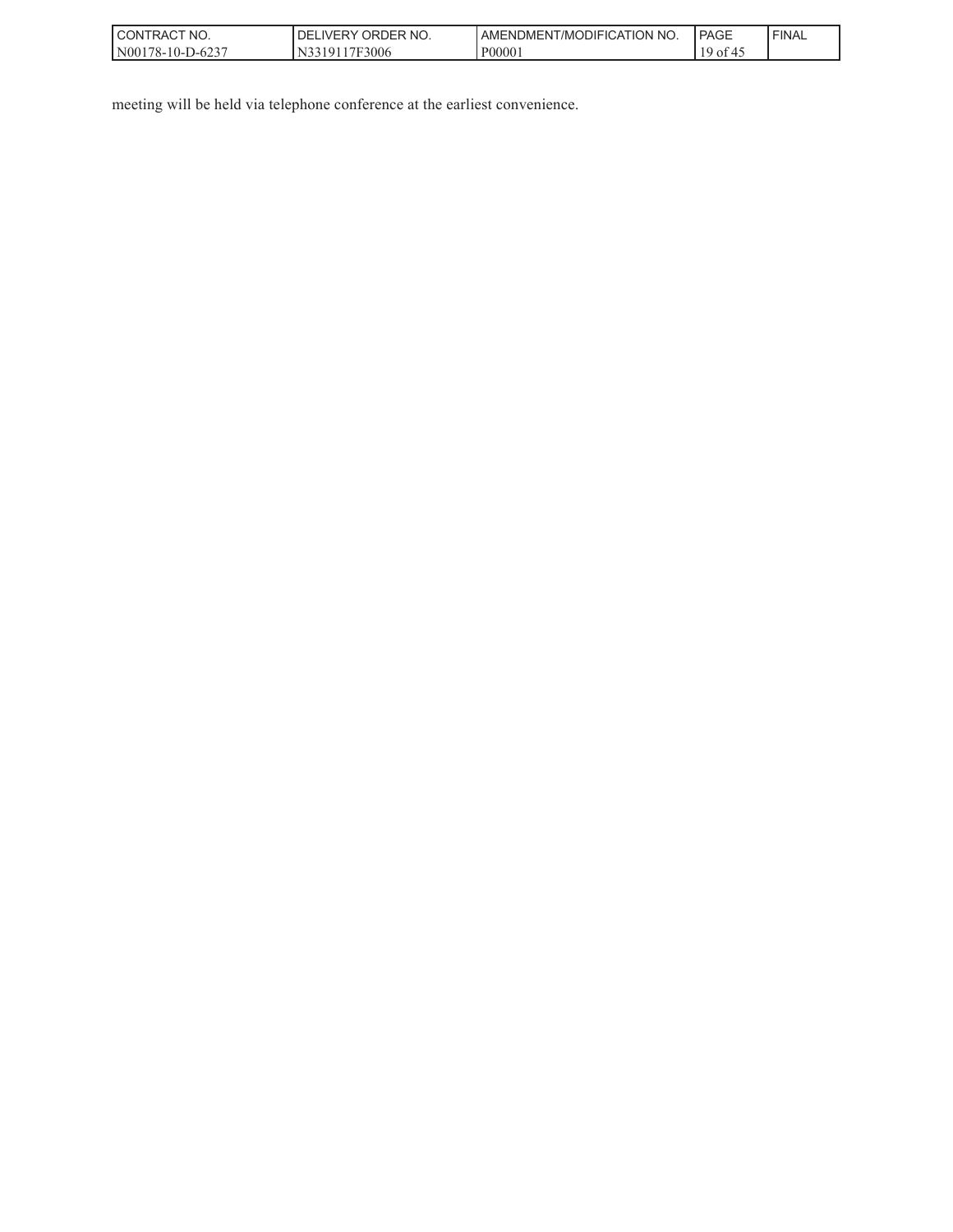meeting will be held via telephone conference at the earliest convenience.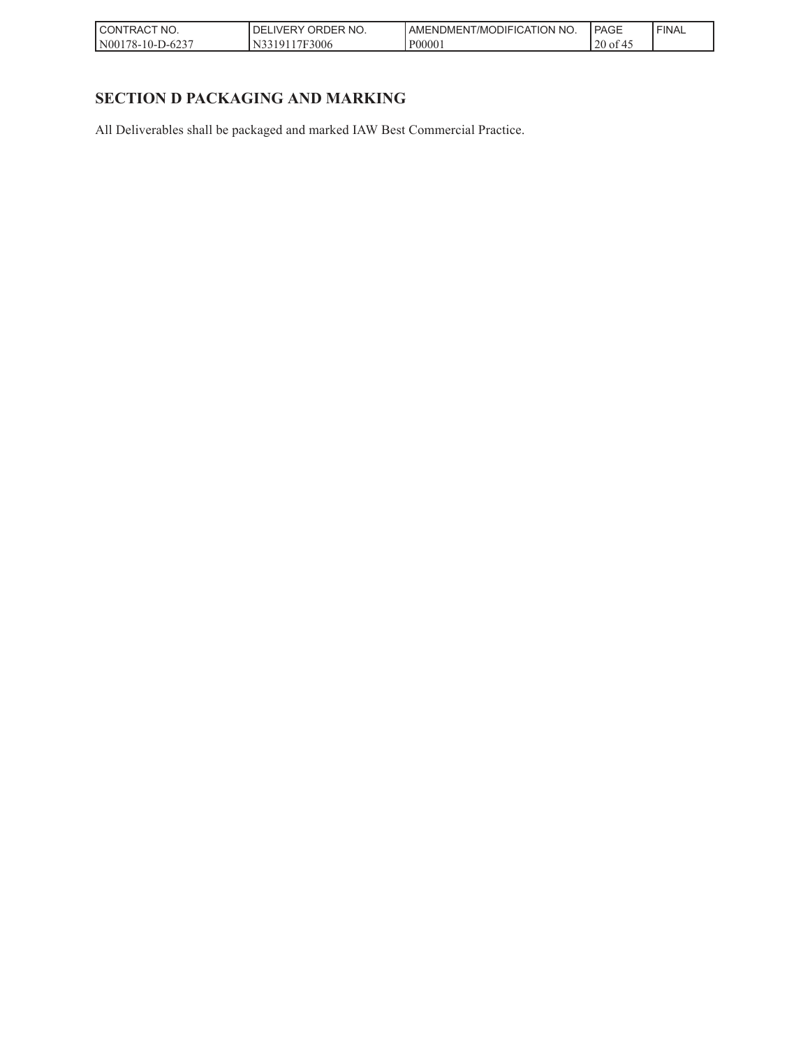## SECTION D PACKAGING AND MARKING

All Deliverables shall be packaged and marked IAW Best Commercial Practice.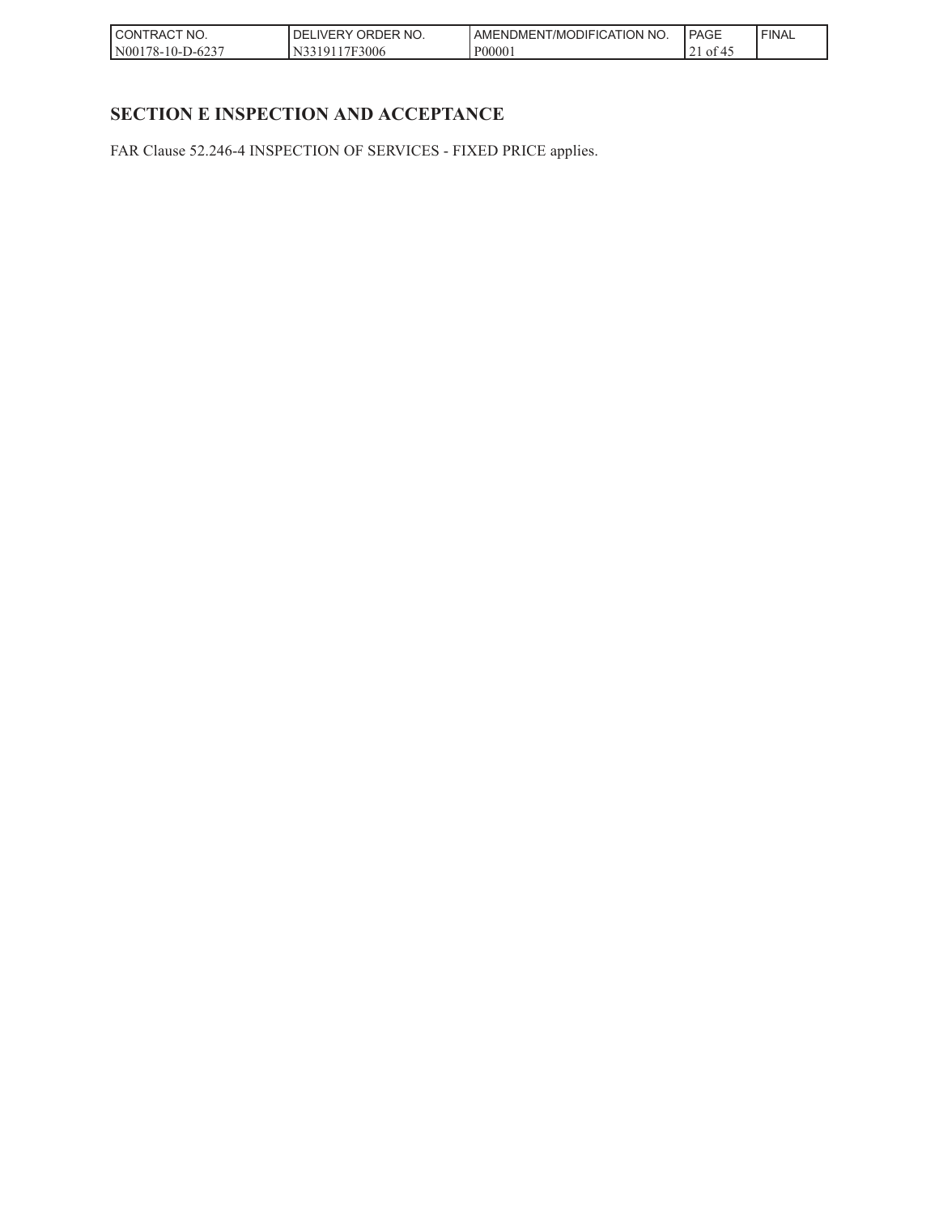## SECTION E INSPECTION AND ACCEPTANCE

FAR Clause 52.246-4 INSPECTION OF SERVICES - FIXED PRICE applies.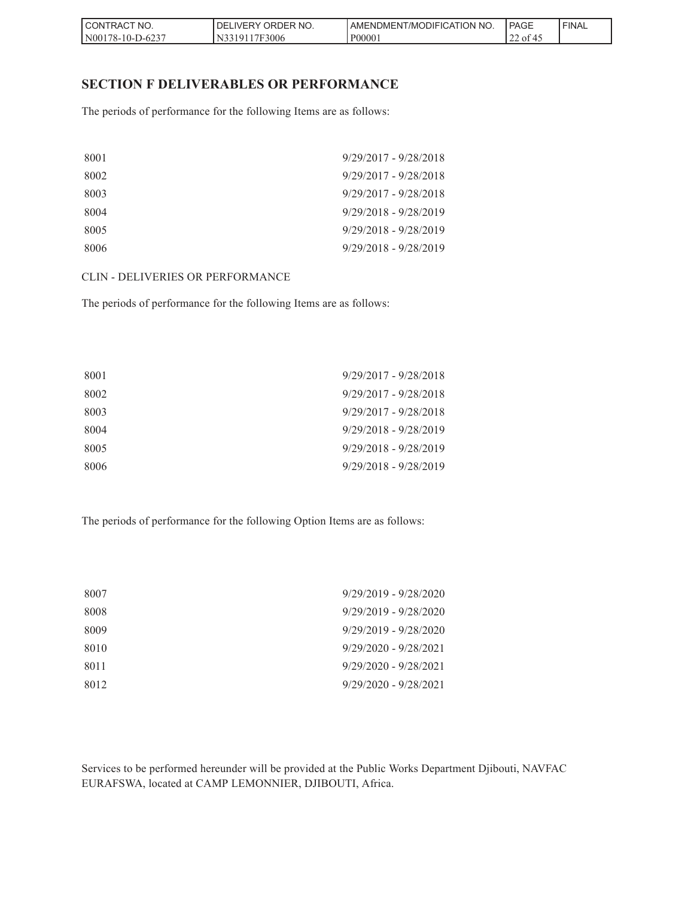## SECTION F DELIVERABLES OR PERFORMANCE

The periods of performance for the following Items are as follows:

| | |
|---|---|
| 8001 | 9/29/2017 - 9/28/2018 |
| 8002 | 9/29/2017 - 9/28/2018 |
| 8003 | 9/29/2017 - 9/28/2018 |
| 8004 | 9/29/2018 - 9/28/2019 |
| 8005 | 9/29/2018 - 9/28/2019 |
| 8006 | 9/29/2018 - 9/28/2019 |

CLIN - DELIVERIES OR PERFORMANCE

The periods of performance for the following Items are as follows:

| | |
|---|---|
| 8001 | 9/29/2017 - 9/28/2018 |
| 8002 | 9/29/2017 - 9/28/2018 |
| 8003 | 9/29/2017 - 9/28/2018 |
| 8004 | 9/29/2018 - 9/28/2019 |
| 8005 | 9/29/2018 - 9/28/2019 |
| 8006 | 9/29/2018 - 9/28/2019 |

The periods of performance for the following Option Items are as follows:

| | |
|---|---|
| 8007 | 9/29/2019 - 9/28/2020 |
| 8008 | 9/29/2019 - 9/28/2020 |
| 8009 | 9/29/2019 - 9/28/2020 |
| 8010 | 9/29/2020 - 9/28/2021 |
| 8011 | 9/29/2020 - 9/28/2021 |
| 8012 | 9/29/2020 - 9/28/2021 |

Services to be performed hereunder will be provided at the Public Works Department Djibouti, NAVFAC EURAFSWA, located at CAMP LEMONNIER, DJIBOUTI, Africa.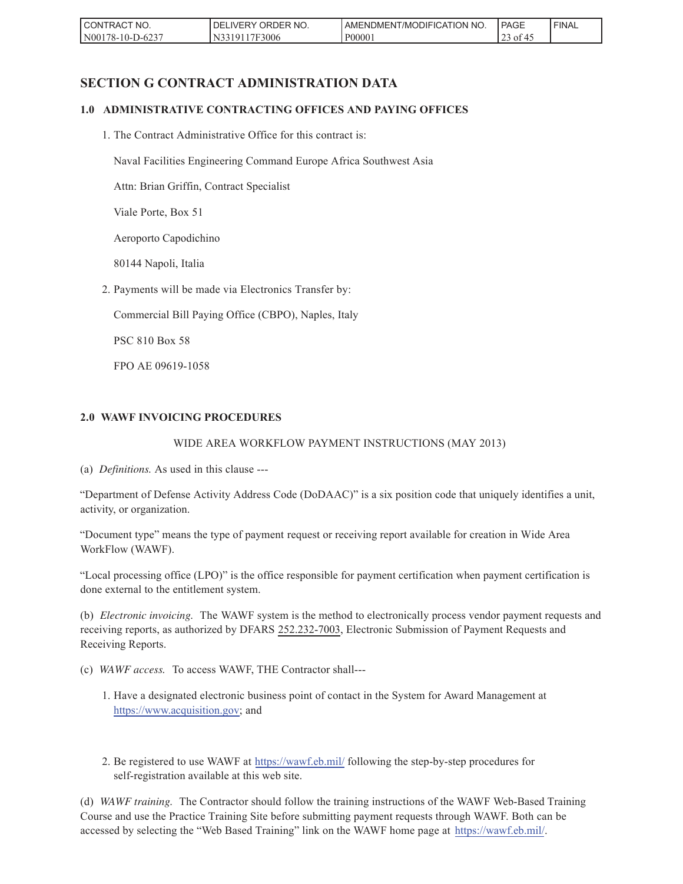## SECTION G CONTRACT ADMINISTRATION DATA

### 1.0 ADMINISTRATIVE CONTRACTING OFFICES AND PAYING OFFICES

1. The Contract Administrative Office for this contract is:

   Naval Facilities Engineering Command Europe Africa Southwest Asia

   Attn: Brian Griffin, Contract Specialist

   Viale Porte, Box 51

   Aeroporto Capodichino

   80144 Napoli, Italia

2. Payments will be made via Electronics Transfer by:

   Commercial Bill Paying Office (CBPO), Naples, Italy

   PSC 810 Box 58

   FPO AE 09619-1058

### 2.0 WAWF INVOICING PROCEDURES

WIDE AREA WORKFLOW PAYMENT INSTRUCTIONS (MAY 2013)

(a) *Definitions.* As used in this clause ---

"Department of Defense Activity Address Code (DoDAAC)" is a six position code that uniquely identifies a unit, activity, or organization.

"Document type" means the type of payment request or receiving report available for creation in Wide Area WorkFlow (WAWF).

"Local processing office (LPO)" is the office responsible for payment certification when payment certification is done external to the entitlement system.

(b) *Electronic invoicing.* The WAWF system is the method to electronically process vendor payment requests and receiving reports, as authorized by DFARS 252.232-7003, Electronic Submission of Payment Requests and Receiving Reports.

(c) *WAWF access.* To access WAWF, THE Contractor shall---

1. Have a designated electronic business point of contact in the System for Award Management at https://www.acquisition.gov; and

2. Be registered to use WAWF at https://wawf.eb.mil/ following the step-by-step procedures for self-registration available at this web site.

(d) *WAWF training.* The Contractor should follow the training instructions of the WAWF Web-Based Training Course and use the Practice Training Site before submitting payment requests through WAWF. Both can be accessed by selecting the "Web Based Training" link on the WAWF home page at https://wawf.eb.mil/.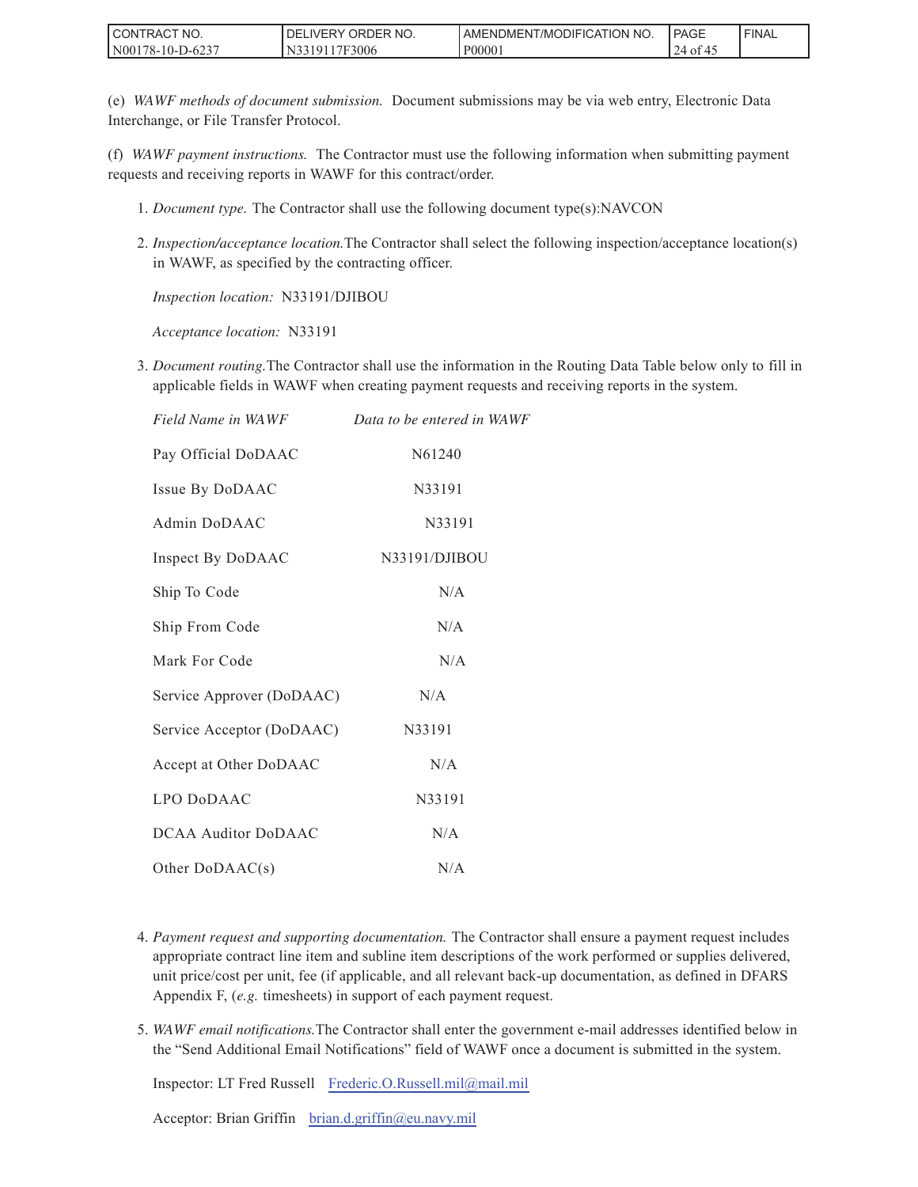(e) *WAWF methods of document submission.* Document submissions may be via web entry, Electronic Data Interchange, or File Transfer Protocol.

(f) *WAWF payment instructions.* The Contractor must use the following information when submitting payment requests and receiving reports in WAWF for this contract/order.

1. *Document type.* The Contractor shall use the following document type(s):NAVCON

2. *Inspection/acceptance location.*The Contractor shall select the following inspection/acceptance location(s) in WAWF, as specified by the contracting officer.

   *Inspection location:* N33191/DJIBOU

   *Acceptance location:* N33191

3. *Document routing.*The Contractor shall use the information in the Routing Data Table below only to fill in applicable fields in WAWF when creating payment requests and receiving reports in the system.

| *Field Name in WAWF* | *Data to be entered in WAWF* |
|---|---|
| Pay Official DoDAAC | N61240 |
| Issue By DoDAAC | N33191 |
| Admin DoDAAC | N33191 |
| Inspect By DoDAAC | N33191/DJIBOU |
| Ship To Code | N/A |
| Ship From Code | N/A |
| Mark For Code | N/A |
| Service Approver (DoDAAC) | N/A |
| Service Acceptor (DoDAAC) | N33191 |
| Accept at Other DoDAAC | N/A |
| LPO DoDAAC | N33191 |
| DCAA Auditor DoDAAC | N/A |
| Other DoDAAC(s) | N/A |

4. *Payment request and supporting documentation.* The Contractor shall ensure a payment request includes appropriate contract line item and subline item descriptions of the work performed or supplies delivered, unit price/cost per unit, fee (if applicable, and all relevant back-up documentation, as defined in DFARS Appendix F, (*e.g.* timesheets) in support of each payment request.

5. *WAWF email notifications.*The Contractor shall enter the government e-mail addresses identified below in the "Send Additional Email Notifications" field of WAWF once a document is submitted in the system.

   Inspector: LT Fred Russell Frederic.O.Russell.mil@mail.mil

   Acceptor: Brian Griffin brian.d.griffin@eu.navy.mil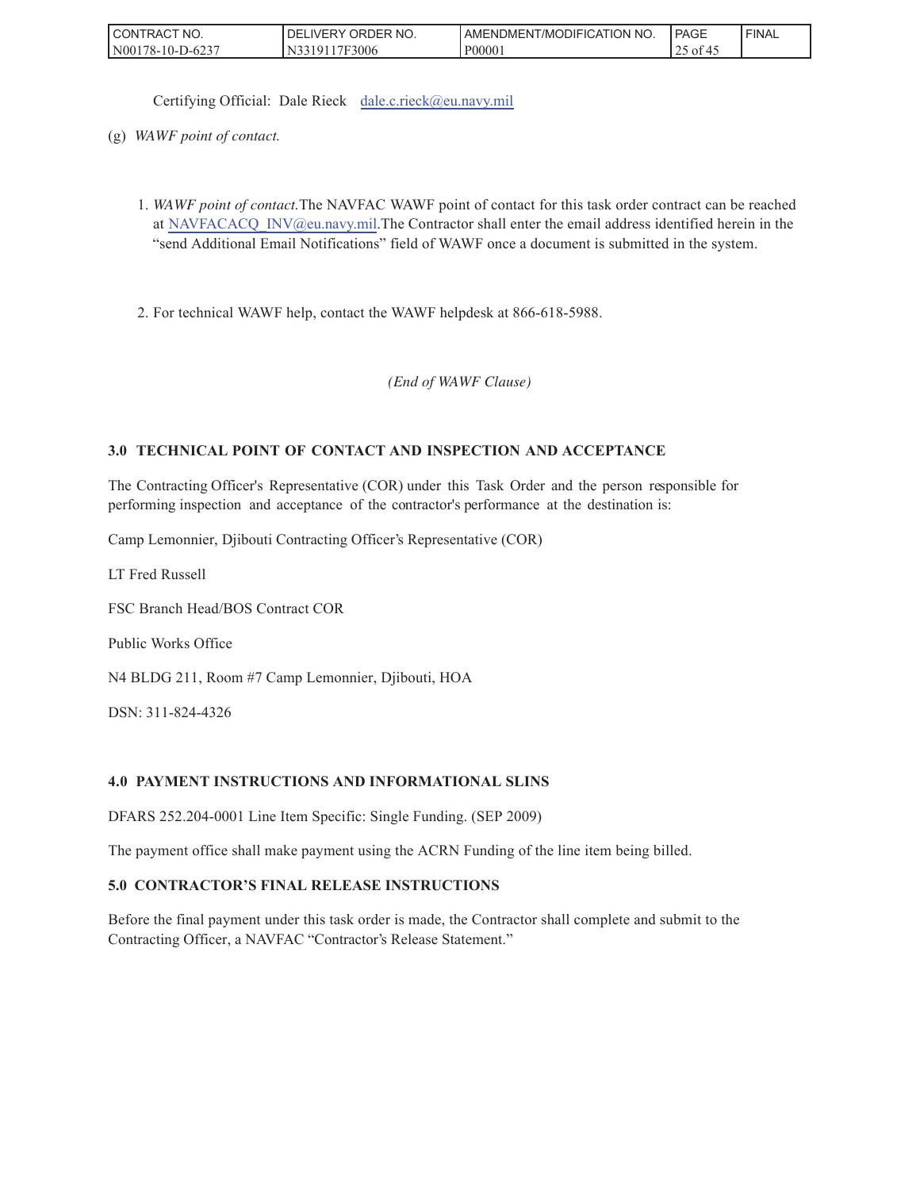Certifying Official: Dale Rieck dale.c.rieck@eu.navy.mil

(g) *WAWF point of contact.*

1. *WAWF point of contact.*The NAVFAC WAWF point of contact for this task order contract can be reached at NAVFACACQ_INV@eu.navy.mil.The Contractor shall enter the email address identified herein in the "send Additional Email Notifications" field of WAWF once a document is submitted in the system.

2. For technical WAWF help, contact the WAWF helpdesk at 866-618-5988.

*(End of WAWF Clause)*

**3.0 TECHNICAL POINT OF CONTACT AND INSPECTION AND ACCEPTANCE**

The Contracting Officer's Representative (COR) under this Task Order and the person responsible for performing inspection and acceptance of the contractor's performance at the destination is:

Camp Lemonnier, Djibouti Contracting Officer's Representative (COR)

LT Fred Russell

FSC Branch Head/BOS Contract COR

Public Works Office

N4 BLDG 211, Room #7 Camp Lemonnier, Djibouti, HOA

DSN: 311-824-4326

**4.0 PAYMENT INSTRUCTIONS AND INFORMATIONAL SLINS**

DFARS 252.204-0001 Line Item Specific: Single Funding. (SEP 2009)

The payment office shall make payment using the ACRN Funding of the line item being billed.

**5.0 CONTRACTOR'S FINAL RELEASE INSTRUCTIONS**

Before the final payment under this task order is made, the Contractor shall complete and submit to the Contracting Officer, a NAVFAC "Contractor's Release Statement."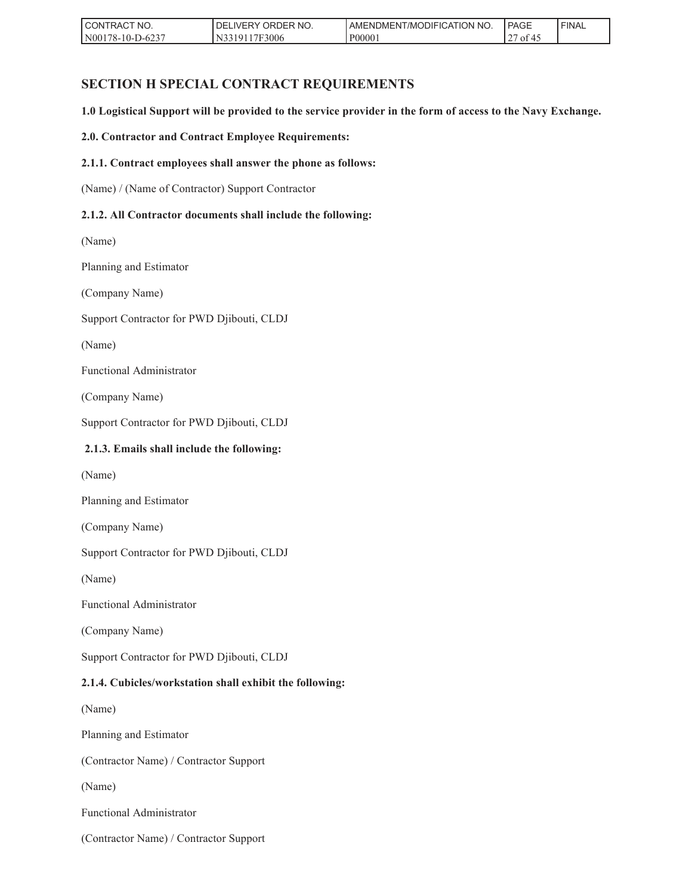## SECTION H SPECIAL CONTRACT REQUIREMENTS

**1.0 Logistical Support will be provided to the service provider in the form of access to the Navy Exchange.**

**2.0. Contractor and Contract Employee Requirements:**

**2.1.1. Contract employees shall answer the phone as follows:**

(Name) / (Name of Contractor) Support Contractor

**2.1.2. All Contractor documents shall include the following:**

(Name)

Planning and Estimator

(Company Name)

Support Contractor for PWD Djibouti, CLDJ

(Name)

Functional Administrator

(Company Name)

Support Contractor for PWD Djibouti, CLDJ

**2.1.3. Emails shall include the following:**

(Name)

Planning and Estimator

(Company Name)

Support Contractor for PWD Djibouti, CLDJ

(Name)

Functional Administrator

(Company Name)

Support Contractor for PWD Djibouti, CLDJ

**2.1.4. Cubicles/workstation shall exhibit the following:**

(Name)

Planning and Estimator

(Contractor Name) / Contractor Support

(Name)

Functional Administrator

(Contractor Name) / Contractor Support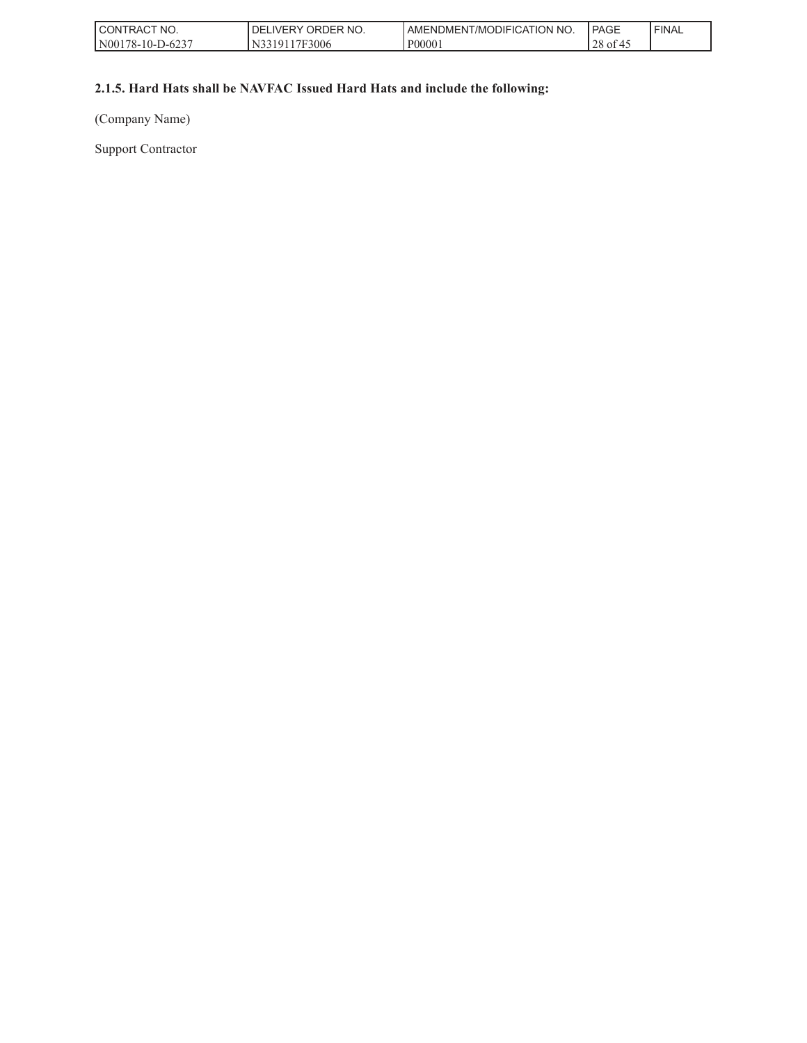**2.1.5. Hard Hats shall be NAVFAC Issued Hard Hats and include the following:**

(Company Name)

Support Contractor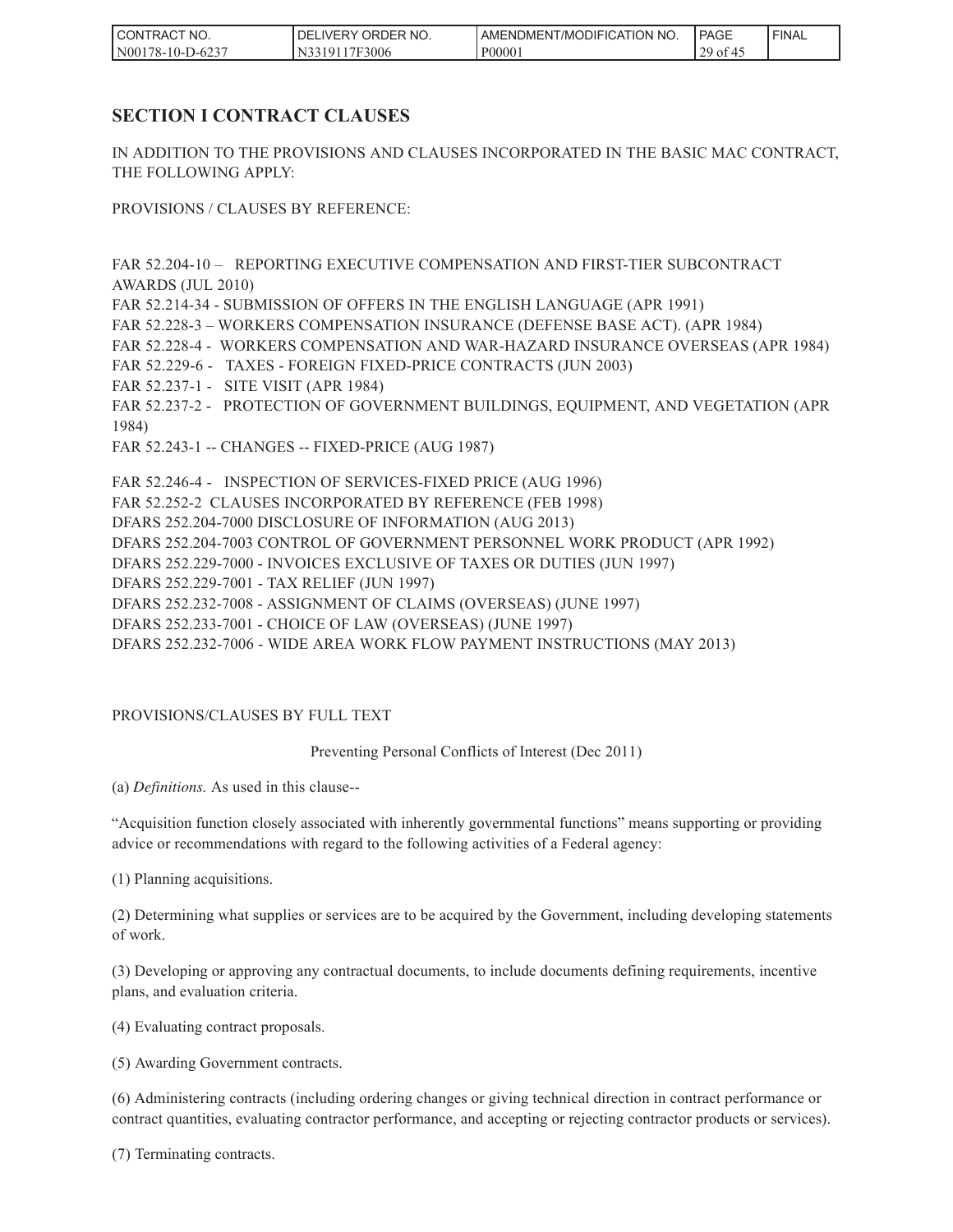## SECTION I CONTRACT CLAUSES

IN ADDITION TO THE PROVISIONS AND CLAUSES INCORPORATED IN THE BASIC MAC CONTRACT, THE FOLLOWING APPLY:

PROVISIONS / CLAUSES BY REFERENCE:

FAR 52.204-10 – REPORTING EXECUTIVE COMPENSATION AND FIRST-TIER SUBCONTRACT AWARDS (JUL 2010)
FAR 52.214-34 - SUBMISSION OF OFFERS IN THE ENGLISH LANGUAGE (APR 1991)
FAR 52.228-3 – WORKERS COMPENSATION INSURANCE (DEFENSE BASE ACT). (APR 1984)
FAR 52.228-4 - WORKERS COMPENSATION AND WAR-HAZARD INSURANCE OVERSEAS (APR 1984)
FAR 52.229-6 - TAXES - FOREIGN FIXED-PRICE CONTRACTS (JUN 2003)
FAR 52.237-1 - SITE VISIT (APR 1984)
FAR 52.237-2 - PROTECTION OF GOVERNMENT BUILDINGS, EQUIPMENT, AND VEGETATION (APR 1984)
FAR 52.243-1 -- CHANGES -- FIXED-PRICE (AUG 1987)

FAR 52.246-4 - INSPECTION OF SERVICES-FIXED PRICE (AUG 1996)
FAR 52.252-2 CLAUSES INCORPORATED BY REFERENCE (FEB 1998)
DFARS 252.204-7000 DISCLOSURE OF INFORMATION (AUG 2013)
DFARS 252.204-7003 CONTROL OF GOVERNMENT PERSONNEL WORK PRODUCT (APR 1992)
DFARS 252.229-7000 - INVOICES EXCLUSIVE OF TAXES OR DUTIES (JUN 1997)
DFARS 252.229-7001 - TAX RELIEF (JUN 1997)
DFARS 252.232-7008 - ASSIGNMENT OF CLAIMS (OVERSEAS) (JUNE 1997)
DFARS 252.233-7001 - CHOICE OF LAW (OVERSEAS) (JUNE 1997)
DFARS 252.232-7006 - WIDE AREA WORK FLOW PAYMENT INSTRUCTIONS (MAY 2013)

PROVISIONS/CLAUSES BY FULL TEXT

Preventing Personal Conflicts of Interest (Dec 2011)

(a) *Definitions.* As used in this clause--

"Acquisition function closely associated with inherently governmental functions" means supporting or providing advice or recommendations with regard to the following activities of a Federal agency:

(1) Planning acquisitions.

(2) Determining what supplies or services are to be acquired by the Government, including developing statements of work.

(3) Developing or approving any contractual documents, to include documents defining requirements, incentive plans, and evaluation criteria.

(4) Evaluating contract proposals.

(5) Awarding Government contracts.

(6) Administering contracts (including ordering changes or giving technical direction in contract performance or contract quantities, evaluating contractor performance, and accepting or rejecting contractor products or services).

(7) Terminating contracts.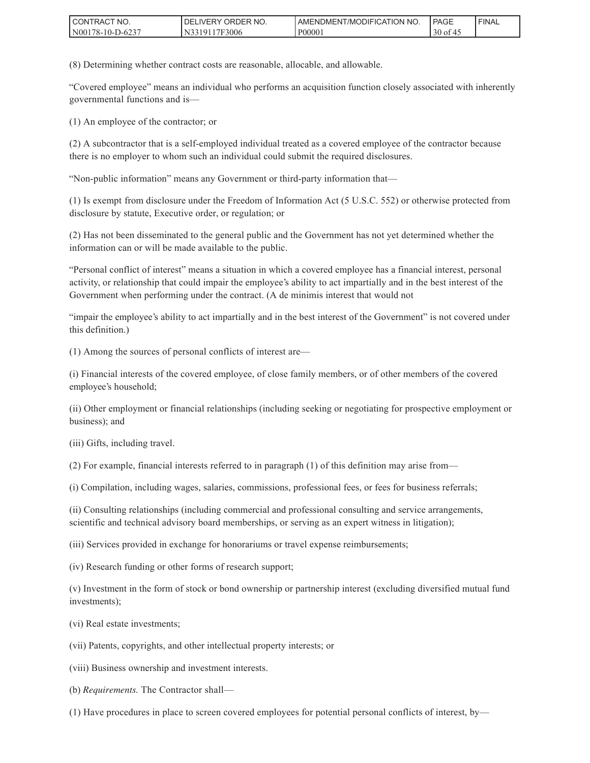(8) Determining whether contract costs are reasonable, allocable, and allowable.

"Covered employee" means an individual who performs an acquisition function closely associated with inherently governmental functions and is—

(1) An employee of the contractor; or

(2) A subcontractor that is a self-employed individual treated as a covered employee of the contractor because there is no employer to whom such an individual could submit the required disclosures.

"Non-public information" means any Government or third-party information that—

(1) Is exempt from disclosure under the Freedom of Information Act (5 U.S.C. 552) or otherwise protected from disclosure by statute, Executive order, or regulation; or

(2) Has not been disseminated to the general public and the Government has not yet determined whether the information can or will be made available to the public.

"Personal conflict of interest" means a situation in which a covered employee has a financial interest, personal activity, or relationship that could impair the employee's ability to act impartially and in the best interest of the Government when performing under the contract. (A de minimis interest that would not

"impair the employee's ability to act impartially and in the best interest of the Government" is not covered under this definition.)

(1) Among the sources of personal conflicts of interest are—

(i) Financial interests of the covered employee, of close family members, or of other members of the covered employee's household;

(ii) Other employment or financial relationships (including seeking or negotiating for prospective employment or business); and

(iii) Gifts, including travel.

(2) For example, financial interests referred to in paragraph (1) of this definition may arise from—

(i) Compilation, including wages, salaries, commissions, professional fees, or fees for business referrals;

(ii) Consulting relationships (including commercial and professional consulting and service arrangements, scientific and technical advisory board memberships, or serving as an expert witness in litigation);

(iii) Services provided in exchange for honorariums or travel expense reimbursements;

(iv) Research funding or other forms of research support;

(v) Investment in the form of stock or bond ownership or partnership interest (excluding diversified mutual fund investments);

(vi) Real estate investments;

(vii) Patents, copyrights, and other intellectual property interests; or

(viii) Business ownership and investment interests.

(b) *Requirements.* The Contractor shall—

(1) Have procedures in place to screen covered employees for potential personal conflicts of interest, by—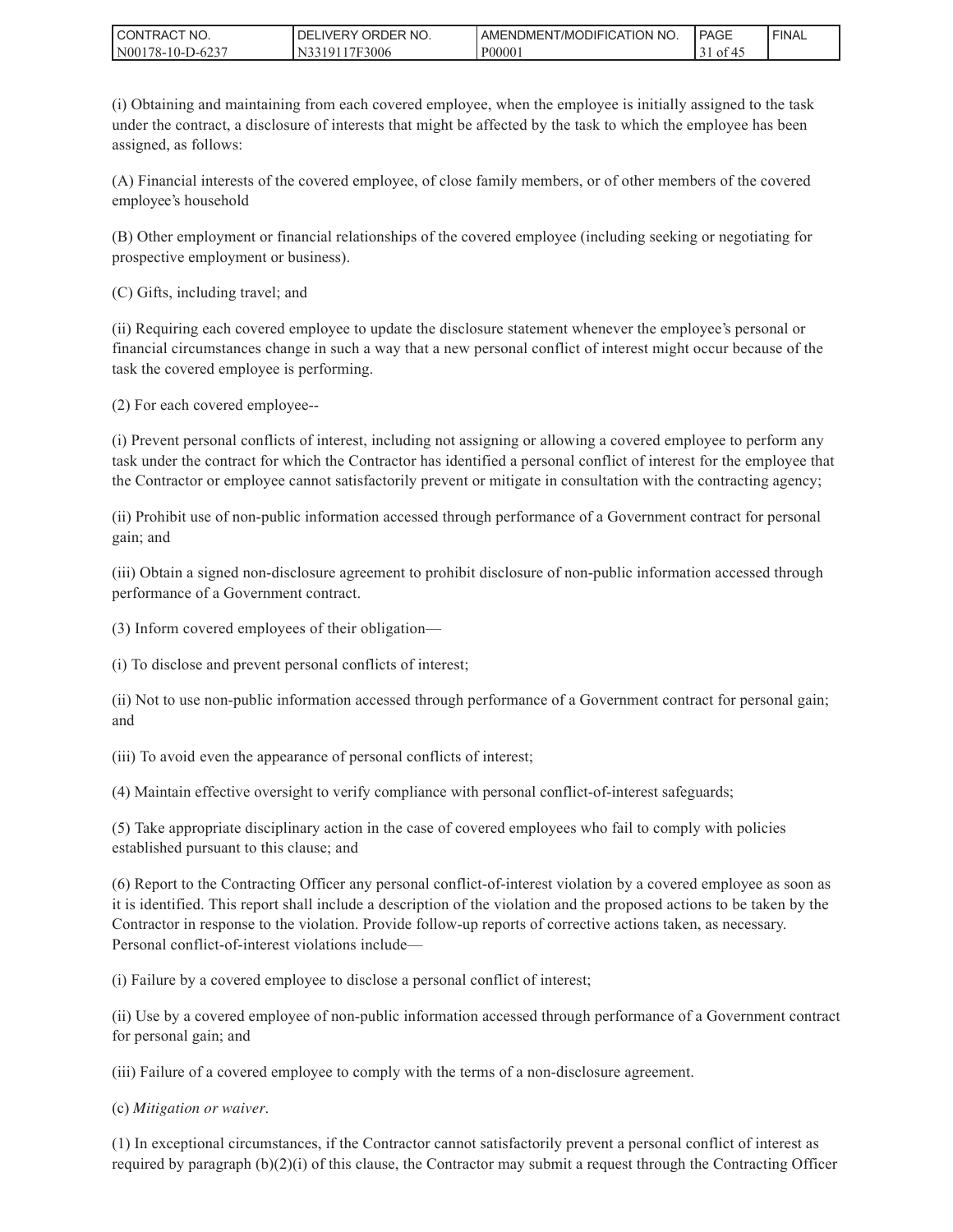(i) Obtaining and maintaining from each covered employee, when the employee is initially assigned to the task under the contract, a disclosure of interests that might be affected by the task to which the employee has been assigned, as follows:

(A) Financial interests of the covered employee, of close family members, or of other members of the covered employee's household

(B) Other employment or financial relationships of the covered employee (including seeking or negotiating for prospective employment or business).

(C) Gifts, including travel; and

(ii) Requiring each covered employee to update the disclosure statement whenever the employee's personal or financial circumstances change in such a way that a new personal conflict of interest might occur because of the task the covered employee is performing.

(2) For each covered employee--

(i) Prevent personal conflicts of interest, including not assigning or allowing a covered employee to perform any task under the contract for which the Contractor has identified a personal conflict of interest for the employee that the Contractor or employee cannot satisfactorily prevent or mitigate in consultation with the contracting agency;

(ii) Prohibit use of non-public information accessed through performance of a Government contract for personal gain; and

(iii) Obtain a signed non-disclosure agreement to prohibit disclosure of non-public information accessed through performance of a Government contract.

(3) Inform covered employees of their obligation—

(i) To disclose and prevent personal conflicts of interest;

(ii) Not to use non-public information accessed through performance of a Government contract for personal gain; and

(iii) To avoid even the appearance of personal conflicts of interest;

(4) Maintain effective oversight to verify compliance with personal conflict-of-interest safeguards;

(5) Take appropriate disciplinary action in the case of covered employees who fail to comply with policies established pursuant to this clause; and

(6) Report to the Contracting Officer any personal conflict-of-interest violation by a covered employee as soon as it is identified. This report shall include a description of the violation and the proposed actions to be taken by the Contractor in response to the violation. Provide follow-up reports of corrective actions taken, as necessary. Personal conflict-of-interest violations include—

(i) Failure by a covered employee to disclose a personal conflict of interest;

(ii) Use by a covered employee of non-public information accessed through performance of a Government contract for personal gain; and

(iii) Failure of a covered employee to comply with the terms of a non-disclosure agreement.

(c) *Mitigation or waiver*.

(1) In exceptional circumstances, if the Contractor cannot satisfactorily prevent a personal conflict of interest as required by paragraph (b)(2)(i) of this clause, the Contractor may submit a request through the Contracting Officer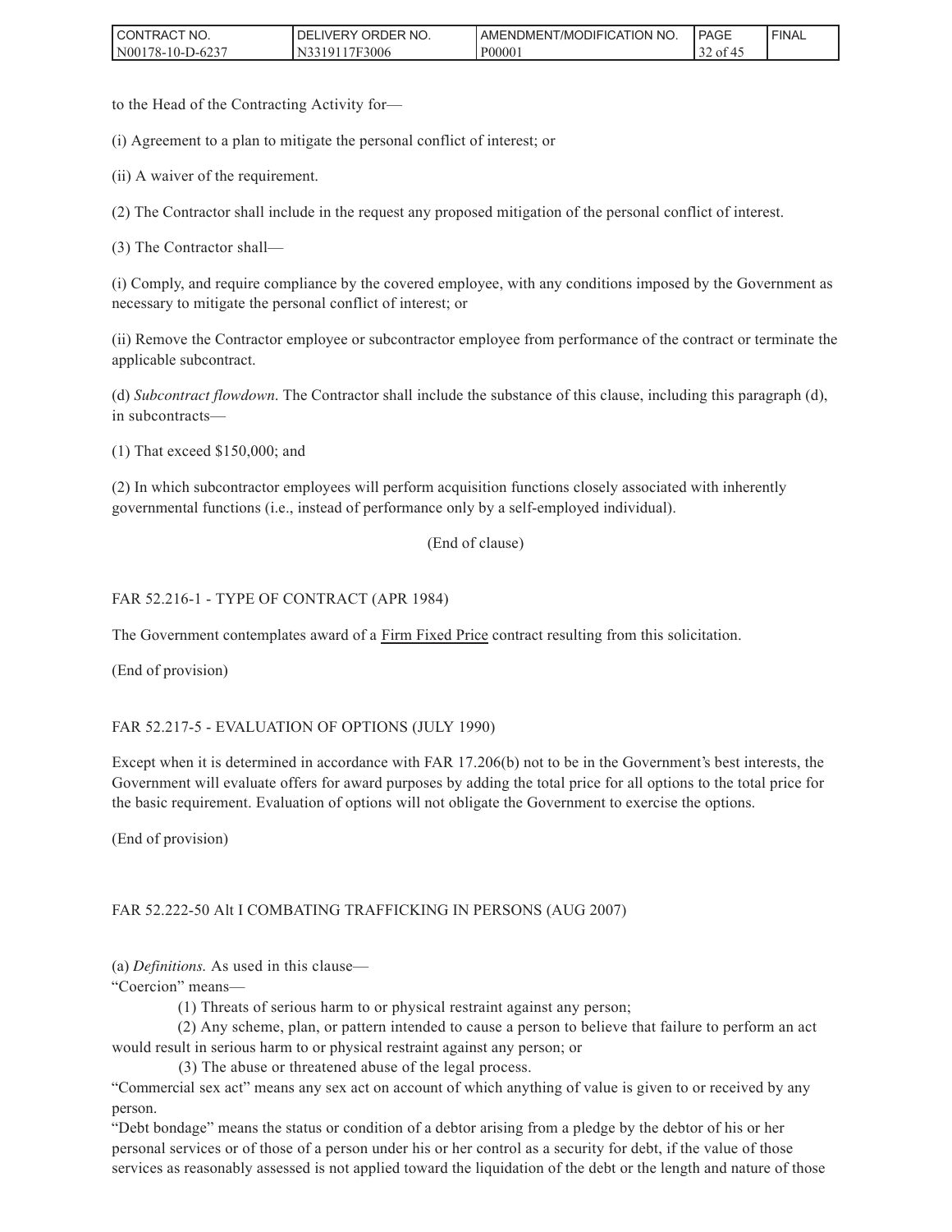to the Head of the Contracting Activity for—

(i) Agreement to a plan to mitigate the personal conflict of interest; or

(ii) A waiver of the requirement.

(2) The Contractor shall include in the request any proposed mitigation of the personal conflict of interest.

(3) The Contractor shall—

(i) Comply, and require compliance by the covered employee, with any conditions imposed by the Government as necessary to mitigate the personal conflict of interest; or

(ii) Remove the Contractor employee or subcontractor employee from performance of the contract or terminate the applicable subcontract.

(d) *Subcontract flowdown.* The Contractor shall include the substance of this clause, including this paragraph (d), in subcontracts—

(1) That exceed $150,000; and

(2) In which subcontractor employees will perform acquisition functions closely associated with inherently governmental functions (i.e., instead of performance only by a self-employed individual).

(End of clause)

FAR 52.216-1 - TYPE OF CONTRACT (APR 1984)

The Government contemplates award of a Firm Fixed Price contract resulting from this solicitation.

(End of provision)

FAR 52.217-5 - EVALUATION OF OPTIONS (JULY 1990)

Except when it is determined in accordance with FAR 17.206(b) not to be in the Government's best interests, the Government will evaluate offers for award purposes by adding the total price for all options to the total price for the basic requirement. Evaluation of options will not obligate the Government to exercise the options.

(End of provision)

FAR 52.222-50 Alt I COMBATING TRAFFICKING IN PERSONS (AUG 2007)

(a) *Definitions.* As used in this clause—

"Coercion" means—

(1) Threats of serious harm to or physical restraint against any person;

(2) Any scheme, plan, or pattern intended to cause a person to believe that failure to perform an act would result in serious harm to or physical restraint against any person; or

(3) The abuse or threatened abuse of the legal process.

"Commercial sex act" means any sex act on account of which anything of value is given to or received by any person.

"Debt bondage" means the status or condition of a debtor arising from a pledge by the debtor of his or her personal services or of those of a person under his or her control as a security for debt, if the value of those services as reasonably assessed is not applied toward the liquidation of the debt or the length and nature of those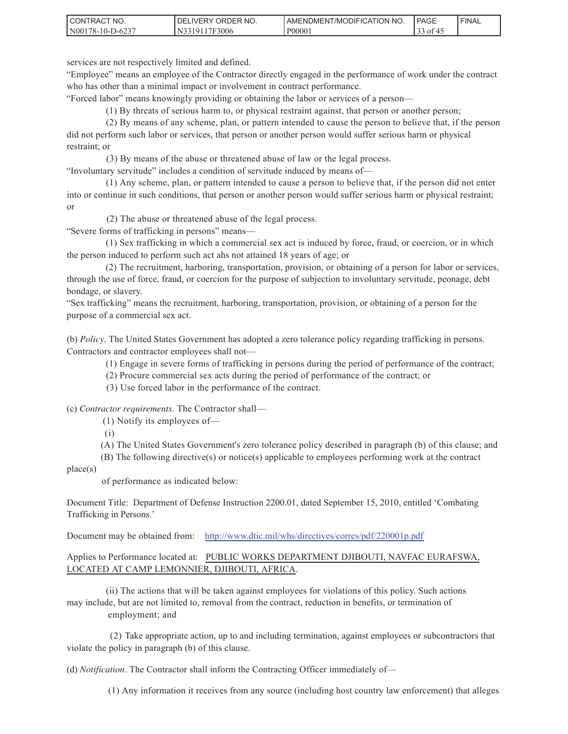services are not respectively limited and defined.

"Employee" means an employee of the Contractor directly engaged in the performance of work under the contract who has other than a minimal impact or involvement in contract performance.

"Forced labor" means knowingly providing or obtaining the labor or services of a person—

(1) By threats of serious harm to, or physical restraint against, that person or another person;

(2) By means of any scheme, plan, or pattern intended to cause the person to believe that, if the person did not perform such labor or services, that person or another person would suffer serious harm or physical restraint; or

(3) By means of the abuse or threatened abuse of law or the legal process.

"Involuntary servitude" includes a condition of servitude induced by means of—

(1) Any scheme, plan, or pattern intended to cause a person to believe that, if the person did not enter into or continue in such conditions, that person or another person would suffer serious harm or physical restraint; or

(2) The abuse or threatened abuse of the legal process.

"Severe forms of trafficking in persons" means—

(1) Sex trafficking in which a commercial sex act is induced by force, fraud, or coercion, or in which the person induced to perform such act ahs not attained 18 years of age; or

(2) The recruitment, harboring, transportation, provision, or obtaining of a person for labor or services, through the use of force, fraud, or coercion for the purpose of subjection to involuntary servitude, peonage, debt bondage, or slavery.

"Sex trafficking" means the recruitment, harboring, transportation, provision, or obtaining of a person for the purpose of a commercial sex act.

(b) *Policy*. The United States Government has adopted a zero tolerance policy regarding trafficking in persons. Contractors and contractor employees shall not—

(1) Engage in severe forms of trafficking in persons during the period of performance of the contract;

(2) Procure commercial sex acts during the period of performance of the contract; or

(3) Use forced labor in the performance of the contract.

(c) *Contractor requirements*. The Contractor shall—

(1) Notify its employees of—

(i)

(A) The United States Government's zero tolerance policy described in paragraph (b) of this clause; and

(B) The following directive(s) or notice(s) applicable to employees performing work at the contract place(s) of performance as indicated below:

Document Title: Department of Defense Instruction 2200.01, dated September 15, 2010, entitled 'Combating Trafficking in Persons.'

Document may be obtained from: http://www.dtic.mil/whs/directives/corres/pdf/220001p.pdf

Applies to Performance located at: PUBLIC WORKS DEPARTMENT DJIBOUTI, NAVFAC EURAFSWA, LOCATED AT CAMP LEMONNIER, DJIBOUTI, AFRICA.

(ii) The actions that will be taken against employees for violations of this policy. Such actions may include, but are not limited to, removal from the contract, reduction in benefits, or termination of employment; and

(2) Take appropriate action, up to and including termination, against employees or subcontractors that violate the policy in paragraph (b) of this clause.

(d) *Notification*. The Contractor shall inform the Contracting Officer immediately of—

(1) Any information it receives from any source (including host country law enforcement) that alleges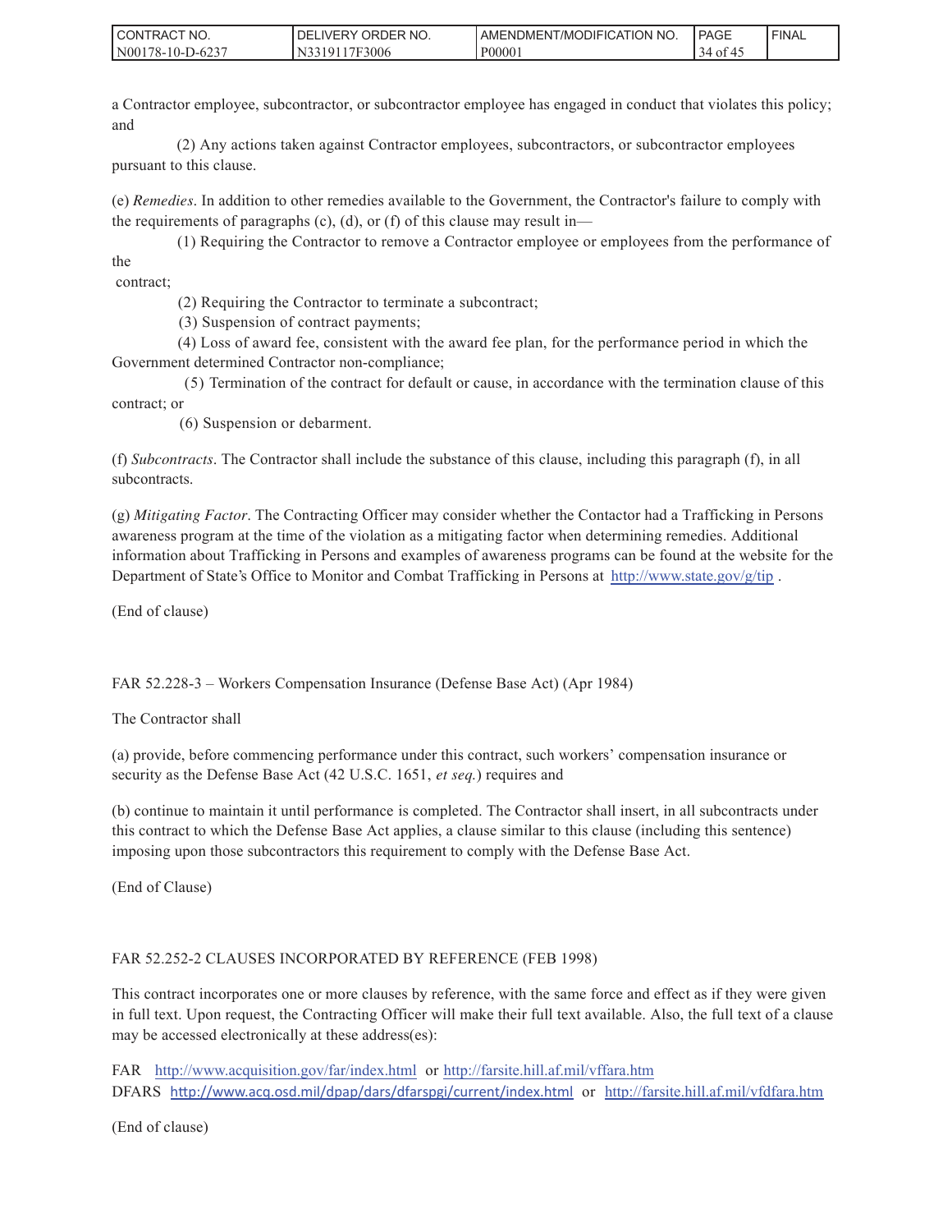a Contractor employee, subcontractor, or subcontractor employee has engaged in conduct that violates this policy; and

(2) Any actions taken against Contractor employees, subcontractors, or subcontractor employees pursuant to this clause.

(e) *Remedies*. In addition to other remedies available to the Government, the Contractor's failure to comply with the requirements of paragraphs (c), (d), or (f) of this clause may result in—

(1) Requiring the Contractor to remove a Contractor employee or employees from the performance of the contract;

(2) Requiring the Contractor to terminate a subcontract;

(3) Suspension of contract payments;

(4) Loss of award fee, consistent with the award fee plan, for the performance period in which the Government determined Contractor non-compliance;

(5) Termination of the contract for default or cause, in accordance with the termination clause of this contract; or

(6) Suspension or debarment.

(f) *Subcontracts*. The Contractor shall include the substance of this clause, including this paragraph (f), in all subcontracts.

(g) *Mitigating Factor*. The Contracting Officer may consider whether the Contactor had a Trafficking in Persons awareness program at the time of the violation as a mitigating factor when determining remedies. Additional information about Trafficking in Persons and examples of awareness programs can be found at the website for the Department of State's Office to Monitor and Combat Trafficking in Persons at http://www.state.gov/g/tip .

(End of clause)

FAR 52.228-3 – Workers Compensation Insurance (Defense Base Act) (Apr 1984)

The Contractor shall

(a) provide, before commencing performance under this contract, such workers' compensation insurance or security as the Defense Base Act (42 U.S.C. 1651, *et seq.*) requires and

(b) continue to maintain it until performance is completed. The Contractor shall insert, in all subcontracts under this contract to which the Defense Base Act applies, a clause similar to this clause (including this sentence) imposing upon those subcontractors this requirement to comply with the Defense Base Act.

(End of Clause)

FAR 52.252-2 CLAUSES INCORPORATED BY REFERENCE (FEB 1998)

This contract incorporates one or more clauses by reference, with the same force and effect as if they were given in full text. Upon request, the Contracting Officer will make their full text available. Also, the full text of a clause may be accessed electronically at these address(es):

FAR http://www.acquisition.gov/far/index.html or http://farsite.hill.af.mil/vffara.htm
DFARS http://www.acq.osd.mil/dpap/dars/dfarspgi/current/index.html or http://farsite.hill.af.mil/vfdfara.htm

(End of clause)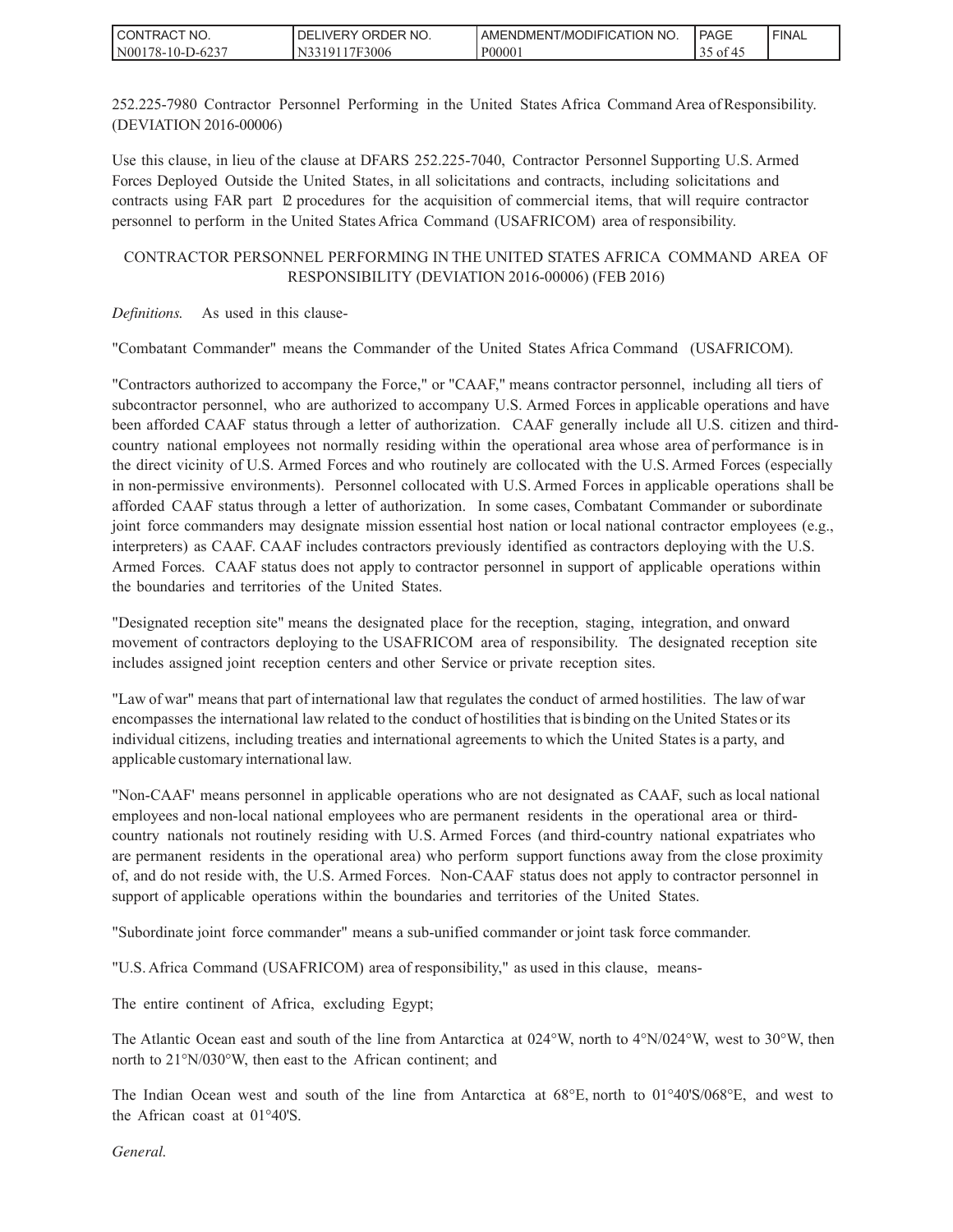252.225-7980 Contractor Personnel Performing in the United States Africa Command Area of Responsibility. (DEVIATION 2016-00006)

Use this clause, in lieu of the clause at DFARS 252.225-7040, Contractor Personnel Supporting U.S. Armed Forces Deployed Outside the United States, in all solicitations and contracts, including solicitations and contracts using FAR part 12 procedures for the acquisition of commercial items, that will require contractor personnel to perform in the United States Africa Command (USAFRICOM) area of responsibility.

CONTRACTOR PERSONNEL PERFORMING IN THE UNITED STATES AFRICA COMMAND AREA OF RESPONSIBILITY (DEVIATION 2016-00006) (FEB 2016)

*Definitions.* As used in this clause-

"Combatant Commander" means the Commander of the United States Africa Command (USAFRICOM).

"Contractors authorized to accompany the Force," or "CAAF," means contractor personnel, including all tiers of subcontractor personnel, who are authorized to accompany U.S. Armed Forces in applicable operations and have been afforded CAAF status through a letter of authorization. CAAF generally include all U.S. citizen and third-country national employees not normally residing within the operational area whose area of performance is in the direct vicinity of U.S. Armed Forces and who routinely are collocated with the U.S. Armed Forces (especially in non-permissive environments). Personnel collocated with U.S. Armed Forces in applicable operations shall be afforded CAAF status through a letter of authorization. In some cases, Combatant Commander or subordinate joint force commanders may designate mission essential host nation or local national contractor employees (e.g., interpreters) as CAAF. CAAF includes contractors previously identified as contractors deploying with the U.S. Armed Forces. CAAF status does not apply to contractor personnel in support of applicable operations within the boundaries and territories of the United States.

"Designated reception site" means the designated place for the reception, staging, integration, and onward movement of contractors deploying to the USAFRICOM area of responsibility. The designated reception site includes assigned joint reception centers and other Service or private reception sites.

"Law of war" means that part of international law that regulates the conduct of armed hostilities. The law of war encompasses the international law related to the conduct of hostilities that is binding on the United States or its individual citizens, including treaties and international agreements to which the United States is a party, and applicable customary international law.

"Non-CAAF' means personnel in applicable operations who are not designated as CAAF, such as local national employees and non-local national employees who are permanent residents in the operational area or third-country nationals not routinely residing with U.S. Armed Forces (and third-country national expatriates who are permanent residents in the operational area) who perform support functions away from the close proximity of, and do not reside with, the U.S. Armed Forces. Non-CAAF status does not apply to contractor personnel in support of applicable operations within the boundaries and territories of the United States.

"Subordinate joint force commander" means a sub-unified commander or joint task force commander.

"U.S. Africa Command (USAFRICOM) area of responsibility," as used in this clause, means-

The entire continent of Africa, excluding Egypt;

The Atlantic Ocean east and south of the line from Antarctica at 024°W, north to 4°N/024°W, west to 30°W, then north to 21°N/030°W, then east to the African continent; and

The Indian Ocean west and south of the line from Antarctica at 68°E, north to 01°40'S/068°E, and west to the African coast at 01°40'S.

*General.*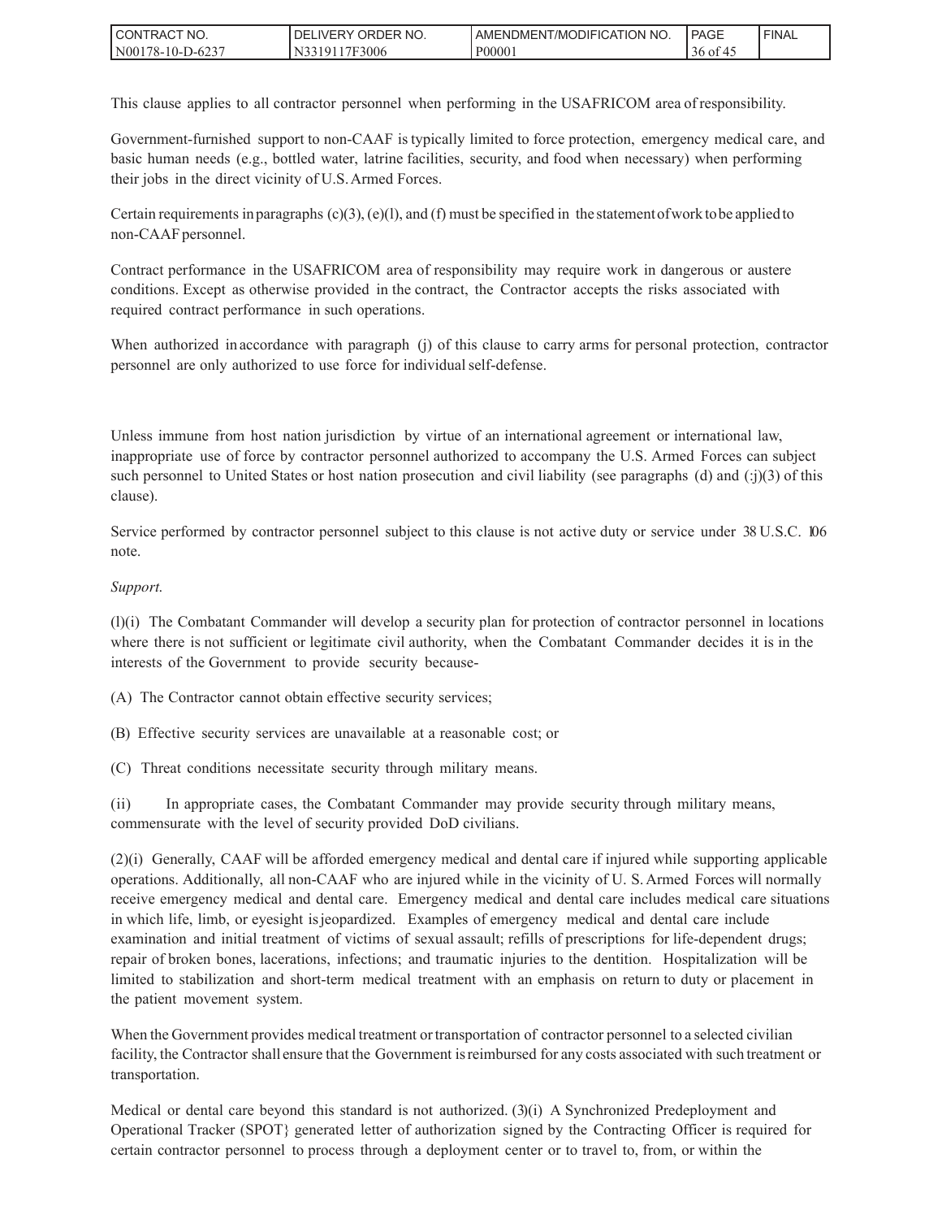This clause applies to all contractor personnel when performing in the USAFRICOM area of responsibility.

Government-furnished support to non-CAAF is typically limited to force protection, emergency medical care, and basic human needs (e.g., bottled water, latrine facilities, security, and food when necessary) when performing their jobs in the direct vicinity of U.S. Armed Forces.

Certain requirements in paragraphs (c)(3), (e)(l), and (f) must be specified in the statement of work to be applied to non-CAAF personnel.

Contract performance in the USAFRICOM area of responsibility may require work in dangerous or austere conditions. Except as otherwise provided in the contract, the Contractor accepts the risks associated with required contract performance in such operations.

When authorized in accordance with paragraph (j) of this clause to carry arms for personal protection, contractor personnel are only authorized to use force for individual self-defense.

Unless immune from host nation jurisdiction by virtue of an international agreement or international law, inappropriate use of force by contractor personnel authorized to accompany the U.S. Armed Forces can subject such personnel to United States or host nation prosecution and civil liability (see paragraphs (d) and (:j)(3) of this clause).

Service performed by contractor personnel subject to this clause is not active duty or service under 38 U.S.C. 106 note.

*Support.*

(l)(i) The Combatant Commander will develop a security plan for protection of contractor personnel in locations where there is not sufficient or legitimate civil authority, when the Combatant Commander decides it is in the interests of the Government to provide security because-

(A) The Contractor cannot obtain effective security services;

(B) Effective security services are unavailable at a reasonable cost; or

(C) Threat conditions necessitate security through military means.

(ii) In appropriate cases, the Combatant Commander may provide security through military means, commensurate with the level of security provided DoD civilians.

(2)(i) Generally, CAAF will be afforded emergency medical and dental care if injured while supporting applicable operations. Additionally, all non-CAAF who are injured while in the vicinity of U. S. Armed Forces will normally receive emergency medical and dental care. Emergency medical and dental care includes medical care situations in which life, limb, or eyesight is jeopardized. Examples of emergency medical and dental care include examination and initial treatment of victims of sexual assault; refills of prescriptions for life-dependent drugs; repair of broken bones, lacerations, infections; and traumatic injuries to the dentition. Hospitalization will be limited to stabilization and short-term medical treatment with an emphasis on return to duty or placement in the patient movement system.

When the Government provides medical treatment or transportation of contractor personnel to a selected civilian facility, the Contractor shall ensure that the Government is reimbursed for any costs associated with such treatment or transportation.

Medical or dental care beyond this standard is not authorized. (3)(i) A Synchronized Predeployment and Operational Tracker (SPOT} generated letter of authorization signed by the Contracting Officer is required for certain contractor personnel to process through a deployment center or to travel to, from, or within the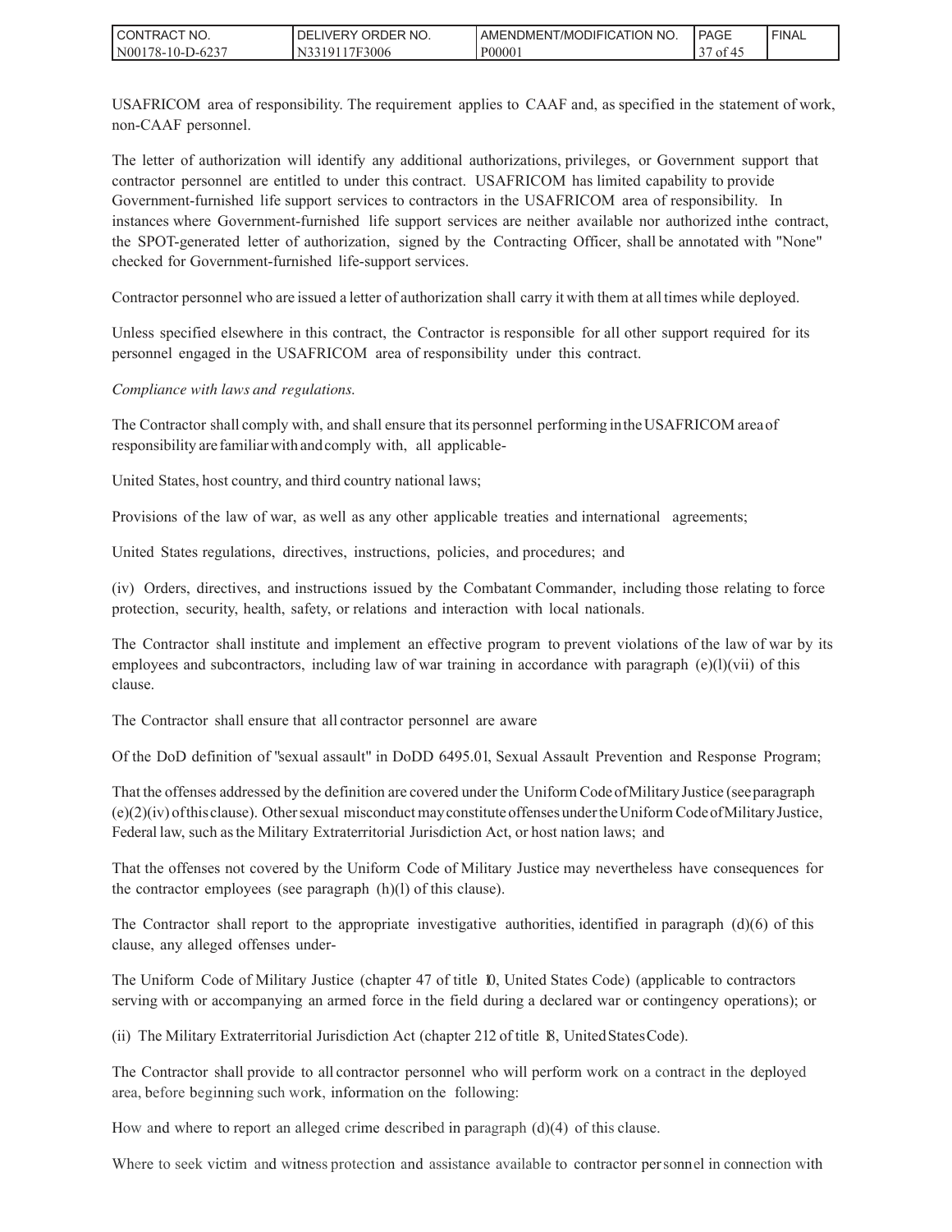USAFRICOM area of responsibility. The requirement applies to CAAF and, as specified in the statement of work, non-CAAF personnel.

The letter of authorization will identify any additional authorizations, privileges, or Government support that contractor personnel are entitled to under this contract. USAFRICOM has limited capability to provide Government-furnished life support services to contractors in the USAFRICOM area of responsibility. In instances where Government-furnished life support services are neither available nor authorized inthe contract, the SPOT-generated letter of authorization, signed by the Contracting Officer, shall be annotated with "None" checked for Government-furnished life-support services.

Contractor personnel who are issued a letter of authorization shall carry it with them at all times while deployed.

Unless specified elsewhere in this contract, the Contractor is responsible for all other support required for its personnel engaged in the USAFRICOM area of responsibility under this contract.

*Compliance with laws and regulations.*

The Contractor shall comply with, and shall ensure that its personnel performing in the USAFRICOM area of responsibility are familiar with and comply with, all applicable-

United States, host country, and third country national laws;

Provisions of the law of war, as well as any other applicable treaties and international agreements;

United States regulations, directives, instructions, policies, and procedures; and

(iv) Orders, directives, and instructions issued by the Combatant Commander, including those relating to force protection, security, health, safety, or relations and interaction with local nationals.

The Contractor shall institute and implement an effective program to prevent violations of the law of war by its employees and subcontractors, including law of war training in accordance with paragraph (e)(l)(vii) of this clause.

The Contractor shall ensure that all contractor personnel are aware

Of the DoD definition of "sexual assault" in DoDD 6495.01, Sexual Assault Prevention and Response Program;

That the offenses addressed by the definition are covered under the Uniform Code of Military Justice (see paragraph (e)(2)(iv) of this clause). Other sexual misconduct may constitute offenses under the Uniform Code of Military Justice, Federal law, such as the Military Extraterritorial Jurisdiction Act, or host nation laws; and

That the offenses not covered by the Uniform Code of Military Justice may nevertheless have consequences for the contractor employees (see paragraph (h)(l) of this clause).

The Contractor shall report to the appropriate investigative authorities, identified in paragraph (d)(6) of this clause, any alleged offenses under-

The Uniform Code of Military Justice (chapter 47 of title 10, United States Code) (applicable to contractors serving with or accompanying an armed force in the field during a declared war or contingency operations); or

(ii) The Military Extraterritorial Jurisdiction Act (chapter 212 of title 18, United States Code).

The Contractor shall provide to all contractor personnel who will perform work on a contract in the deployed area, before beginning such work, information on the following:

How and where to report an alleged crime described in paragraph (d)(4) of this clause.

Where to seek victim and witness protection and assistance available to contractor personnel in connection with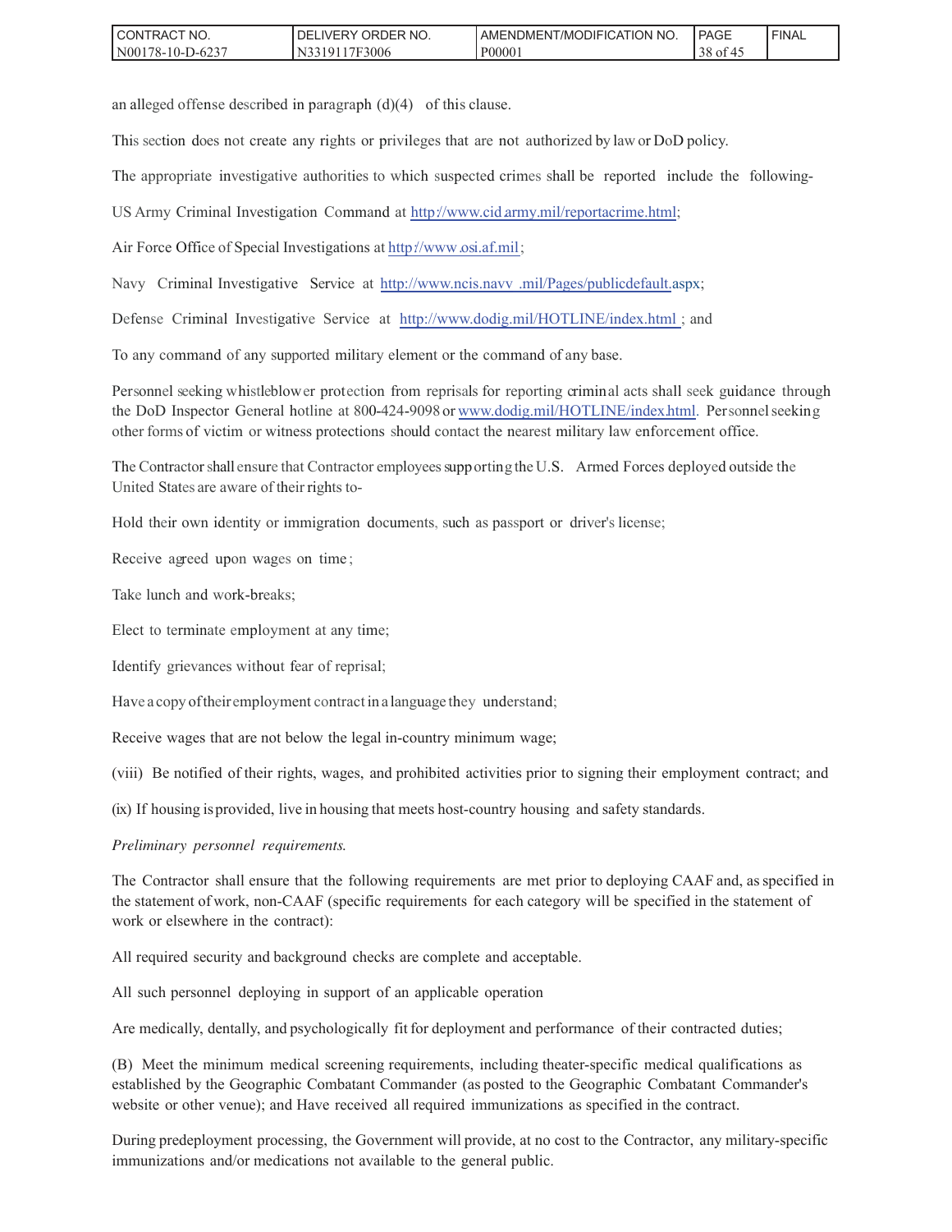an alleged offense described in paragraph (d)(4) of this clause.

This section does not create any rights or privileges that are not authorized by law or DoD policy.

The appropriate investigative authorities to which suspected crimes shall be reported include the following-

US Army Criminal Investigation Command at http://www.cid.army.mil/reportacrime.html;

Air Force Office of Special Investigations at http://www.osi.af.mil;

Navy Criminal Investigative Service at http://www.ncis.navv .mil/Pages/publicdefault.aspx;

Defense Criminal Investigative Service at http://www.dodig.mil/HOTLINE/index.html ; and

To any command of any supported military element or the command of any base.

Personnel seeking whistleblower protection from reprisals for reporting criminal acts shall seek guidance through the DoD Inspector General hotline at 800-424-9098 or www.dodig.mil/HOTLINE/index.html. Personnel seeking other forms of victim or witness protections should contact the nearest military law enforcement office.

The Contractor shall ensure that Contractor employees supporting the U.S. Armed Forces deployed outside the United States are aware of their rights to-

Hold their own identity or immigration documents, such as passport or driver's license;

Receive agreed upon wages on time;

Take lunch and work-breaks;

Elect to terminate employment at any time;

Identify grievances without fear of reprisal;

Have a copy of their employment contract in a language they understand;

Receive wages that are not below the legal in-country minimum wage;

(viii) Be notified of their rights, wages, and prohibited activities prior to signing their employment contract; and

(ix) If housing is provided, live in housing that meets host-country housing and safety standards.

*Preliminary personnel requirements.*

The Contractor shall ensure that the following requirements are met prior to deploying CAAF and, as specified in the statement of work, non-CAAF (specific requirements for each category will be specified in the statement of work or elsewhere in the contract):

All required security and background checks are complete and acceptable.

All such personnel deploying in support of an applicable operation

Are medically, dentally, and psychologically fit for deployment and performance of their contracted duties;

(B) Meet the minimum medical screening requirements, including theater-specific medical qualifications as established by the Geographic Combatant Commander (as posted to the Geographic Combatant Commander's website or other venue); and Have received all required immunizations as specified in the contract.

During predeployment processing, the Government will provide, at no cost to the Contractor, any military-specific immunizations and/or medications not available to the general public.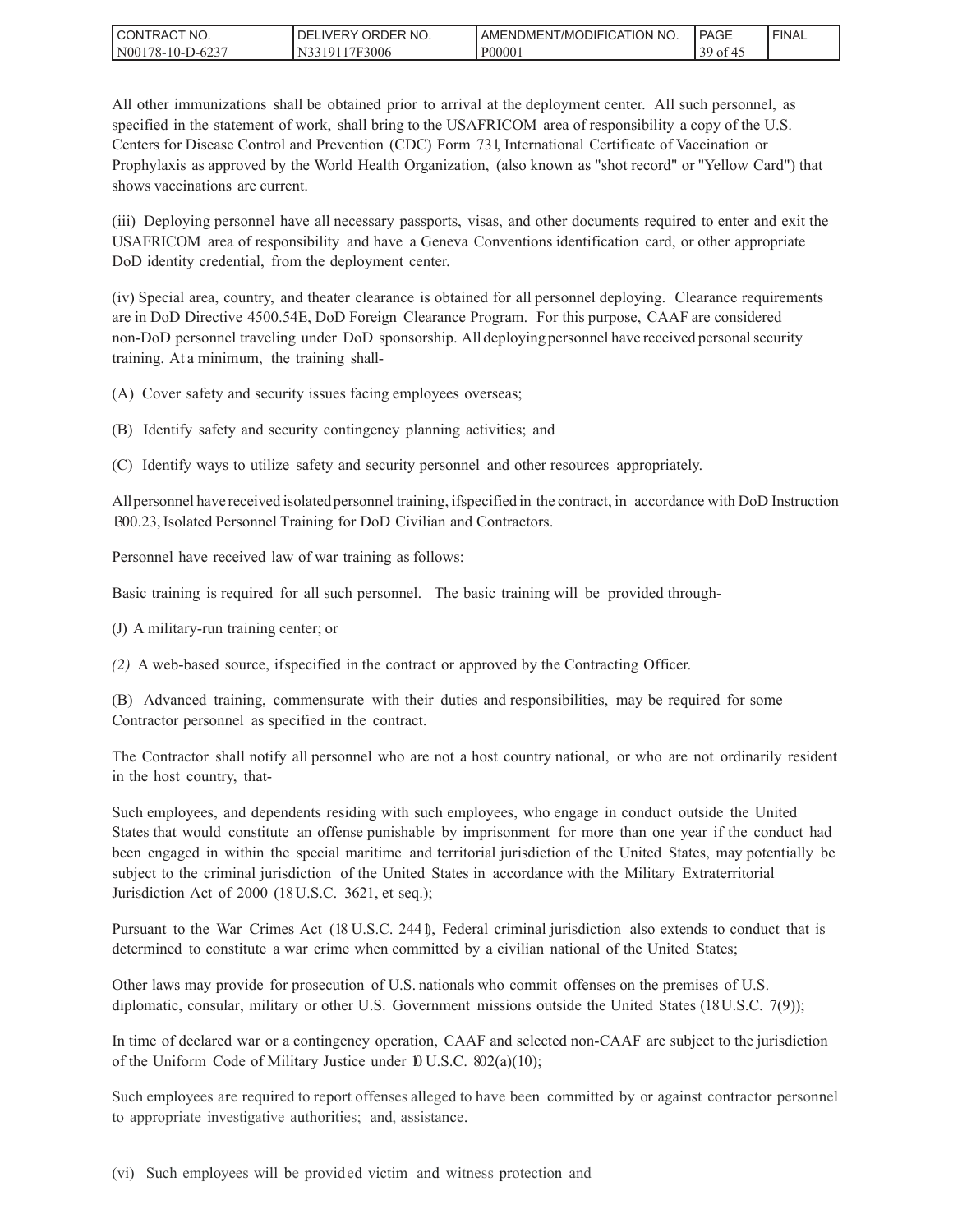All other immunizations shall be obtained prior to arrival at the deployment center. All such personnel, as specified in the statement of work, shall bring to the USAFRICOM area of responsibility a copy of the U.S. Centers for Disease Control and Prevention (CDC) Form 731, International Certificate of Vaccination or Prophylaxis as approved by the World Health Organization, (also known as "shot record" or "Yellow Card") that shows vaccinations are current.

(iii) Deploying personnel have all necessary passports, visas, and other documents required to enter and exit the USAFRICOM area of responsibility and have a Geneva Conventions identification card, or other appropriate DoD identity credential, from the deployment center.

(iv) Special area, country, and theater clearance is obtained for all personnel deploying. Clearance requirements are in DoD Directive 4500.54E, DoD Foreign Clearance Program. For this purpose, CAAF are considered non-DoD personnel traveling under DoD sponsorship. All deploying personnel have received personal security training. At a minimum, the training shall-

(A) Cover safety and security issues facing employees overseas;

(B) Identify safety and security contingency planning activities; and

(C) Identify ways to utilize safety and security personnel and other resources appropriately.

All personnel have received isolated personnel training, if specified in the contract, in accordance with DoD Instruction 1300.23, Isolated Personnel Training for DoD Civilian and Contractors.

Personnel have received law of war training as follows:

Basic training is required for all such personnel. The basic training will be provided through-

(J) A military-run training center; or

*(2)* A web-based source, if specified in the contract or approved by the Contracting Officer.

(B) Advanced training, commensurate with their duties and responsibilities, may be required for some Contractor personnel as specified in the contract.

The Contractor shall notify all personnel who are not a host country national, or who are not ordinarily resident in the host country, that-

Such employees, and dependents residing with such employees, who engage in conduct outside the United States that would constitute an offense punishable by imprisonment for more than one year if the conduct had been engaged in within the special maritime and territorial jurisdiction of the United States, may potentially be subject to the criminal jurisdiction of the United States in accordance with the Military Extraterritorial Jurisdiction Act of 2000 (18 U.S.C. 3621, et seq.);

Pursuant to the War Crimes Act (18 U.S.C. 2441), Federal criminal jurisdiction also extends to conduct that is determined to constitute a war crime when committed by a civilian national of the United States;

Other laws may provide for prosecution of U.S. nationals who commit offenses on the premises of U.S. diplomatic, consular, military or other U.S. Government missions outside the United States (18 U.S.C. 7(9));

In time of declared war or a contingency operation, CAAF and selected non-CAAF are subject to the jurisdiction of the Uniform Code of Military Justice under 10 U.S.C. 802(a)(10);

Such employees are required to report offenses alleged to have been committed by or against contractor personnel to appropriate investigative authorities; and, assistance.

(vi) Such employees will be provided victim and witness protection and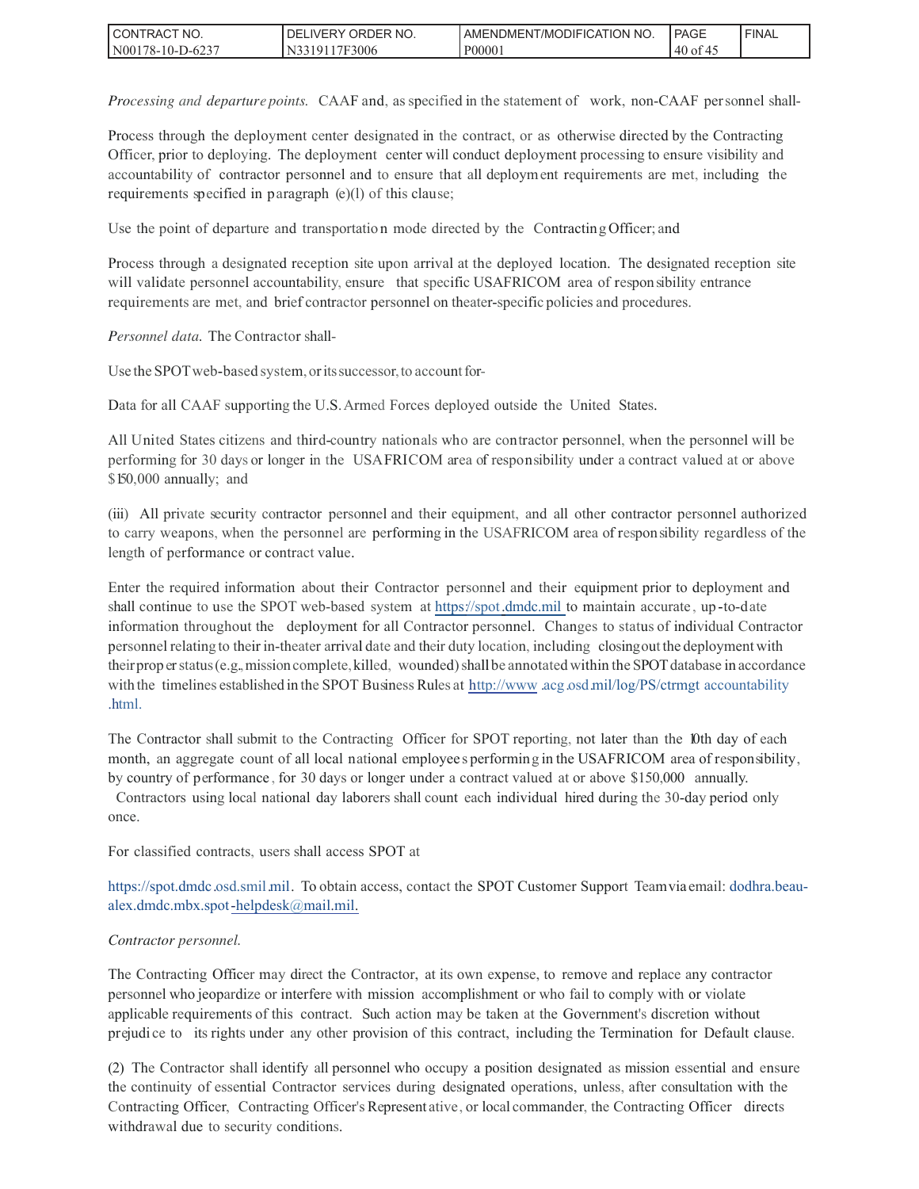*Processing and departure points.* CAAF and, as specified in the statement of work, non-CAAF personnel shall-

Process through the deployment center designated in the contract, or as otherwise directed by the Contracting Officer, prior to deploying. The deployment center will conduct deployment processing to ensure visibility and accountability of contractor personnel and to ensure that all deployment requirements are met, including the requirements specified in paragraph (e)(l) of this clause;

Use the point of departure and transportation mode directed by the Contracting Officer; and

Process through a designated reception site upon arrival at the deployed location. The designated reception site will validate personnel accountability, ensure that specific USAFRICOM area of responsibility entrance requirements are met, and brief contractor personnel on theater-specific policies and procedures.

*Personnel data.* The Contractor shall-

Use the SPOT web-based system, or its successor, to account for-

Data for all CAAF supporting the U.S. Armed Forces deployed outside the United States.

All United States citizens and third-country nationals who are contractor personnel, when the personnel will be performing for 30 days or longer in the USAFRICOM area of responsibility under a contract valued at or above $150,000 annually; and

(iii) All private security contractor personnel and their equipment, and all other contractor personnel authorized to carry weapons, when the personnel are performing in the USAFRICOM area of responsibility regardless of the length of performance or contract value.

Enter the required information about their Contractor personnel and their equipment prior to deployment and shall continue to use the SPOT web-based system at https://spot.dmdc.mil to maintain accurate, up-to-date information throughout the deployment for all Contractor personnel. Changes to status of individual Contractor personnel relating to their in-theater arrival date and their duty location, including closing out the deployment with their proper status (e.g., mission complete, killed, wounded) shall be annotated within the SPOT database in accordance with the timelines established in the SPOT Business Rules at http://www.acg.osd.mil/log/PS/ctrmgt accountability .html.

The Contractor shall submit to the Contracting Officer for SPOT reporting, not later than the 10th day of each month, an aggregate count of all local national employees performing in the USAFRICOM area of responsibility, by country of performance, for 30 days or longer under a contract valued at or above $150,000 annually. Contractors using local national day laborers shall count each individual hired during the 30-day period only once.

For classified contracts, users shall access SPOT at

https://spot.dmdc.osd.smil.mil. To obtain access, contact the SPOT Customer Support Team via email: dodhra.beau-alex.dmdc.mbx.spot-helpdesk@mail.mil.

*Contractor personnel.*

The Contracting Officer may direct the Contractor, at its own expense, to remove and replace any contractor personnel who jeopardize or interfere with mission accomplishment or who fail to comply with or violate applicable requirements of this contract. Such action may be taken at the Government's discretion without prejudice to its rights under any other provision of this contract, including the Termination for Default clause.

(2) The Contractor shall identify all personnel who occupy a position designated as mission essential and ensure the continuity of essential Contractor services during designated operations, unless, after consultation with the Contracting Officer, Contracting Officer's Representative, or local commander, the Contracting Officer directs withdrawal due to security conditions.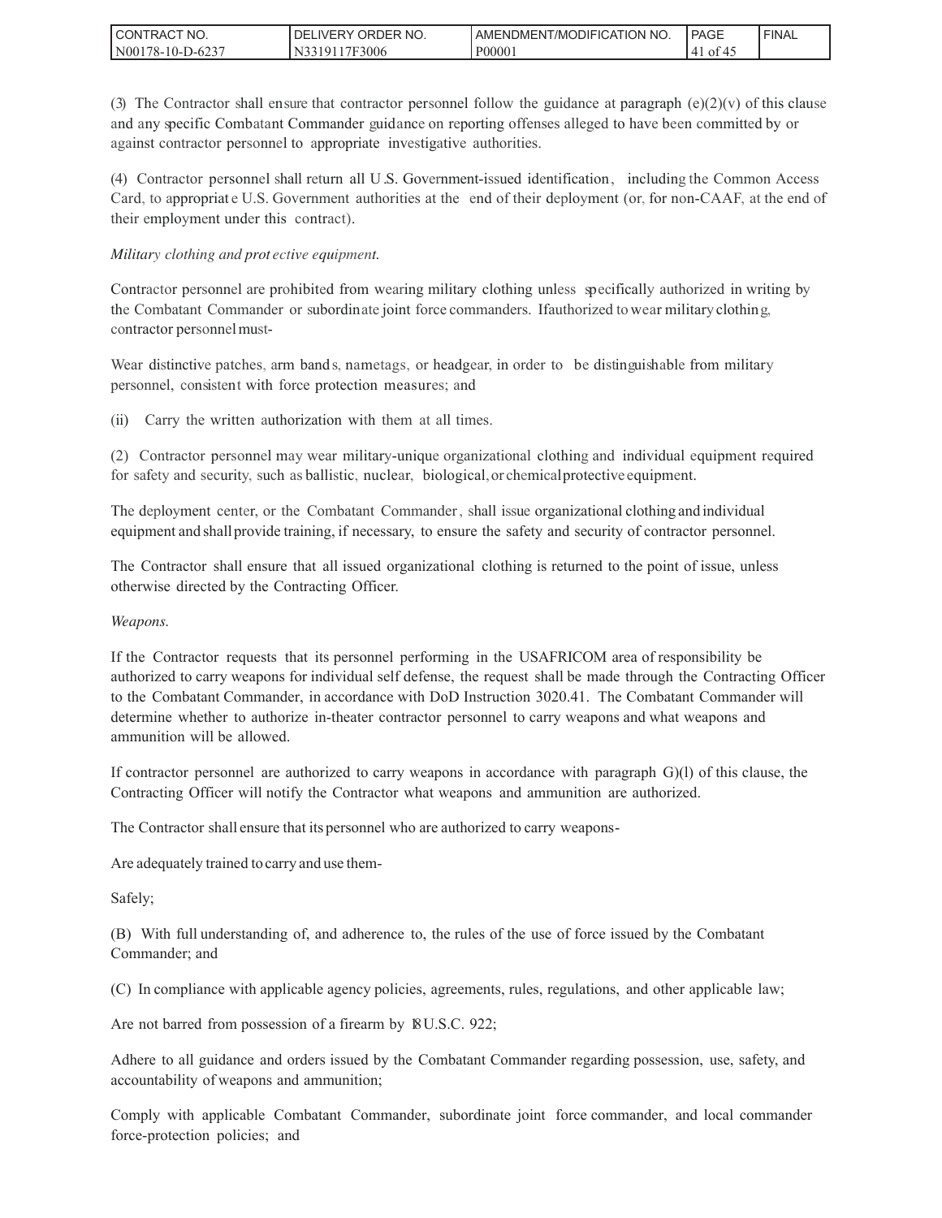(3) The Contractor shall ensure that contractor personnel follow the guidance at paragraph (e)(2)(v) of this clause and any specific Combatant Commander guidance on reporting offenses alleged to have been committed by or against contractor personnel to appropriate investigative authorities.

(4) Contractor personnel shall return all U.S. Government-issued identification, including the Common Access Card, to appropriate U.S. Government authorities at the end of their deployment (or, for non-CAAF, at the end of their employment under this contract).

*Military clothing and protective equipment.*

Contractor personnel are prohibited from wearing military clothing unless specifically authorized in writing by the Combatant Commander or subordinate joint force commanders. If authorized to wear military clothing, contractor personnel must-

Wear distinctive patches, arm bands, nametags, or headgear, in order to be distinguishable from military personnel, consistent with force protection measures; and

(ii) Carry the written authorization with them at all times.

(2) Contractor personnel may wear military-unique organizational clothing and individual equipment required for safety and security, such as ballistic, nuclear, biological, or chemical protective equipment.

The deployment center, or the Combatant Commander, shall issue organizational clothing and individual equipment and shall provide training, if necessary, to ensure the safety and security of contractor personnel.

The Contractor shall ensure that all issued organizational clothing is returned to the point of issue, unless otherwise directed by the Contracting Officer.

*Weapons.*

If the Contractor requests that its personnel performing in the USAFRICOM area of responsibility be authorized to carry weapons for individual self defense, the request shall be made through the Contracting Officer to the Combatant Commander, in accordance with DoD Instruction 3020.41. The Combatant Commander will determine whether to authorize in-theater contractor personnel to carry weapons and what weapons and ammunition will be allowed.

If contractor personnel are authorized to carry weapons in accordance with paragraph G)(l) of this clause, the Contracting Officer will notify the Contractor what weapons and ammunition are authorized.

The Contractor shall ensure that its personnel who are authorized to carry weapons-

Are adequately trained to carry and use them-

Safely;

(B) With full understanding of, and adherence to, the rules of the use of force issued by the Combatant Commander; and

(C) In compliance with applicable agency policies, agreements, rules, regulations, and other applicable law;

Are not barred from possession of a firearm by 18 U.S.C. 922;

Adhere to all guidance and orders issued by the Combatant Commander regarding possession, use, safety, and accountability of weapons and ammunition;

Comply with applicable Combatant Commander, subordinate joint force commander, and local commander force-protection policies; and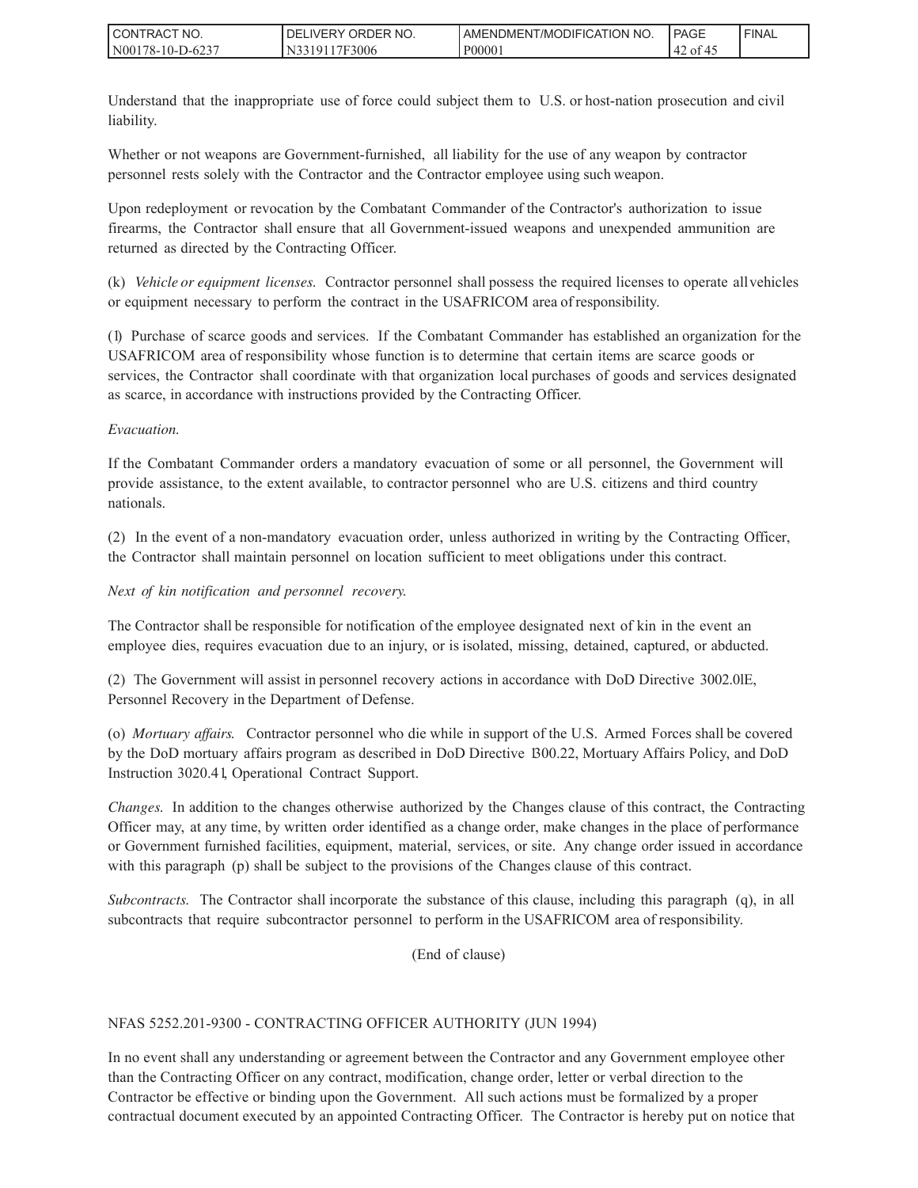Understand that the inappropriate use of force could subject them to U.S. or host-nation prosecution and civil liability.

Whether or not weapons are Government-furnished, all liability for the use of any weapon by contractor personnel rests solely with the Contractor and the Contractor employee using such weapon.

Upon redeployment or revocation by the Combatant Commander of the Contractor's authorization to issue firearms, the Contractor shall ensure that all Government-issued weapons and unexpended ammunition are returned as directed by the Contracting Officer.

(k) *Vehicle or equipment licenses.* Contractor personnel shall possess the required licenses to operate all vehicles or equipment necessary to perform the contract in the USAFRICOM area of responsibility.

(l) Purchase of scarce goods and services. If the Combatant Commander has established an organization for the USAFRICOM area of responsibility whose function is to determine that certain items are scarce goods or services, the Contractor shall coordinate with that organization local purchases of goods and services designated as scarce, in accordance with instructions provided by the Contracting Officer.

*Evacuation.*

If the Combatant Commander orders a mandatory evacuation of some or all personnel, the Government will provide assistance, to the extent available, to contractor personnel who are U.S. citizens and third country nationals.

(2) In the event of a non-mandatory evacuation order, unless authorized in writing by the Contracting Officer, the Contractor shall maintain personnel on location sufficient to meet obligations under this contract.

*Next of kin notification and personnel recovery.*

The Contractor shall be responsible for notification of the employee designated next of kin in the event an employee dies, requires evacuation due to an injury, or is isolated, missing, detained, captured, or abducted.

(2) The Government will assist in personnel recovery actions in accordance with DoD Directive 3002.0lE, Personnel Recovery in the Department of Defense.

(o) *Mortuary affairs.* Contractor personnel who die while in support of the U.S. Armed Forces shall be covered by the DoD mortuary affairs program as described in DoD Directive 1300.22, Mortuary Affairs Policy, and DoD Instruction 3020.41, Operational Contract Support.

*Changes.* In addition to the changes otherwise authorized by the Changes clause of this contract, the Contracting Officer may, at any time, by written order identified as a change order, make changes in the place of performance or Government furnished facilities, equipment, material, services, or site. Any change order issued in accordance with this paragraph (p) shall be subject to the provisions of the Changes clause of this contract.

*Subcontracts.* The Contractor shall incorporate the substance of this clause, including this paragraph (q), in all subcontracts that require subcontractor personnel to perform in the USAFRICOM area of responsibility.

(End of clause)

NFAS 5252.201-9300 - CONTRACTING OFFICER AUTHORITY (JUN 1994)

In no event shall any understanding or agreement between the Contractor and any Government employee other than the Contracting Officer on any contract, modification, change order, letter or verbal direction to the Contractor be effective or binding upon the Government. All such actions must be formalized by a proper contractual document executed by an appointed Contracting Officer. The Contractor is hereby put on notice that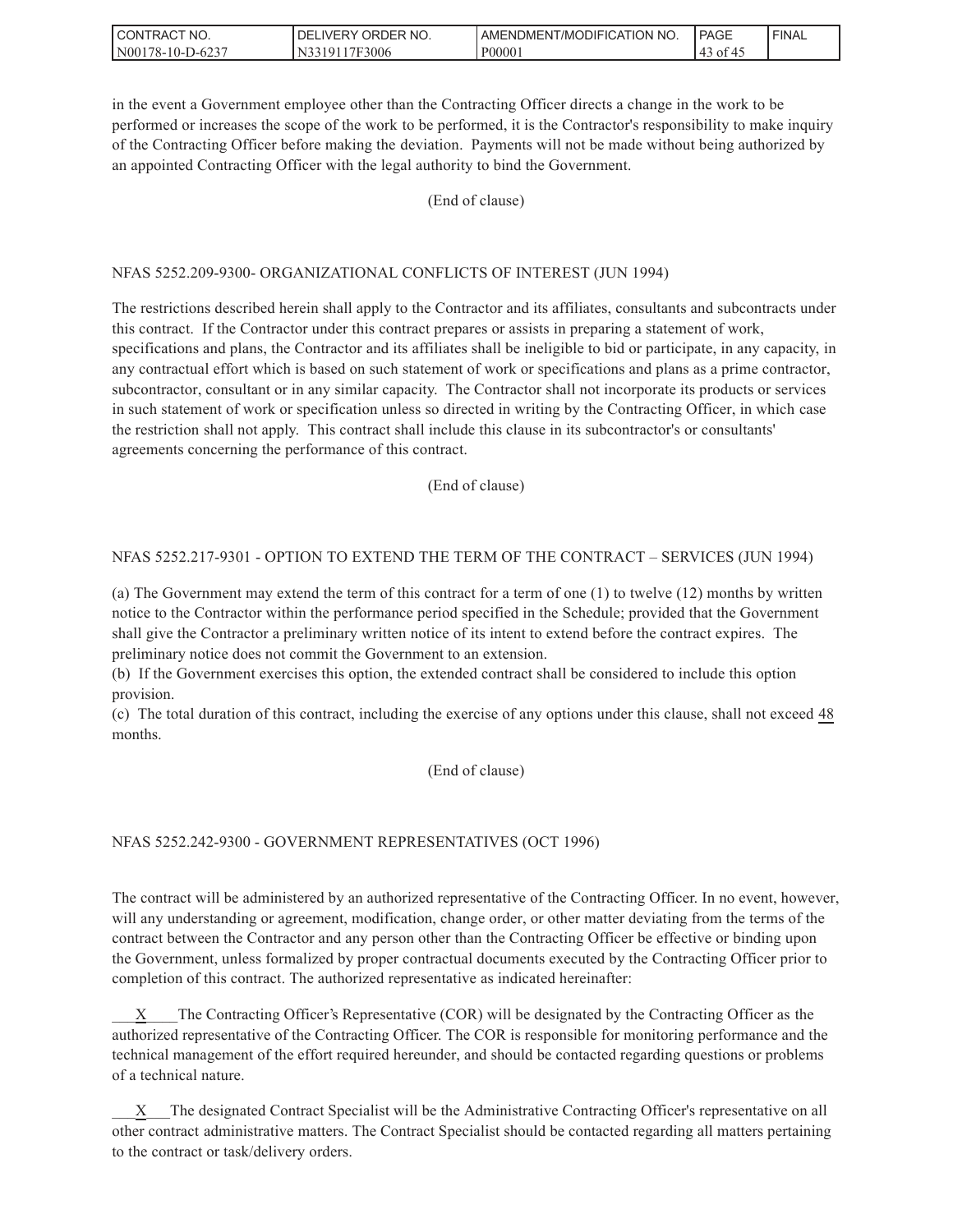in the event a Government employee other than the Contracting Officer directs a change in the work to be performed or increases the scope of the work to be performed, it is the Contractor's responsibility to make inquiry of the Contracting Officer before making the deviation. Payments will not be made without being authorized by an appointed Contracting Officer with the legal authority to bind the Government.

(End of clause)

NFAS 5252.209-9300- ORGANIZATIONAL CONFLICTS OF INTEREST (JUN 1994)

The restrictions described herein shall apply to the Contractor and its affiliates, consultants and subcontracts under this contract. If the Contractor under this contract prepares or assists in preparing a statement of work, specifications and plans, the Contractor and its affiliates shall be ineligible to bid or participate, in any capacity, in any contractual effort which is based on such statement of work or specifications and plans as a prime contractor, subcontractor, consultant or in any similar capacity. The Contractor shall not incorporate its products or services in such statement of work or specification unless so directed in writing by the Contracting Officer, in which case the restriction shall not apply. This contract shall include this clause in its subcontractor's or consultants' agreements concerning the performance of this contract.

(End of clause)

NFAS 5252.217-9301 - OPTION TO EXTEND THE TERM OF THE CONTRACT – SERVICES (JUN 1994)

(a) The Government may extend the term of this contract for a term of one (1) to twelve (12) months by written notice to the Contractor within the performance period specified in the Schedule; provided that the Government shall give the Contractor a preliminary written notice of its intent to extend before the contract expires. The preliminary notice does not commit the Government to an extension.
(b) If the Government exercises this option, the extended contract shall be considered to include this option provision.
(c) The total duration of this contract, including the exercise of any options under this clause, shall not exceed 48 months.

(End of clause)

NFAS 5252.242-9300 - GOVERNMENT REPRESENTATIVES (OCT 1996)

The contract will be administered by an authorized representative of the Contracting Officer. In no event, however, will any understanding or agreement, modification, change order, or other matter deviating from the terms of the contract between the Contractor and any person other than the Contracting Officer be effective or binding upon the Government, unless formalized by proper contractual documents executed by the Contracting Officer prior to completion of this contract. The authorized representative as indicated hereinafter:

\_\_\_X\_\_\_\_The Contracting Officer's Representative (COR) will be designated by the Contracting Officer as the authorized representative of the Contracting Officer. The COR is responsible for monitoring performance and the technical management of the effort required hereunder, and should be contacted regarding questions or problems of a technical nature.

\_\_\_X\_\_\_The designated Contract Specialist will be the Administrative Contracting Officer's representative on all other contract administrative matters. The Contract Specialist should be contacted regarding all matters pertaining to the contract or task/delivery orders.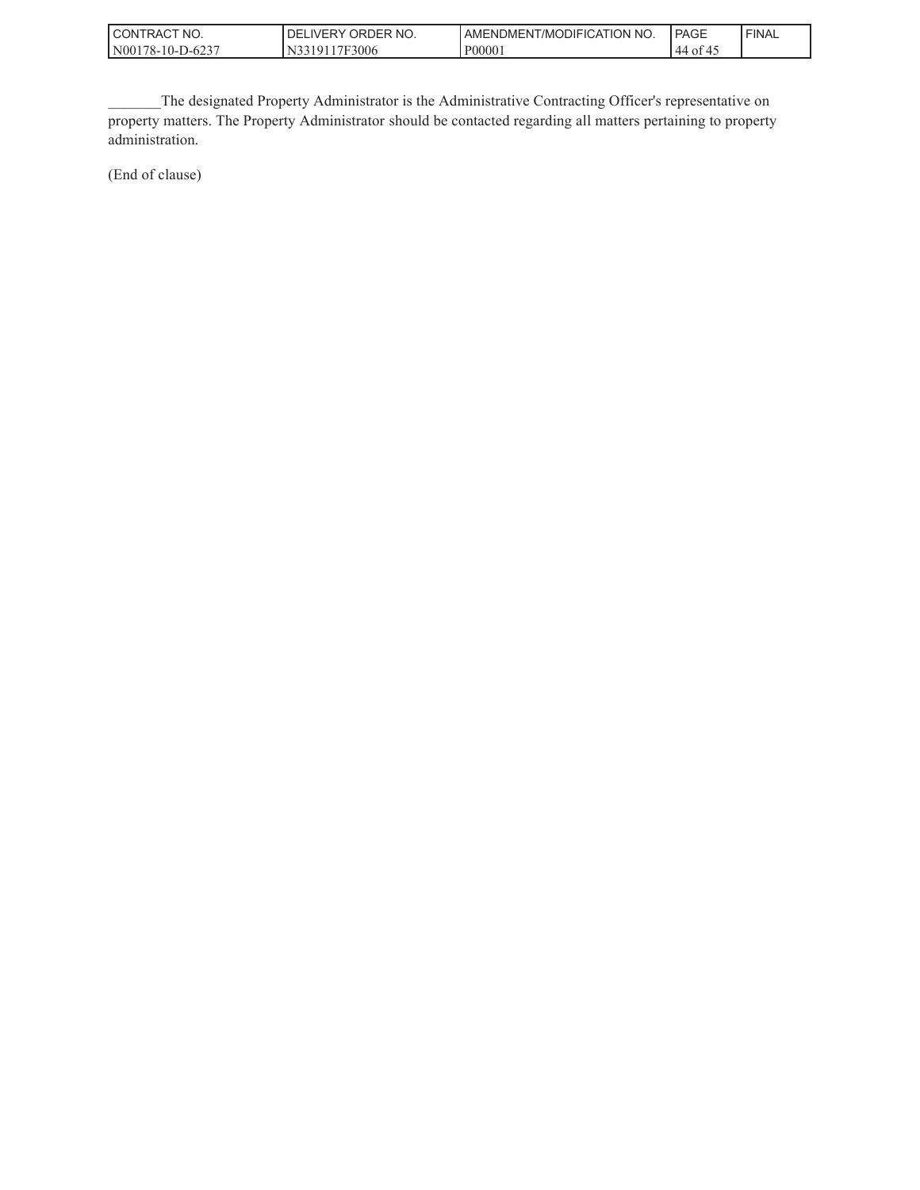_______The designated Property Administrator is the Administrative Contracting Officer's representative on property matters. The Property Administrator should be contacted regarding all matters pertaining to property administration.

(End of clause)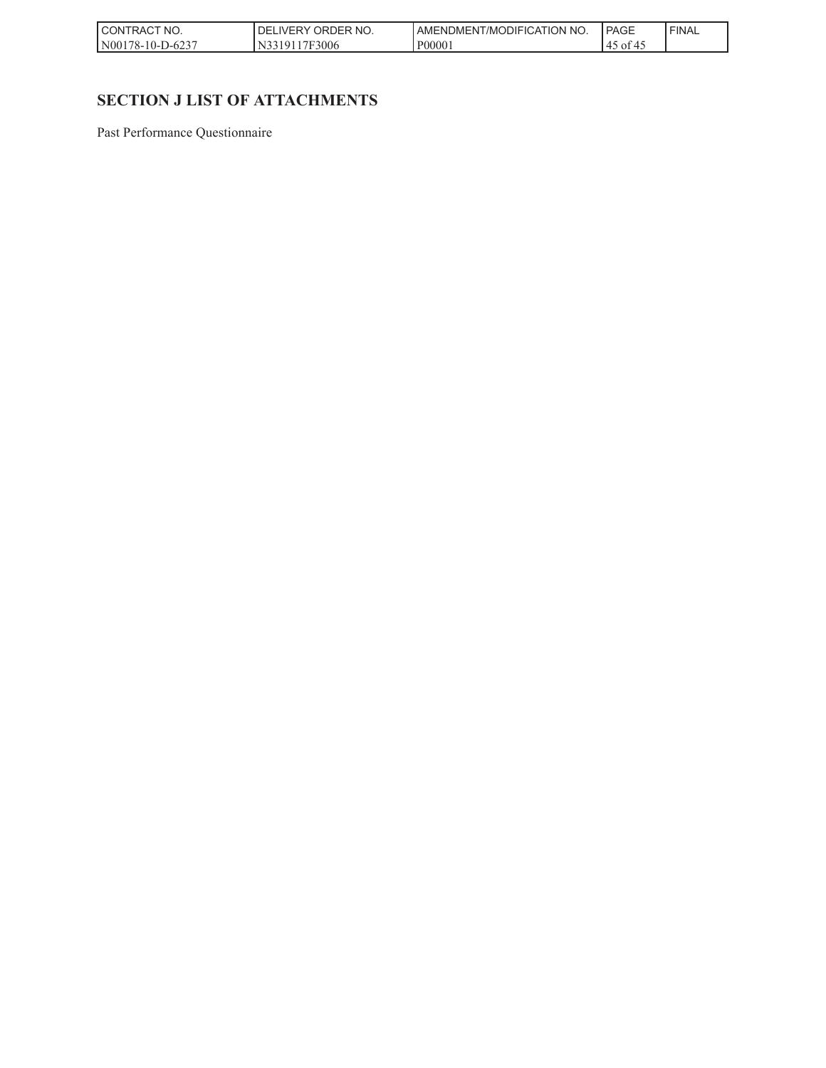## SECTION J LIST OF ATTACHMENTS

Past Performance Questionnaire